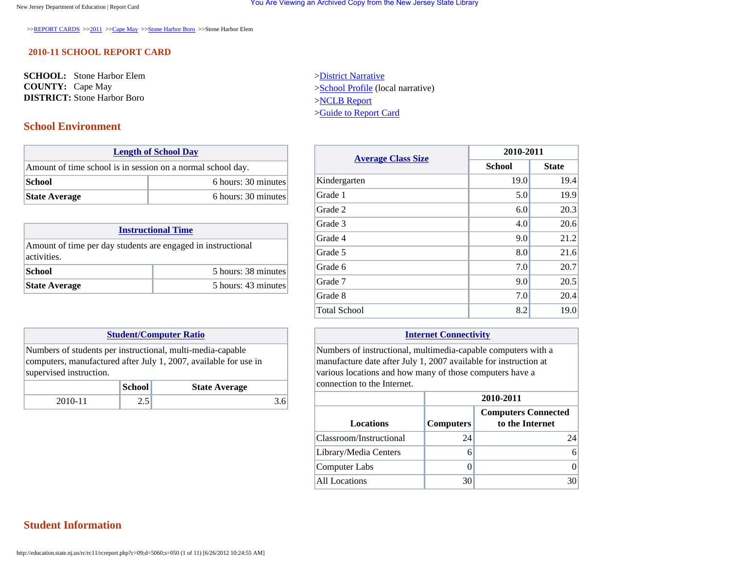>>REPORT CARDS >>2011 >>Cape May >>Stone Harbor Boro >>Stone Harbor Elem

## 2010-11 SCHOOL REPORT CARD

**SCHOOL:** Stone Harbor Elem
**COUNTY:** Cape May
**DISTRICT:** Stone Harbor Boro

>District Narrative
>School Profile (local narrative)
>NCLB Report
>Guide to Report Card

## School Environment

| Length of School Day | |
|---|---|
| Amount of time school is in session on a normal school day. | |
| **School** | 6 hours: 30 minutes |
| **State Average** | 6 hours: 30 minutes |

| Instructional Time | |
|---|---|
| Amount of time per day students are engaged in instructional activities. | |
| **School** | 5 hours: 38 minutes |
| **State Average** | 5 hours: 43 minutes |

| Average Class Size | 2010-2011 | |
|---|---|---|
| | School | State |
| Kindergarten | 19.0 | 19.4 |
| Grade 1 | 5.0 | 19.9 |
| Grade 2 | 6.0 | 20.3 |
| Grade 3 | 4.0 | 20.6 |
| Grade 4 | 9.0 | 21.2 |
| Grade 5 | 8.0 | 21.6 |
| Grade 6 | 7.0 | 20.7 |
| Grade 7 | 9.0 | 20.5 |
| Grade 8 | 7.0 | 20.4 |
| Total School | 8.2 | 19.0 |

**Student/Computer Ratio**

Numbers of students per instructional, multi-media-capable computers, manufactured after July 1, 2007, available for use in supervised instruction.

| | School | State Average |
|---|---|---|
| 2010-11 | 2.5 | 3.6 |

**Internet Connectivity**

Numbers of instructional, multimedia-capable computers with a manufacture date after July 1, 2007 available for instruction at various locations and how many of those computers have a connection to the Internet.

| | 2010-2011 | |
|---|---|---|
| Locations | Computers | Computers Connected to the Internet |
| Classroom/Instructional | 24 | 24 |
| Library/Media Centers | 6 | 6 |
| Computer Labs | 0 | 0 |
| All Locations | 30 | 30 |

## Student Information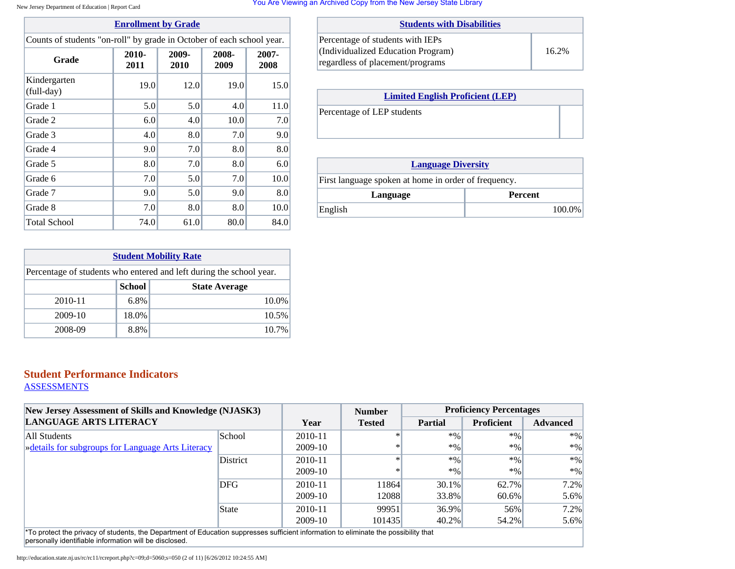## Enrollment by Grade

Counts of students "on-roll" by grade in October of each school year.

| Grade | 2010-2011 | 2009-2010 | 2008-2009 | 2007-2008 |
|---|---|---|---|---|
| Kindergarten (full-day) | 19.0 | 12.0 | 19.0 | 15.0 |
| Grade 1 | 5.0 | 5.0 | 4.0 | 11.0 |
| Grade 2 | 6.0 | 4.0 | 10.0 | 7.0 |
| Grade 3 | 4.0 | 8.0 | 7.0 | 9.0 |
| Grade 4 | 9.0 | 7.0 | 8.0 | 8.0 |
| Grade 5 | 8.0 | 7.0 | 8.0 | 6.0 |
| Grade 6 | 7.0 | 5.0 | 7.0 | 10.0 |
| Grade 7 | 9.0 | 5.0 | 9.0 | 8.0 |
| Grade 8 | 7.0 | 8.0 | 8.0 | 10.0 |
| Total School | 74.0 | 61.0 | 80.0 | 84.0 |

## Student Mobility Rate

Percentage of students who entered and left during the school year.

| | School | State Average |
|---|---|---|
| 2010-11 | 6.8% | 10.0% |
| 2009-10 | 18.0% | 10.5% |
| 2008-09 | 8.8% | 10.7% |

## Students with Disabilities

| Percentage of students with IEPs (Individualized Education Program) regardless of placement/programs | 16.2% |
|---|---|

## Limited English Proficient (LEP)

| Percentage of LEP students | |
|---|---|

## Language Diversity

First language spoken at home in order of frequency.

| Language | Percent |
|---|---|
| English | 100.0% |

## Student Performance Indicators

ASSESSMENTS

| New Jersey Assessment of Skills and Knowledge (NJASK3) LANGUAGE ARTS LITERACY | | Year | Number Tested | Proficiency Percentages | | |
|---|---|---|---|---|---|---|
| | | | | Partial | Proficient | Advanced |
| All Students<br>»details for subgroups for Language Arts Literacy | School | 2010-11 | * | *% | *% | *% |
| | | 2009-10 | * | *% | *% | *% |
| | District | 2010-11 | * | *% | *% | *% |
| | | 2009-10 | * | *% | *% | *% |
| | DFG | 2010-11 | 11864 | 30.1% | 62.7% | 7.2% |
| | | 2009-10 | 12088 | 33.8% | 60.6% | 5.6% |
| | State | 2010-11 | 99951 | 36.9% | 56% | 7.2% |
| | | 2009-10 | 101435 | 40.2% | 54.2% | 5.6% |

*To protect the privacy of students, the Department of Education suppresses sufficient information to eliminate the possibility that personally identifiable information will be disclosed.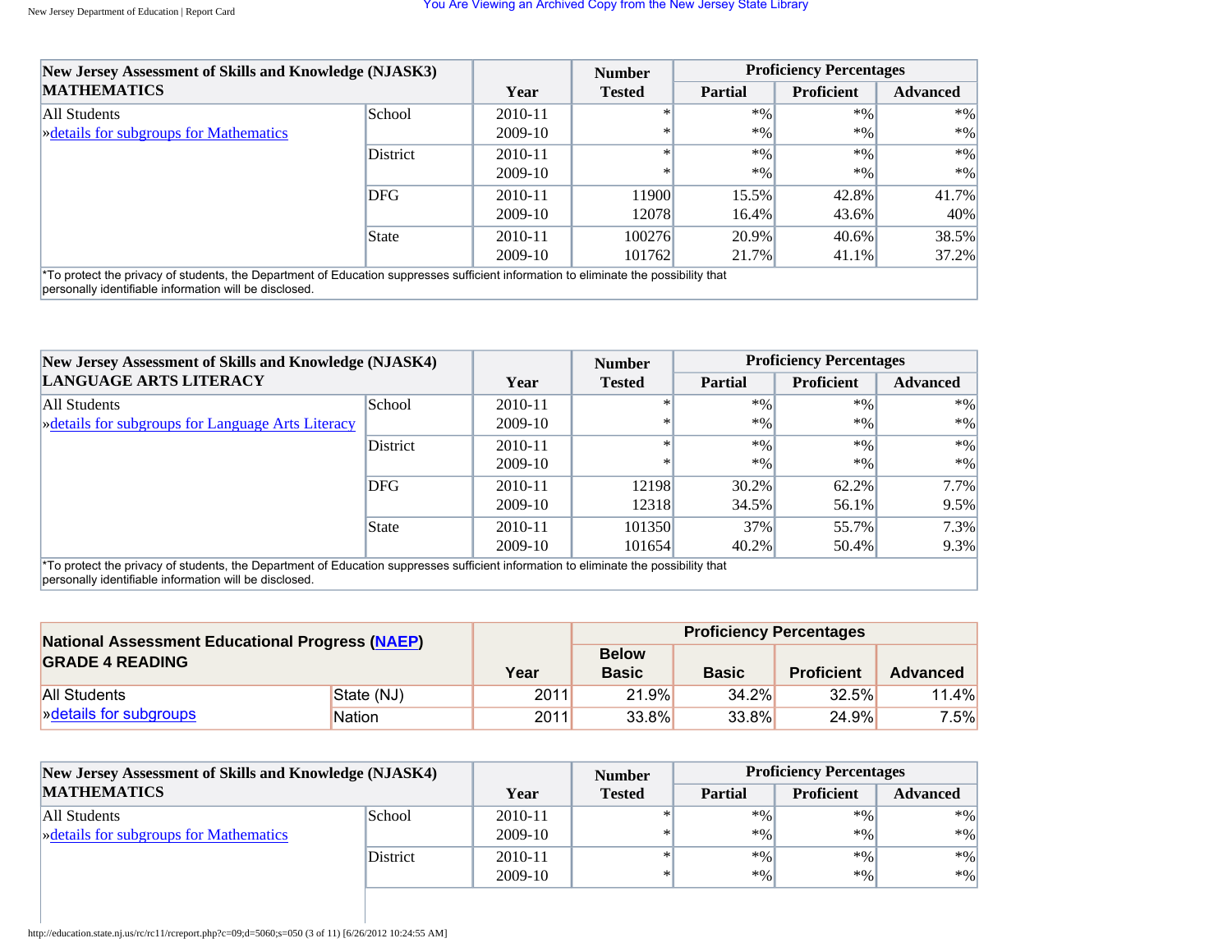| New Jersey Assessment of Skills and Knowledge (NJASK3) MATHEMATICS | | Year | Number Tested | Proficiency Percentages | | |
|---|---|---|---|---|---|---|
| | | | | Partial | Proficient | Advanced |
| All Students »details for subgroups for Mathematics | School | 2010-11 | * | *% | *% | *% |
| | | 2009-10 | * | *% | *% | *% |
| | District | 2010-11 | * | *% | *% | *% |
| | | 2009-10 | * | *% | *% | *% |
| | DFG | 2010-11 | 11900 | 15.5% | 42.8% | 41.7% |
| | | 2009-10 | 12078 | 16.4% | 43.6% | 40% |
| | State | 2010-11 | 100276 | 20.9% | 40.6% | 38.5% |
| | | 2009-10 | 101762 | 21.7% | 41.1% | 37.2% |

*To protect the privacy of students, the Department of Education suppresses sufficient information to eliminate the possibility that personally identifiable information will be disclosed.

| New Jersey Assessment of Skills and Knowledge (NJASK4) LANGUAGE ARTS LITERACY | | Year | Number Tested | Proficiency Percentages | | |
|---|---|---|---|---|---|---|
| | | | | Partial | Proficient | Advanced |
| All Students »details for subgroups for Language Arts Literacy | School | 2010-11 | * | *% | *% | *% |
| | | 2009-10 | * | *% | *% | *% |
| | District | 2010-11 | * | *% | *% | *% |
| | | 2009-10 | * | *% | *% | *% |
| | DFG | 2010-11 | 12198 | 30.2% | 62.2% | 7.7% |
| | | 2009-10 | 12318 | 34.5% | 56.1% | 9.5% |
| | State | 2010-11 | 101350 | 37% | 55.7% | 7.3% |
| | | 2009-10 | 101654 | 40.2% | 50.4% | 9.3% |

*To protect the privacy of students, the Department of Education suppresses sufficient information to eliminate the possibility that personally identifiable information will be disclosed.

| National Assessment Educational Progress (NAEP) GRADE 4 READING | | Year | Proficiency Percentages | | | |
|---|---|---|---|---|---|---|
| | | | Below Basic | Basic | Proficient | Advanced |
| All Students »details for subgroups | State (NJ) | 2011 | 21.9% | 34.2% | 32.5% | 11.4% |
| | Nation | 2011 | 33.8% | 33.8% | 24.9% | 7.5% |

| New Jersey Assessment of Skills and Knowledge (NJASK4) MATHEMATICS | | Year | Number Tested | Proficiency Percentages | | |
|---|---|---|---|---|---|---|
| | | | | Partial | Proficient | Advanced |
| All Students »details for subgroups for Mathematics | School | 2010-11 | * | *% | *% | *% |
| | | 2009-10 | * | *% | *% | *% |
| | District | 2010-11 | * | *% | *% | *% |
| | | 2009-10 | * | *% | *% | *% |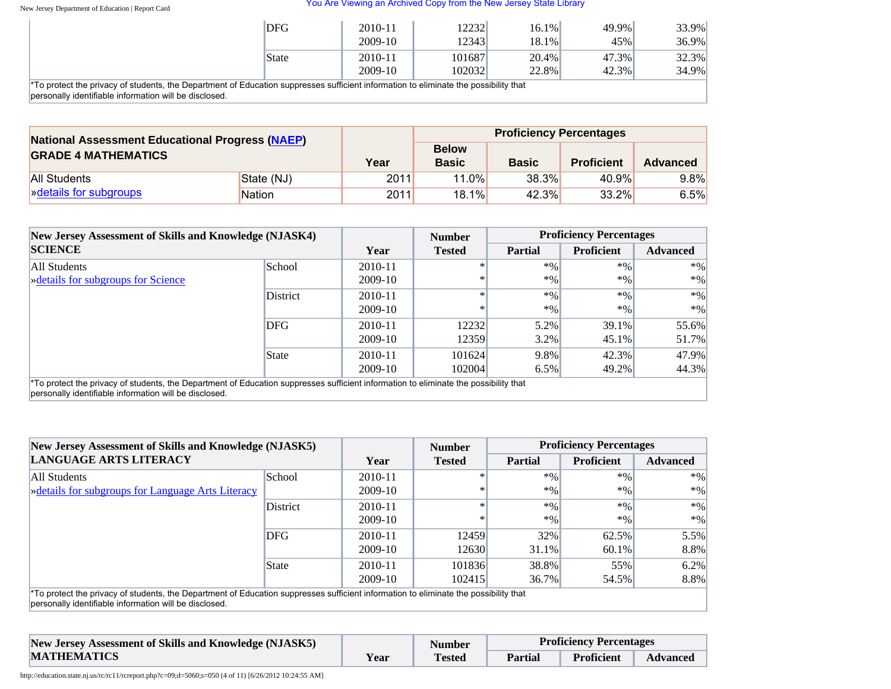| | | | | | |
|---|---|---|---|---|---|
| DFG | 2010-11 | 12232 | 16.1% | 49.9% | 33.9% |
| | 2009-10 | 12343 | 18.1% | 45% | 36.9% |
| State | 2010-11 | 101687 | 20.4% | 47.3% | 32.3% |
| | 2009-10 | 102032 | 22.8% | 42.3% | 34.9% |

*To protect the privacy of students, the Department of Education suppresses sufficient information to eliminate the possibility that personally identifiable information will be disclosed.

| National Assessment Educational Progress (NAEP) GRADE 4 MATHEMATICS | | Year | Proficiency Percentages | | | |
|---|---|---|---|---|---|---|
| | | | Below Basic | Basic | Proficient | Advanced |
| All Students | State (NJ) | 2011 | 11.0% | 38.3% | 40.9% | 9.8% |
| »details for subgroups | Nation | 2011 | 18.1% | 42.3% | 33.2% | 6.5% |

| New Jersey Assessment of Skills and Knowledge (NJASK4) SCIENCE | | Year | Number Tested | Proficiency Percentages | | |
|---|---|---|---|---|---|---|
| | | | | Partial | Proficient | Advanced |
| All Students | School | 2010-11 | * | *% | *% | *% |
| »details for subgroups for Science | | 2009-10 | * | *% | *% | *% |
| | District | 2010-11 | * | *% | *% | *% |
| | | 2009-10 | * | *% | *% | *% |
| | DFG | 2010-11 | 12232 | 5.2% | 39.1% | 55.6% |
| | | 2009-10 | 12359 | 3.2% | 45.1% | 51.7% |
| | State | 2010-11 | 101624 | 9.8% | 42.3% | 47.9% |
| | | 2009-10 | 102004 | 6.5% | 49.2% | 44.3% |

*To protect the privacy of students, the Department of Education suppresses sufficient information to eliminate the possibility that personally identifiable information will be disclosed.

| New Jersey Assessment of Skills and Knowledge (NJASK5) LANGUAGE ARTS LITERACY | | Year | Number Tested | Proficiency Percentages | | |
|---|---|---|---|---|---|---|
| | | | | Partial | Proficient | Advanced |
| All Students | School | 2010-11 | * | *% | *% | *% |
| »details for subgroups for Language Arts Literacy | | 2009-10 | * | *% | *% | *% |
| | District | 2010-11 | * | *% | *% | *% |
| | | 2009-10 | * | *% | *% | *% |
| | DFG | 2010-11 | 12459 | 32% | 62.5% | 5.5% |
| | | 2009-10 | 12630 | 31.1% | 60.1% | 8.8% |
| | State | 2010-11 | 101836 | 38.8% | 55% | 6.2% |
| | | 2009-10 | 102415 | 36.7% | 54.5% | 8.8% |

*To protect the privacy of students, the Department of Education suppresses sufficient information to eliminate the possibility that personally identifiable information will be disclosed.

| New Jersey Assessment of Skills and Knowledge (NJASK5) MATHEMATICS | | Year | Number Tested | Proficiency Percentages | | |
|---|---|---|---|---|---|---|
| | | | | Partial | Proficient | Advanced |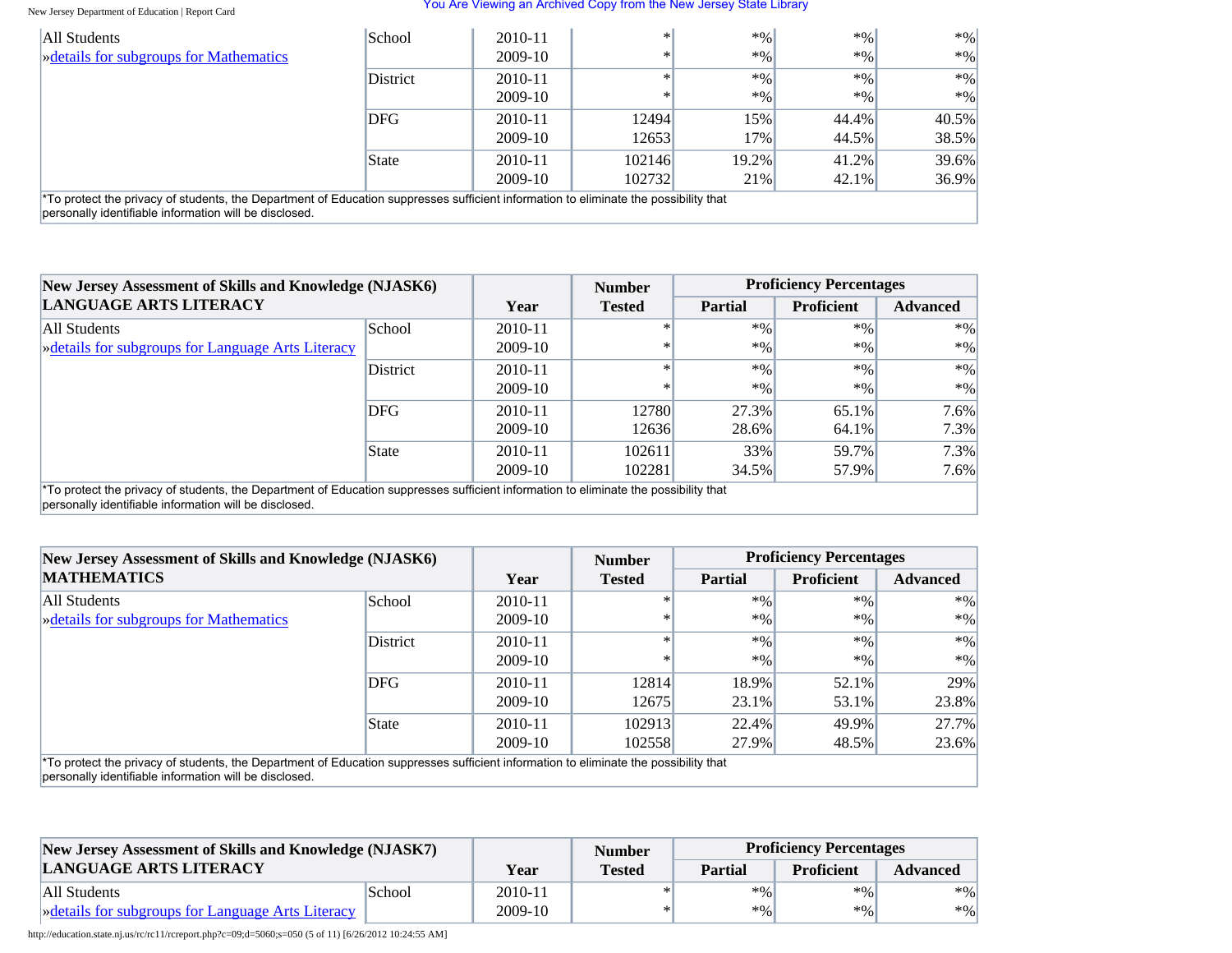| | | Year | Number Tested | Partial | Proficient | Advanced |
|---|---|---|---|---|---|---|
| All Students »details for subgroups for Mathematics | School | 2010-11 | * | *% | *% | *% |
| | | 2009-10 | * | *% | *% | *% |
| | District | 2010-11 | * | *% | *% | *% |
| | | 2009-10 | * | *% | *% | *% |
| | DFG | 2010-11 | 12494 | 15% | 44.4% | 40.5% |
| | | 2009-10 | 12653 | 17% | 44.5% | 38.5% |
| | State | 2010-11 | 102146 | 19.2% | 41.2% | 39.6% |
| | | 2009-10 | 102732 | 21% | 42.1% | 36.9% |

*To protect the privacy of students, the Department of Education suppresses sufficient information to eliminate the possibility that personally identifiable information will be disclosed.

| New Jersey Assessment of Skills and Knowledge (NJASK6) LANGUAGE ARTS LITERACY | | Year | Number Tested | Proficiency Percentages | | |
|---|---|---|---|---|---|---|
| | | | | Partial | Proficient | Advanced |
| All Students »details for subgroups for Language Arts Literacy | School | 2010-11 | * | *% | *% | *% |
| | | 2009-10 | * | *% | *% | *% |
| | District | 2010-11 | * | *% | *% | *% |
| | | 2009-10 | * | *% | *% | *% |
| | DFG | 2010-11 | 12780 | 27.3% | 65.1% | 7.6% |
| | | 2009-10 | 12636 | 28.6% | 64.1% | 7.3% |
| | State | 2010-11 | 102611 | 33% | 59.7% | 7.3% |
| | | 2009-10 | 102281 | 34.5% | 57.9% | 7.6% |

*To protect the privacy of students, the Department of Education suppresses sufficient information to eliminate the possibility that personally identifiable information will be disclosed.

| New Jersey Assessment of Skills and Knowledge (NJASK6) MATHEMATICS | | Year | Number Tested | Proficiency Percentages | | |
|---|---|---|---|---|---|---|
| | | | | Partial | Proficient | Advanced |
| All Students »details for subgroups for Mathematics | School | 2010-11 | * | *% | *% | *% |
| | | 2009-10 | * | *% | *% | *% |
| | District | 2010-11 | * | *% | *% | *% |
| | | 2009-10 | * | *% | *% | *% |
| | DFG | 2010-11 | 12814 | 18.9% | 52.1% | 29% |
| | | 2009-10 | 12675 | 23.1% | 53.1% | 23.8% |
| | State | 2010-11 | 102913 | 22.4% | 49.9% | 27.7% |
| | | 2009-10 | 102558 | 27.9% | 48.5% | 23.6% |

*To protect the privacy of students, the Department of Education suppresses sufficient information to eliminate the possibility that personally identifiable information will be disclosed.

| New Jersey Assessment of Skills and Knowledge (NJASK7) LANGUAGE ARTS LITERACY | | Year | Number Tested | Proficiency Percentages | | |
|---|---|---|---|---|---|---|
| | | | | Partial | Proficient | Advanced |
| All Students »details for subgroups for Language Arts Literacy | School | 2010-11 | * | *% | *% | *% |
| | | 2009-10 | * | *% | *% | *% |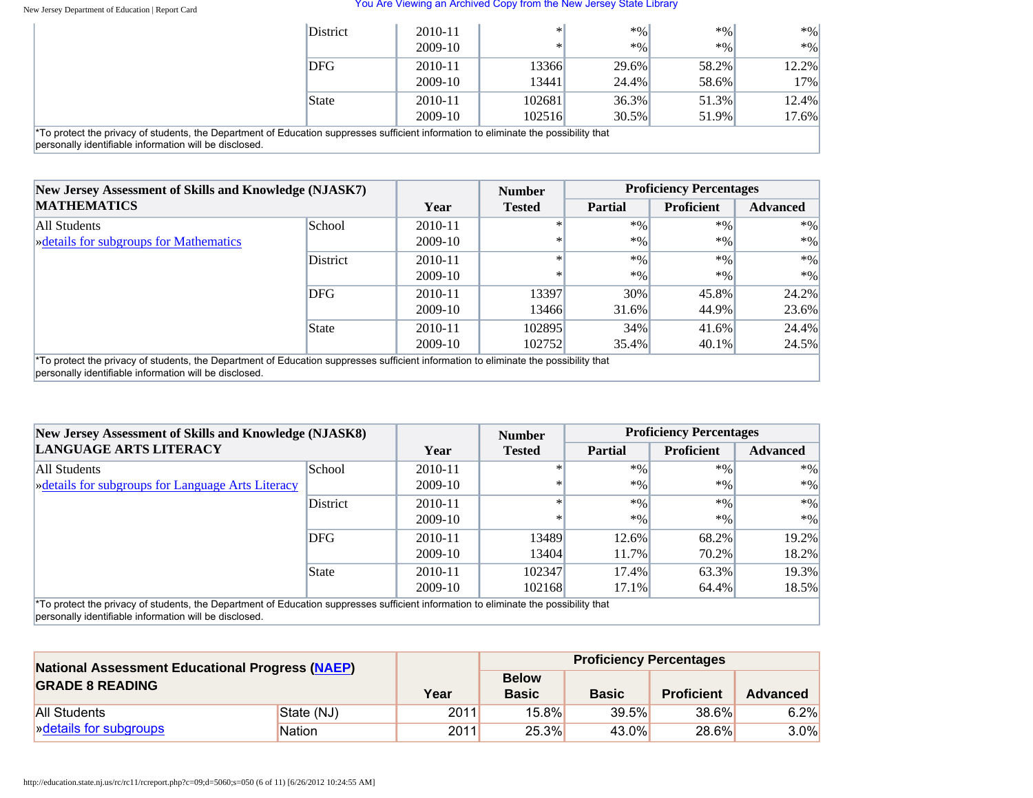| | | | | | | |
|---|---|---|---|---|---|---|
| | District | 2010-11 | * | *% | *% | *% |
| | | 2009-10 | * | *% | *% | *% |
| | DFG | 2010-11 | 13366 | 29.6% | 58.2% | 12.2% |
| | | 2009-10 | 13441 | 24.4% | 58.6% | 17% |
| | State | 2010-11 | 102681 | 36.3% | 51.3% | 12.4% |
| | | 2009-10 | 102516 | 30.5% | 51.9% | 17.6% |

*To protect the privacy of students, the Department of Education suppresses sufficient information to eliminate the possibility that personally identifiable information will be disclosed.

| New Jersey Assessment of Skills and Knowledge (NJASK7) MATHEMATICS | | Year | Number Tested | Proficiency Percentages | | |
|---|---|---|---|---|---|---|
| | | | | Partial | Proficient | Advanced |
| All Students »details for subgroups for Mathematics | School | 2010-11 | * | *% | *% | *% |
| | | 2009-10 | * | *% | *% | *% |
| | District | 2010-11 | * | *% | *% | *% |
| | | 2009-10 | * | *% | *% | *% |
| | DFG | 2010-11 | 13397 | 30% | 45.8% | 24.2% |
| | | 2009-10 | 13466 | 31.6% | 44.9% | 23.6% |
| | State | 2010-11 | 102895 | 34% | 41.6% | 24.4% |
| | | 2009-10 | 102752 | 35.4% | 40.1% | 24.5% |

*To protect the privacy of students, the Department of Education suppresses sufficient information to eliminate the possibility that personally identifiable information will be disclosed.

| New Jersey Assessment of Skills and Knowledge (NJASK8) LANGUAGE ARTS LITERACY | | Year | Number Tested | Proficiency Percentages | | |
|---|---|---|---|---|---|---|
| | | | | Partial | Proficient | Advanced |
| All Students »details for subgroups for Language Arts Literacy | School | 2010-11 | * | *% | *% | *% |
| | | 2009-10 | * | *% | *% | *% |
| | District | 2010-11 | * | *% | *% | *% |
| | | 2009-10 | * | *% | *% | *% |
| | DFG | 2010-11 | 13489 | 12.6% | 68.2% | 19.2% |
| | | 2009-10 | 13404 | 11.7% | 70.2% | 18.2% |
| | State | 2010-11 | 102347 | 17.4% | 63.3% | 19.3% |
| | | 2009-10 | 102168 | 17.1% | 64.4% | 18.5% |

*To protect the privacy of students, the Department of Education suppresses sufficient information to eliminate the possibility that personally identifiable information will be disclosed.

| National Assessment Educational Progress (NAEP) GRADE 8 READING | | Year | Proficiency Percentages | | | |
|---|---|---|---|---|---|---|
| | | | Below Basic | Basic | Proficient | Advanced |
| All Students »details for subgroups | State (NJ) | 2011 | 15.8% | 39.5% | 38.6% | 6.2% |
| | Nation | 2011 | 25.3% | 43.0% | 28.6% | 3.0% |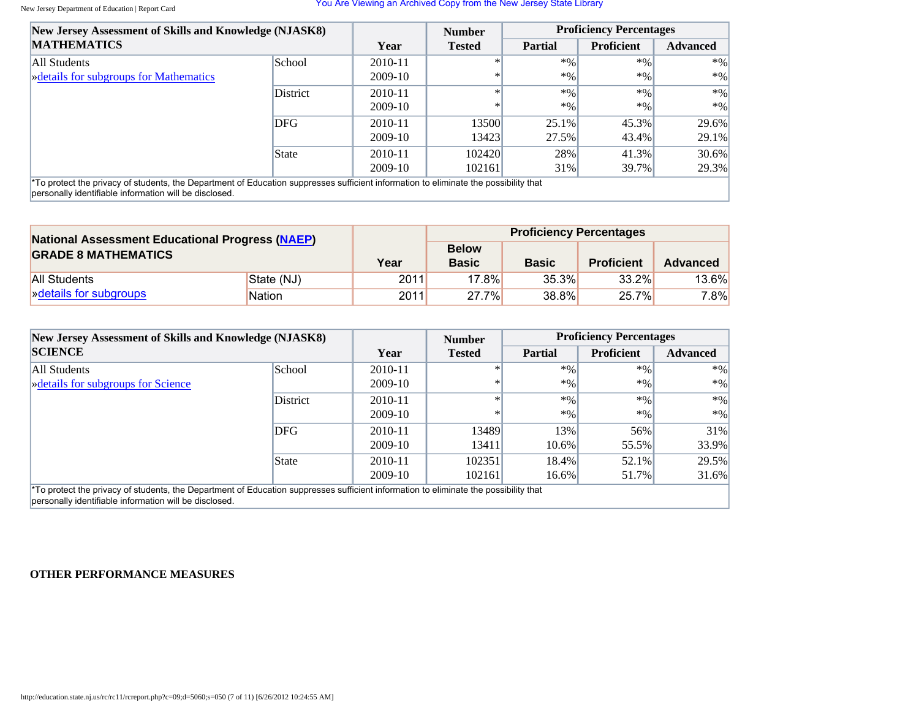| New Jersey Assessment of Skills and Knowledge (NJASK8) MATHEMATICS | | Year | Number Tested | Proficiency Percentages | | |
|---|---|---|---|---|---|---|
| | | | | Partial | Proficient | Advanced |
| All Students »details for subgroups for Mathematics | School | 2010-11 | * | *% | *% | *% |
| | | 2009-10 | * | *% | *% | *% |
| | District | 2010-11 | * | *% | *% | *% |
| | | 2009-10 | * | *% | *% | *% |
| | DFG | 2010-11 | 13500 | 25.1% | 45.3% | 29.6% |
| | | 2009-10 | 13423 | 27.5% | 43.4% | 29.1% |
| | State | 2010-11 | 102420 | 28% | 41.3% | 30.6% |
| | | 2009-10 | 102161 | 31% | 39.7% | 29.3% |

*To protect the privacy of students, the Department of Education suppresses sufficient information to eliminate the possibility that personally identifiable information will be disclosed.

| National Assessment Educational Progress (NAEP) GRADE 8 MATHEMATICS | | Year | Proficiency Percentages | | | |
|---|---|---|---|---|---|---|
| | | | Below Basic | Basic | Proficient | Advanced |
| All Students »details for subgroups | State (NJ) | 2011 | 17.8% | 35.3% | 33.2% | 13.6% |
| | Nation | 2011 | 27.7% | 38.8% | 25.7% | 7.8% |

| New Jersey Assessment of Skills and Knowledge (NJASK8) SCIENCE | | Year | Number Tested | Proficiency Percentages | | |
|---|---|---|---|---|---|---|
| | | | | Partial | Proficient | Advanced |
| All Students »details for subgroups for Science | School | 2010-11 | * | *% | *% | *% |
| | | 2009-10 | * | *% | *% | *% |
| | District | 2010-11 | * | *% | *% | *% |
| | | 2009-10 | * | *% | *% | *% |
| | DFG | 2010-11 | 13489 | 13% | 56% | 31% |
| | | 2009-10 | 13411 | 10.6% | 55.5% | 33.9% |
| | State | 2010-11 | 102351 | 18.4% | 52.1% | 29.5% |
| | | 2009-10 | 102161 | 16.6% | 51.7% | 31.6% |

*To protect the privacy of students, the Department of Education suppresses sufficient information to eliminate the possibility that personally identifiable information will be disclosed.

## OTHER PERFORMANCE MEASURES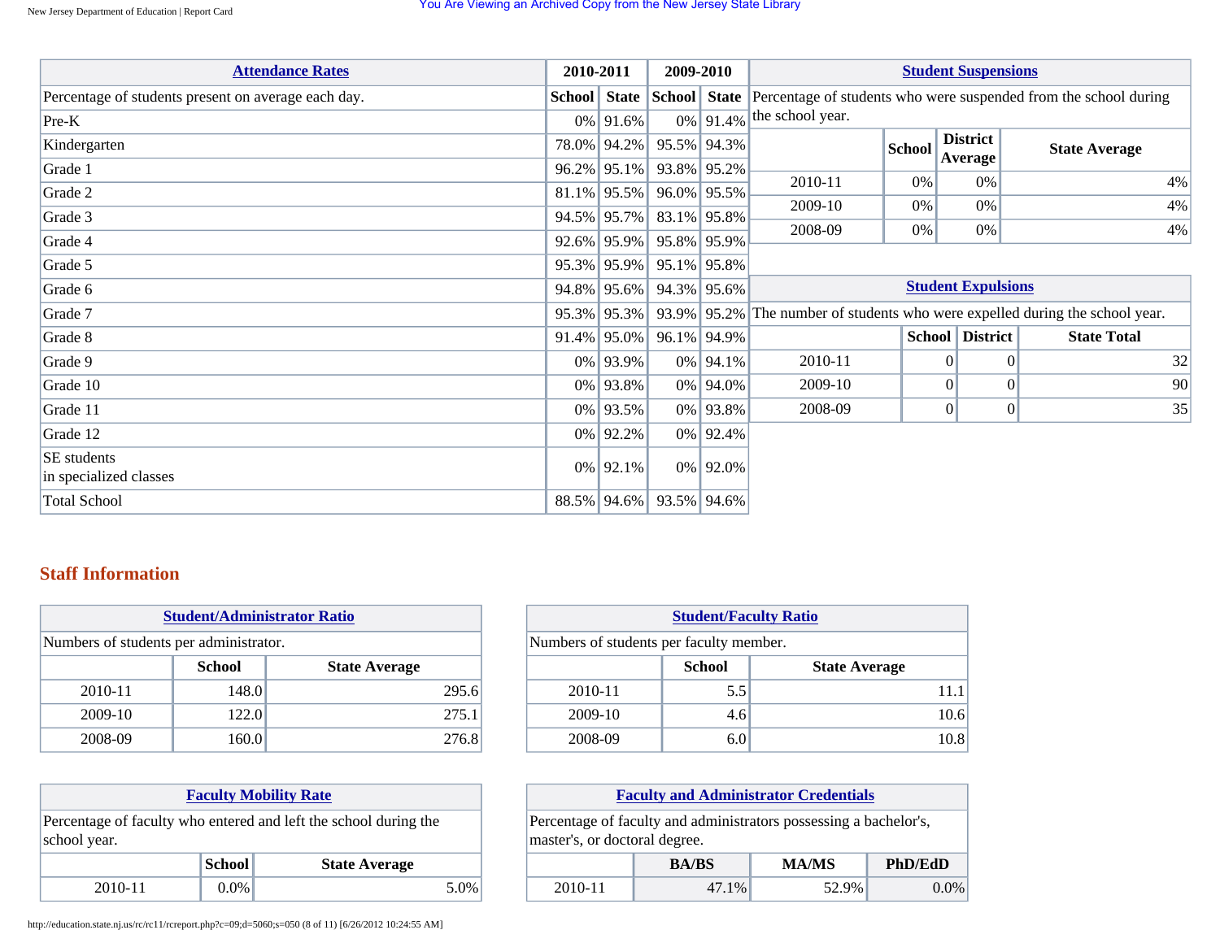### Attendance Rates

| Attendance Rates | 2010-2011 | | 2009-2010 | |
|---|---|---|---|---|
| Percentage of students present on average each day. | School | State | School | State |
| Pre-K | 0% | 91.6% | 0% | 91.4% |
| Kindergarten | 78.0% | 94.2% | 95.5% | 94.3% |
| Grade 1 | 96.2% | 95.1% | 93.8% | 95.2% |
| Grade 2 | 81.1% | 95.5% | 96.0% | 95.5% |
| Grade 3 | 94.5% | 95.7% | 83.1% | 95.8% |
| Grade 4 | 92.6% | 95.9% | 95.8% | 95.9% |
| Grade 5 | 95.3% | 95.9% | 95.1% | 95.8% |
| Grade 6 | 94.8% | 95.6% | 94.3% | 95.6% |
| Grade 7 | 95.3% | 95.3% | 93.9% | 95.2% |
| Grade 8 | 91.4% | 95.0% | 96.1% | 94.9% |
| Grade 9 | 0% | 93.9% | 0% | 94.1% |
| Grade 10 | 0% | 93.8% | 0% | 94.0% |
| Grade 11 | 0% | 93.5% | 0% | 93.8% |
| Grade 12 | 0% | 92.2% | 0% | 92.4% |
| SE students in specialized classes | 0% | 92.1% | 0% | 92.0% |
| Total School | 88.5% | 94.6% | 93.5% | 94.6% |

### Student Suspensions

Percentage of students who were suspended from the school during the school year.

| | School | District Average | State Average |
|---|---|---|---|
| 2010-11 | 0% | 0% | 4% |
| 2009-10 | 0% | 0% | 4% |
| 2008-09 | 0% | 0% | 4% |

### Student Expulsions

The number of students who were expelled during the school year.

| | School | District | State Total |
|---|---|---|---|
| 2010-11 | 0 | 0 | 32 |
| 2009-10 | 0 | 0 | 90 |
| 2008-09 | 0 | 0 | 35 |

## Staff Information

### Student/Administrator Ratio

Numbers of students per administrator.

| | School | State Average |
|---|---|---|
| 2010-11 | 148.0 | 295.6 |
| 2009-10 | 122.0 | 275.1 |
| 2008-09 | 160.0 | 276.8 |

### Student/Faculty Ratio

Numbers of students per faculty member.

| | School | State Average |
|---|---|---|
| 2010-11 | 5.5 | 11.1 |
| 2009-10 | 4.6 | 10.6 |
| 2008-09 | 6.0 | 10.8 |

### Faculty Mobility Rate

Percentage of faculty who entered and left the school during the school year.

| | School | State Average |
|---|---|---|
| 2010-11 | 0.0% | 5.0% |

### Faculty and Administrator Credentials

Percentage of faculty and administrators possessing a bachelor's, master's, or doctoral degree.

| | BA/BS | MA/MS | PhD/EdD |
|---|---|---|---|
| 2010-11 | 47.1% | 52.9% | 0.0% |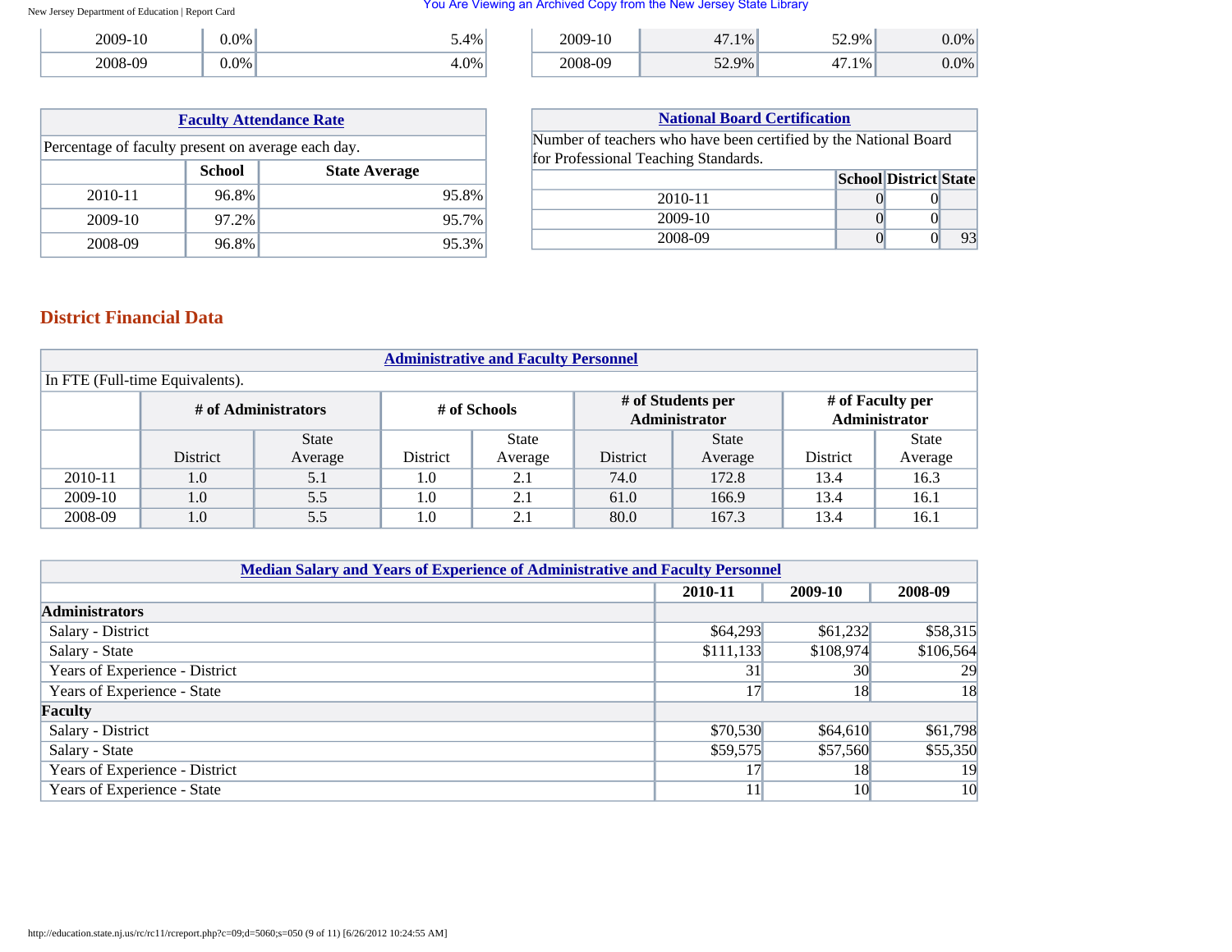| | | |
|---|---|---|
| 2009-10 | 0.0% | 5.4% |
| 2008-09 | 0.0% | 4.0% |

| | | | |
|---|---|---|---|
| 2009-10 | 47.1% | 52.9% | 0.0% |
| 2008-09 | 52.9% | 47.1% | 0.0% |

| Faculty Attendance Rate | | |
|---|---|---|
| Percentage of faculty present on average each day. | | |
| | **School** | **State Average** |
| 2010-11 | 96.8% | 95.8% |
| 2009-10 | 97.2% | 95.7% |
| 2008-09 | 96.8% | 95.3% |

| National Board Certification | | | |
|---|---|---|---|
| Number of teachers who have been certified by the National Board for Professional Teaching Standards. | | | |
| | **School** | **District** | **State** |
| 2010-11 | 0 | 0 | |
| 2009-10 | 0 | 0 | |
| 2008-09 | 0 | 0 | 93 |

## District Financial Data

| Administrative and Faculty Personnel | | | | | | | | |
|---|---|---|---|---|---|---|---|---|
| In FTE (Full-time Equivalents). | | | | | | | | |
| | **# of Administrators** | | **# of Schools** | | **# of Students per Administrator** | | **# of Faculty per Administrator** | |
| | District | State Average | District | State Average | District | State Average | District | State Average |
| 2010-11 | 1.0 | 5.1 | 1.0 | 2.1 | 74.0 | 172.8 | 13.4 | 16.3 |
| 2009-10 | 1.0 | 5.5 | 1.0 | 2.1 | 61.0 | 166.9 | 13.4 | 16.1 |
| 2008-09 | 1.0 | 5.5 | 1.0 | 2.1 | 80.0 | 167.3 | 13.4 | 16.1 |

| Median Salary and Years of Experience of Administrative and Faculty Personnel | | | |
|---|---|---|---|
| | **2010-11** | **2009-10** | **2008-09** |
| **Administrators** | | | |
| Salary - District | $64,293 | $61,232 | $58,315 |
| Salary - State | $111,133 | $108,974 | $106,564 |
| Years of Experience - District | 31 | 30 | 29 |
| Years of Experience - State | 17 | 18 | 18 |
| **Faculty** | | | |
| Salary - District | $70,530 | $64,610 | $61,798 |
| Salary - State | $59,575 | $57,560 | $55,350 |
| Years of Experience - District | 17 | 18 | 19 |
| Years of Experience - State | 11 | 10 | 10 |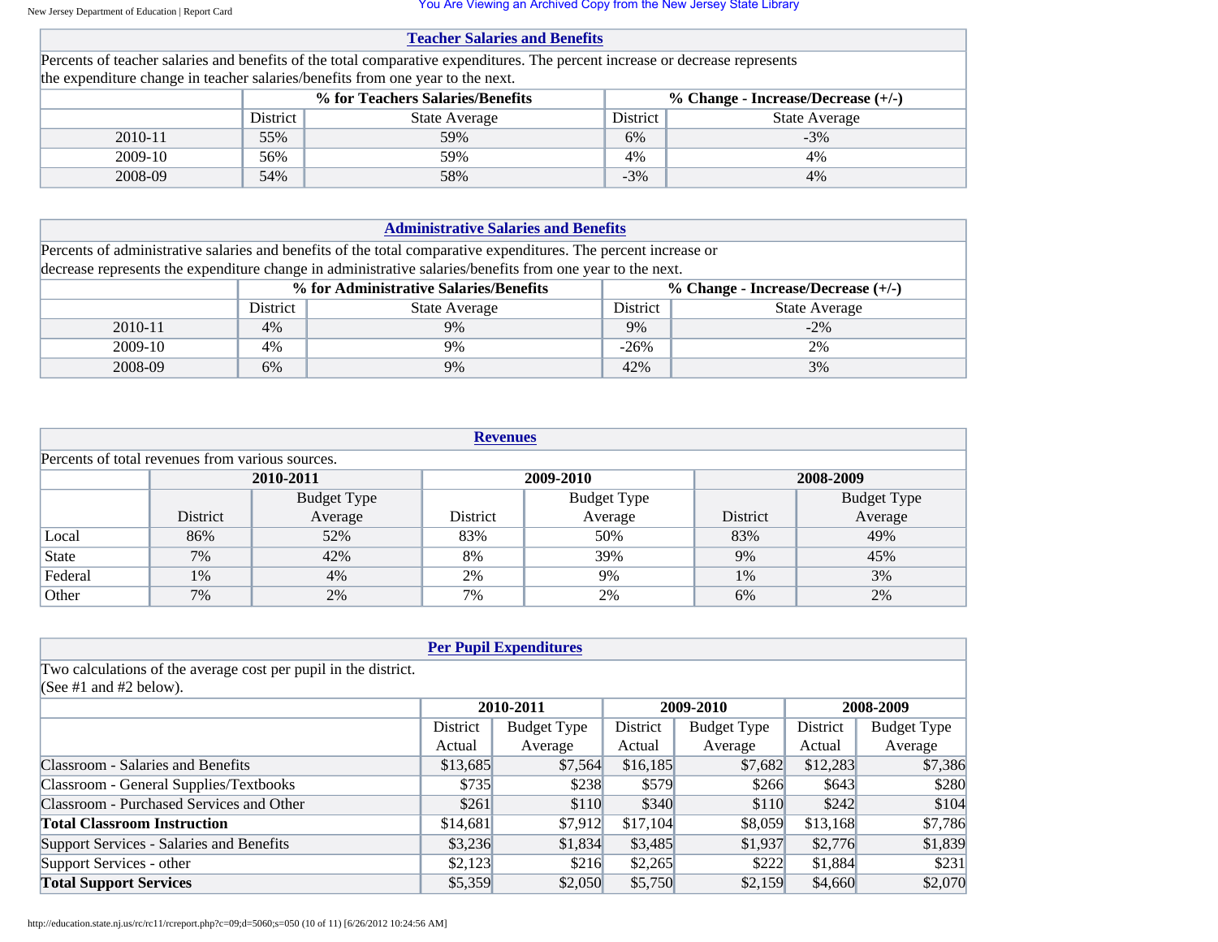## Teacher Salaries and Benefits

Percents of teacher salaries and benefits of the total comparative expenditures. The percent increase or decrease represents the expenditure change in teacher salaries/benefits from one year to the next.

| | % for Teachers Salaries/Benefits | | % Change - Increase/Decrease (+/-) | |
|---|---|---|---|---|
| | District | State Average | District | State Average |
| 2010-11 | 55% | 59% | 6% | -3% |
| 2009-10 | 56% | 59% | 4% | 4% |
| 2008-09 | 54% | 58% | -3% | 4% |

## Administrative Salaries and Benefits

Percents of administrative salaries and benefits of the total comparative expenditures. The percent increase or decrease represents the expenditure change in administrative salaries/benefits from one year to the next.

| | % for Administrative Salaries/Benefits | | % Change - Increase/Decrease (+/-) | |
|---|---|---|---|---|
| | District | State Average | District | State Average |
| 2010-11 | 4% | 9% | 9% | -2% |
| 2009-10 | 4% | 9% | -26% | 2% |
| 2008-09 | 6% | 9% | 42% | 3% |

## Revenues

Percents of total revenues from various sources.

| | 2010-2011 | | 2009-2010 | | 2008-2009 | |
|---|---|---|---|---|---|---|
| | District | Budget Type Average | District | Budget Type Average | District | Budget Type Average |
| Local | 86% | 52% | 83% | 50% | 83% | 49% |
| State | 7% | 42% | 8% | 39% | 9% | 45% |
| Federal | 1% | 4% | 2% | 9% | 1% | 3% |
| Other | 7% | 2% | 7% | 2% | 6% | 2% |

## Per Pupil Expenditures

Two calculations of the average cost per pupil in the district.
(See #1 and #2 below).

| | 2010-2011 | | 2009-2010 | | 2008-2009 | |
|---|---|---|---|---|---|---|
| | District Actual | Budget Type Average | District Actual | Budget Type Average | District Actual | Budget Type Average |
| Classroom - Salaries and Benefits | $13,685 | $7,564 | $16,185 | $7,682 | $12,283 | $7,386 |
| Classroom - General Supplies/Textbooks | $735 | $238 | $579 | $266 | $643 | $280 |
| Classroom - Purchased Services and Other | $261 | $110 | $340 | $110 | $242 | $104 |
| **Total Classroom Instruction** | $14,681 | $7,912 | $17,104 | $8,059 | $13,168 | $7,786 |
| Support Services - Salaries and Benefits | $3,236 | $1,834 | $3,485 | $1,937 | $2,776 | $1,839 |
| Support Services - other | $2,123 | $216 | $2,265 | $222 | $1,884 | $231 |
| **Total Support Services** | $5,359 | $2,050 | $5,750 | $2,159 | $4,660 | $2,070 |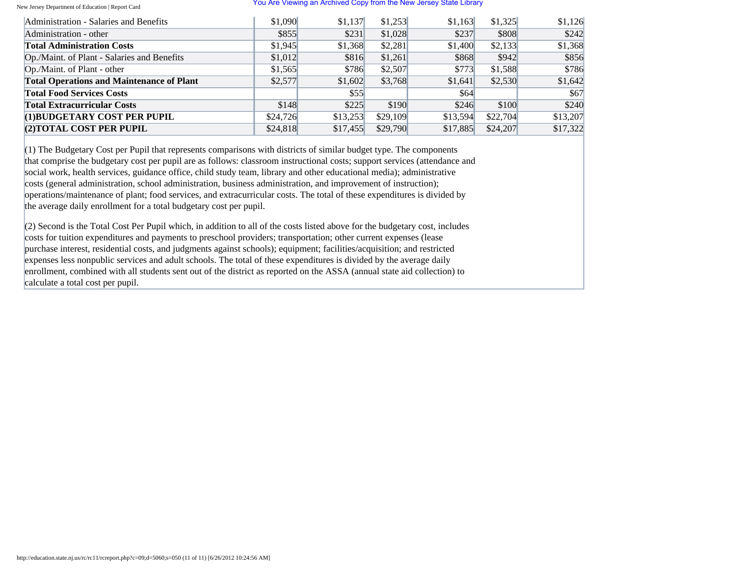| | | | | | | |
|---|---|---|---|---|---|---|
| Administration - Salaries and Benefits | $1,090 | $1,137 | $1,253 | $1,163 | $1,325 | $1,126 |
| Administration - other | $855 | $231 | $1,028 | $237 | $808 | $242 |
| **Total Administration Costs** | $1,945 | $1,368 | $2,281 | $1,400 | $2,133 | $1,368 |
| Op./Maint. of Plant - Salaries and Benefits | $1,012 | $816 | $1,261 | $868 | $942 | $856 |
| Op./Maint. of Plant - other | $1,565 | $786 | $2,507 | $773 | $1,588 | $786 |
| **Total Operations and Maintenance of Plant** | $2,577 | $1,602 | $3,768 | $1,641 | $2,530 | $1,642 |
| **Total Food Services Costs** | | $55 | | $64 | | $67 |
| **Total Extracurricular Costs** | $148 | $225 | $190 | $246 | $100 | $240 |
| **(1)BUDGETARY COST PER PUPIL** | $24,726 | $13,253 | $29,109 | $13,594 | $22,704 | $13,207 |
| **(2)TOTAL COST PER PUPIL** | $24,818 | $17,455 | $29,790 | $17,885 | $24,207 | $17,322 |

(1) The Budgetary Cost per Pupil that represents comparisons with districts of similar budget type. The components that comprise the budgetary cost per pupil are as follows: classroom instructional costs; support services (attendance and social work, health services, guidance office, child study team, library and other educational media); administrative costs (general administration, school administration, business administration, and improvement of instruction); operations/maintenance of plant; food services, and extracurricular costs. The total of these expenditures is divided by the average daily enrollment for a total budgetary cost per pupil.

(2) Second is the Total Cost Per Pupil which, in addition to all of the costs listed above for the budgetary cost, includes costs for tuition expenditures and payments to preschool providers; transportation; other current expenses (lease purchase interest, residential costs, and judgments against schools); equipment; facilities/acquisition; and restricted expenses less nonpublic services and adult schools. The total of these expenditures is divided by the average daily enrollment, combined with all students sent out of the district as reported on the ASSA (annual state aid collection) to calculate a total cost per pupil.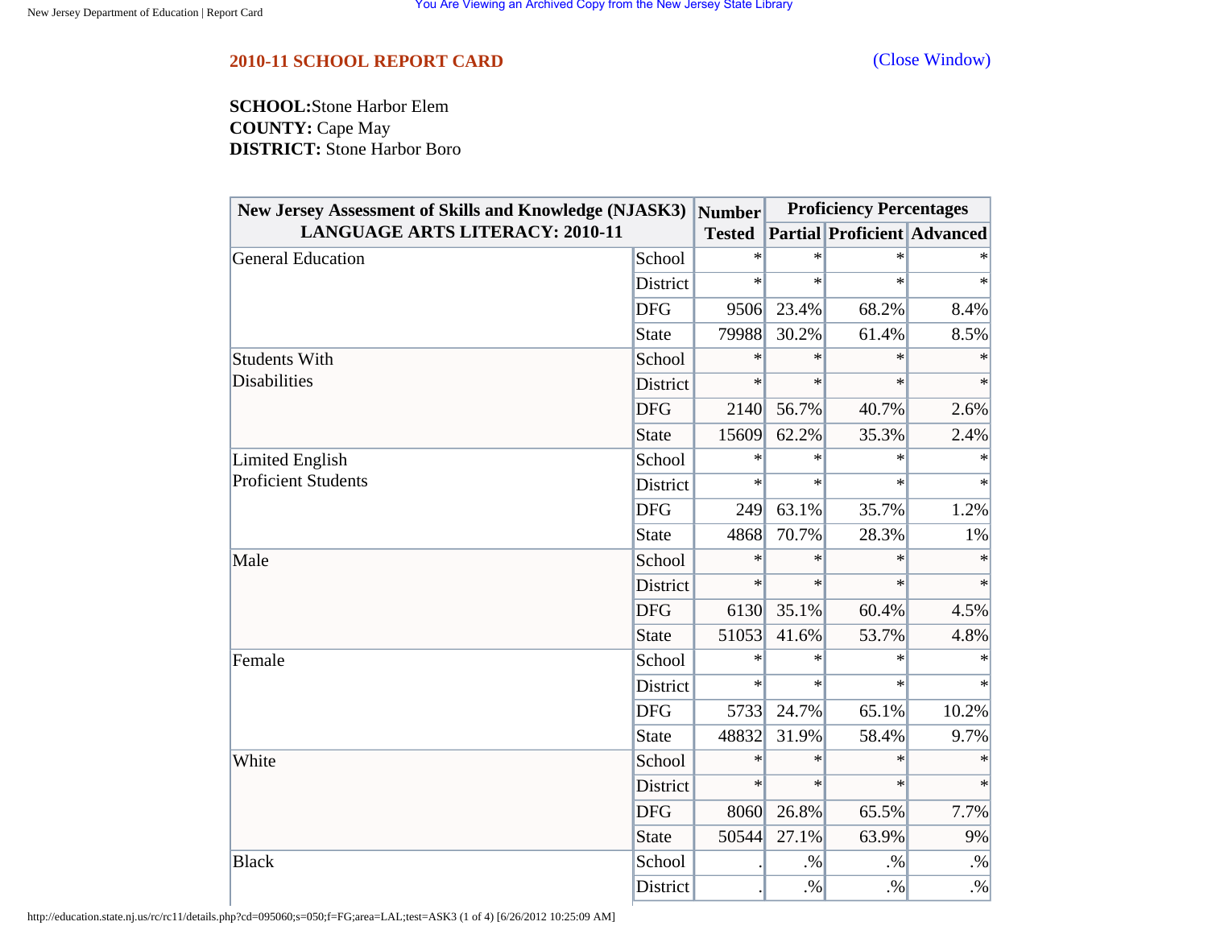## 2010-11 SCHOOL REPORT CARD

(Close Window)

**SCHOOL:** Stone Harbor Elem
**COUNTY:** Cape May
**DISTRICT:** Stone Harbor Boro

| New Jersey Assessment of Skills and Knowledge (NJASK3) LANGUAGE ARTS LITERACY: 2010-11 | | Number Tested | Proficiency Percentages | | |
|---|---|---|---|---|---|
| | | | Partial | Proficient | Advanced |
| General Education | School | * | * | * | * |
| | District | * | * | * | * |
| | DFG | 9506 | 23.4% | 68.2% | 8.4% |
| | State | 79988 | 30.2% | 61.4% | 8.5% |
| Students With Disabilities | School | * | * | * | * |
| | District | * | * | * | * |
| | DFG | 2140 | 56.7% | 40.7% | 2.6% |
| | State | 15609 | 62.2% | 35.3% | 2.4% |
| Limited English Proficient Students | School | * | * | * | * |
| | District | * | * | * | * |
| | DFG | 249 | 63.1% | 35.7% | 1.2% |
| | State | 4868 | 70.7% | 28.3% | 1% |
| Male | School | * | * | * | * |
| | District | * | * | * | * |
| | DFG | 6130 | 35.1% | 60.4% | 4.5% |
| | State | 51053 | 41.6% | 53.7% | 4.8% |
| Female | School | * | * | * | * |
| | District | * | * | * | * |
| | DFG | 5733 | 24.7% | 65.1% | 10.2% |
| | State | 48832 | 31.9% | 58.4% | 9.7% |
| White | School | * | * | * | * |
| | District | * | * | * | * |
| | DFG | 8060 | 26.8% | 65.5% | 7.7% |
| | State | 50544 | 27.1% | 63.9% | 9% |
| Black | School | . | .% | .% | .% |
| | District | . | .% | .% | .% |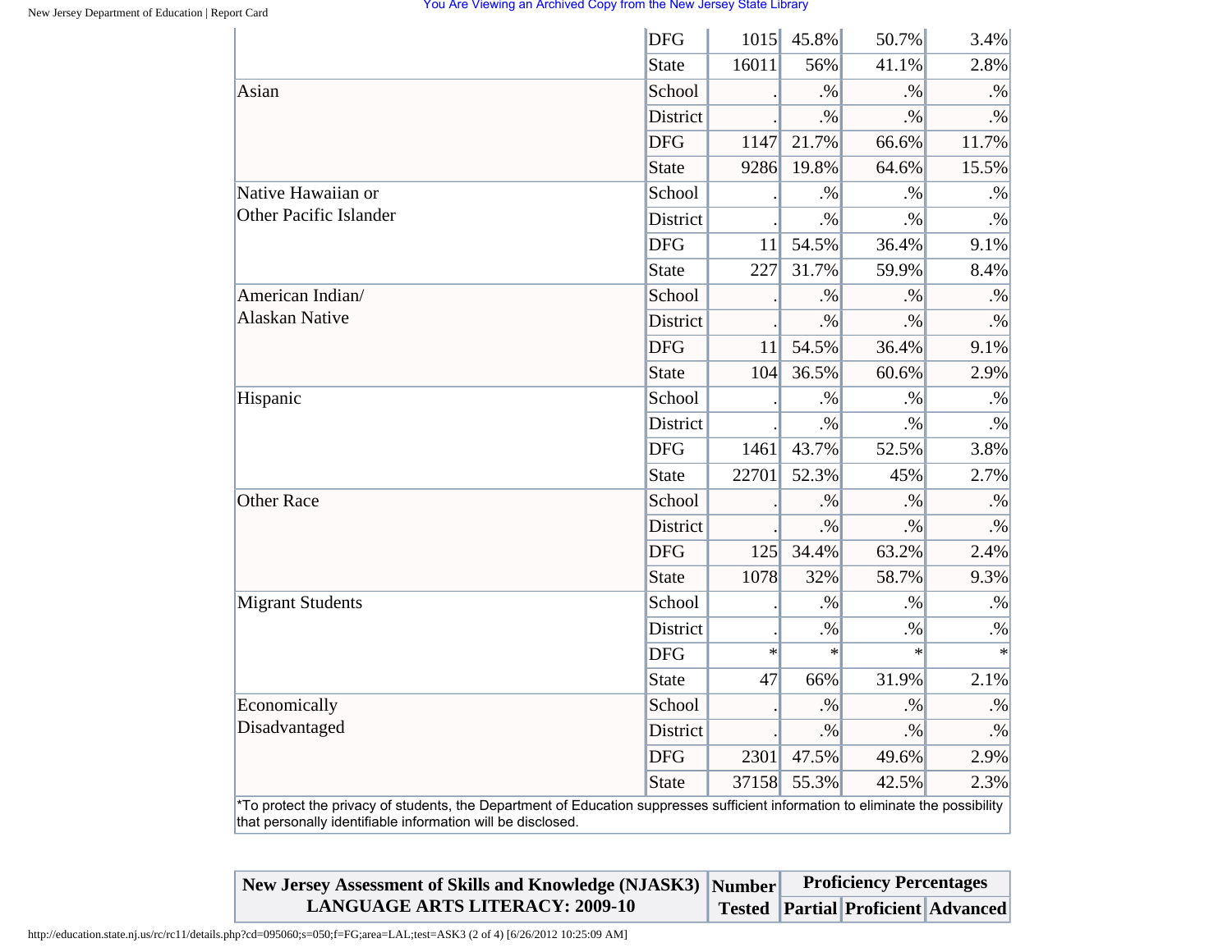| | | | | | |
|---|---|---|---|---|---|
| | DFG | 1015 | 45.8% | 50.7% | 3.4% |
| | State | 16011 | 56% | 41.1% | 2.8% |
| Asian | School | . | .% | .% | .% |
| | District | . | .% | .% | .% |
| | DFG | 1147 | 21.7% | 66.6% | 11.7% |
| | State | 9286 | 19.8% | 64.6% | 15.5% |
| Native Hawaiian or Other Pacific Islander | School | . | .% | .% | .% |
| | District | . | .% | .% | .% |
| | DFG | 11 | 54.5% | 36.4% | 9.1% |
| | State | 227 | 31.7% | 59.9% | 8.4% |
| American Indian/ Alaskan Native | School | . | .% | .% | .% |
| | District | . | .% | .% | .% |
| | DFG | 11 | 54.5% | 36.4% | 9.1% |
| | State | 104 | 36.5% | 60.6% | 2.9% |
| Hispanic | School | . | .% | .% | .% |
| | District | . | .% | .% | .% |
| | DFG | 1461 | 43.7% | 52.5% | 3.8% |
| | State | 22701 | 52.3% | 45% | 2.7% |
| Other Race | School | . | .% | .% | .% |
| | District | . | .% | .% | .% |
| | DFG | 125 | 34.4% | 63.2% | 2.4% |
| | State | 1078 | 32% | 58.7% | 9.3% |
| Migrant Students | School | . | .% | .% | .% |
| | District | . | .% | .% | .% |
| | DFG | * | * | * | * |
| | State | 47 | 66% | 31.9% | 2.1% |
| Economically Disadvantaged | School | . | .% | .% | .% |
| | District | . | .% | .% | .% |
| | DFG | 2301 | 47.5% | 49.6% | 2.9% |
| | State | 37158 | 55.3% | 42.5% | 2.3% |

*To protect the privacy of students, the Department of Education suppresses sufficient information to eliminate the possibility that personally identifiable information will be disclosed.

| New Jersey Assessment of Skills and Knowledge (NJASK3) LANGUAGE ARTS LITERACY: 2009-10 | Number Tested | Proficiency Percentages | | |
|---|---|---|---|---|
| | | Partial | Proficient | Advanced |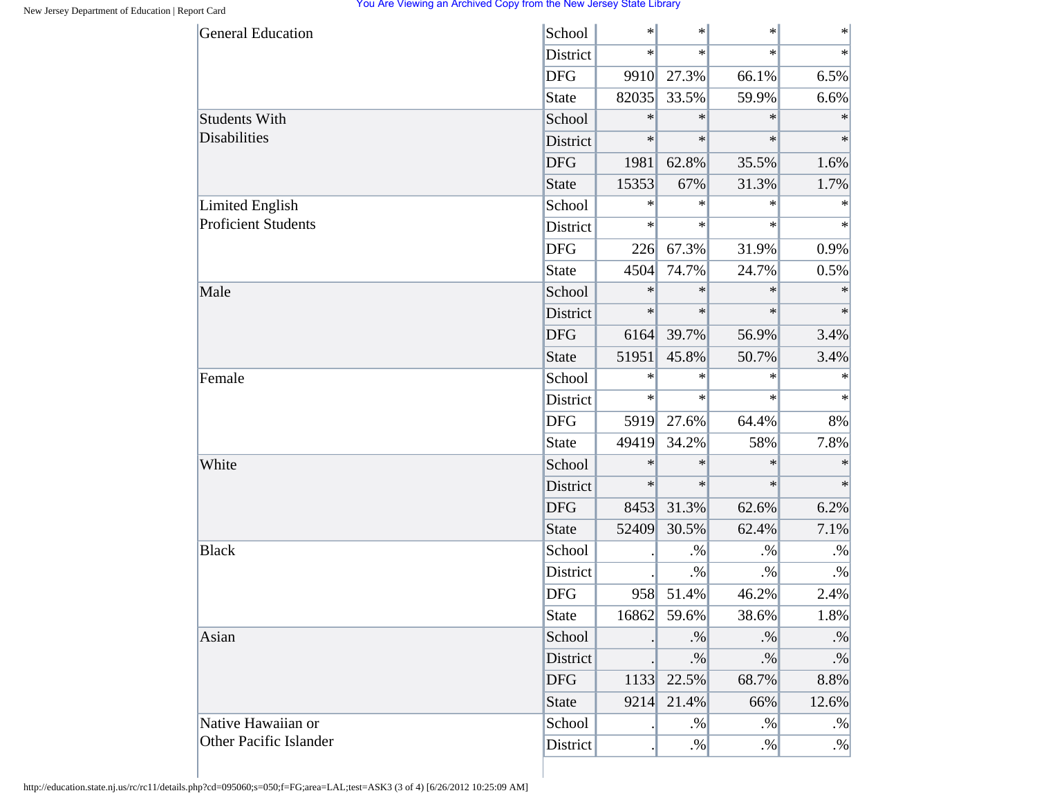| | | | | | |
|---|---|---|---|---|---|
| General Education | School | * | * | * | * |
| | District | * | * | * | * |
| | DFG | 9910 | 27.3% | 66.1% | 6.5% |
| | State | 82035 | 33.5% | 59.9% | 6.6% |
| Students With Disabilities | School | * | * | * | * |
| | District | * | * | * | * |
| | DFG | 1981 | 62.8% | 35.5% | 1.6% |
| | State | 15353 | 67% | 31.3% | 1.7% |
| Limited English Proficient Students | School | * | * | * | * |
| | District | * | * | * | * |
| | DFG | 226 | 67.3% | 31.9% | 0.9% |
| | State | 4504 | 74.7% | 24.7% | 0.5% |
| Male | School | * | * | * | * |
| | District | * | * | * | * |
| | DFG | 6164 | 39.7% | 56.9% | 3.4% |
| | State | 51951 | 45.8% | 50.7% | 3.4% |
| Female | School | * | * | * | * |
| | District | * | * | * | * |
| | DFG | 5919 | 27.6% | 64.4% | 8% |
| | State | 49419 | 34.2% | 58% | 7.8% |
| White | School | * | * | * | * |
| | District | * | * | * | * |
| | DFG | 8453 | 31.3% | 62.6% | 6.2% |
| | State | 52409 | 30.5% | 62.4% | 7.1% |
| Black | School | . | .% | .% | .% |
| | District | . | .% | .% | .% |
| | DFG | 958 | 51.4% | 46.2% | 2.4% |
| | State | 16862 | 59.6% | 38.6% | 1.8% |
| Asian | School | . | .% | .% | .% |
| | District | . | .% | .% | .% |
| | DFG | 1133 | 22.5% | 68.7% | 8.8% |
| | State | 9214 | 21.4% | 66% | 12.6% |
| Native Hawaiian or Other Pacific Islander | School | . | .% | .% | .% |
| | District | . | .% | .% | .% |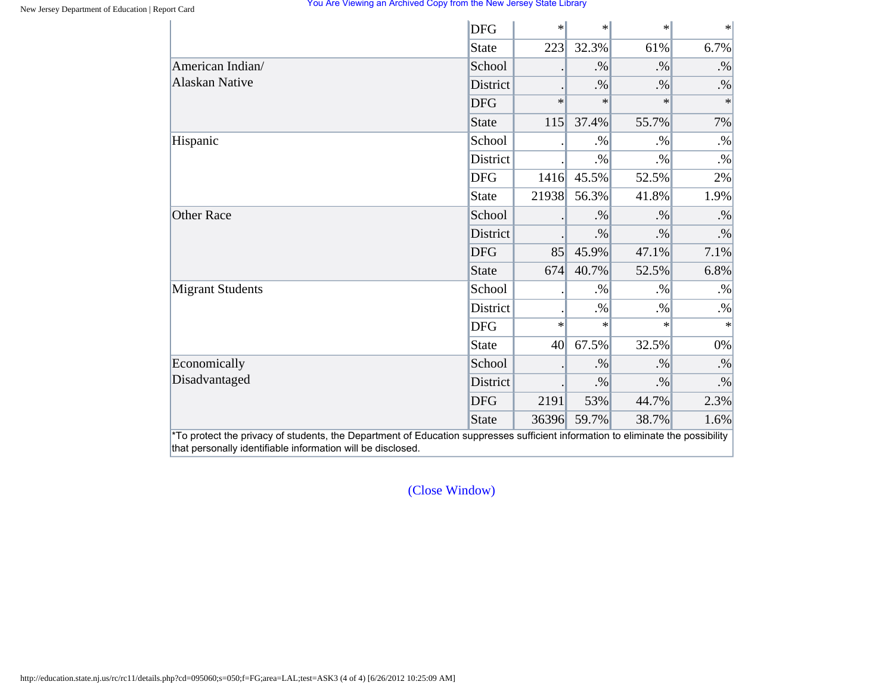| | | | | | |
|---|---|---|---|---|---|
| | DFG | * | * | * | * |
| | State | 223 | 32.3% | 61% | 6.7% |
| American Indian/ Alaskan Native | School | . | .% | .% | .% |
| | District | . | .% | .% | .% |
| | DFG | * | * | * | * |
| | State | 115 | 37.4% | 55.7% | 7% |
| Hispanic | School | . | .% | .% | .% |
| | District | . | .% | .% | .% |
| | DFG | 1416 | 45.5% | 52.5% | 2% |
| | State | 21938 | 56.3% | 41.8% | 1.9% |
| Other Race | School | . | .% | .% | .% |
| | District | . | .% | .% | .% |
| | DFG | 85 | 45.9% | 47.1% | 7.1% |
| | State | 674 | 40.7% | 52.5% | 6.8% |
| Migrant Students | School | . | .% | .% | .% |
| | District | . | .% | .% | .% |
| | DFG | * | * | * | * |
| | State | 40 | 67.5% | 32.5% | 0% |
| Economically Disadvantaged | School | . | .% | .% | .% |
| | District | . | .% | .% | .% |
| | DFG | 2191 | 53% | 44.7% | 2.3% |
| | State | 36396 | 59.7% | 38.7% | 1.6% |

*To protect the privacy of students, the Department of Education suppresses sufficient information to eliminate the possibility that personally identifiable information will be disclosed.

(Close Window)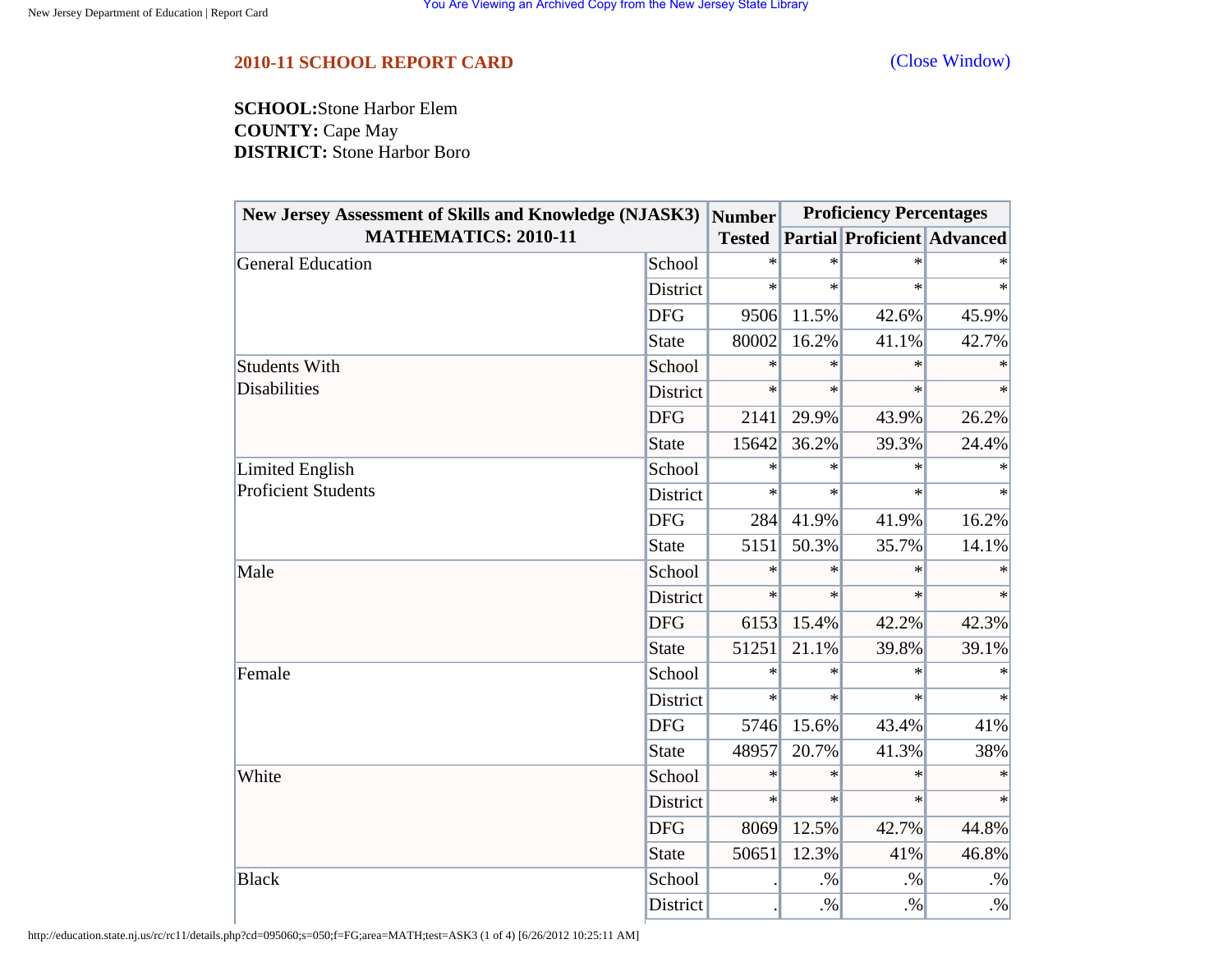## 2010-11 SCHOOL REPORT CARD

(Close Window)

**SCHOOL:** Stone Harbor Elem
**COUNTY:** Cape May
**DISTRICT:** Stone Harbor Boro

| New Jersey Assessment of Skills and Knowledge (NJASK3) MATHEMATICS: 2010-11 | | Number Tested | Proficiency Percentages | | |
|---|---|---|---|---|---|
| | | | Partial | Proficient | Advanced |
| General Education | School | * | * | * | * |
| | District | * | * | * | * |
| | DFG | 9506 | 11.5% | 42.6% | 45.9% |
| | State | 80002 | 16.2% | 41.1% | 42.7% |
| Students With Disabilities | School | * | * | * | * |
| | District | * | * | * | * |
| | DFG | 2141 | 29.9% | 43.9% | 26.2% |
| | State | 15642 | 36.2% | 39.3% | 24.4% |
| Limited English Proficient Students | School | * | * | * | * |
| | District | * | * | * | * |
| | DFG | 284 | 41.9% | 41.9% | 16.2% |
| | State | 5151 | 50.3% | 35.7% | 14.1% |
| Male | School | * | * | * | * |
| | District | * | * | * | * |
| | DFG | 6153 | 15.4% | 42.2% | 42.3% |
| | State | 51251 | 21.1% | 39.8% | 39.1% |
| Female | School | * | * | * | * |
| | District | * | * | * | * |
| | DFG | 5746 | 15.6% | 43.4% | 41% |
| | State | 48957 | 20.7% | 41.3% | 38% |
| White | School | * | * | * | * |
| | District | * | * | * | * |
| | DFG | 8069 | 12.5% | 42.7% | 44.8% |
| | State | 50651 | 12.3% | 41% | 46.8% |
| Black | School | . | .% | .% | .% |
| | District | . | .% | .% | .% |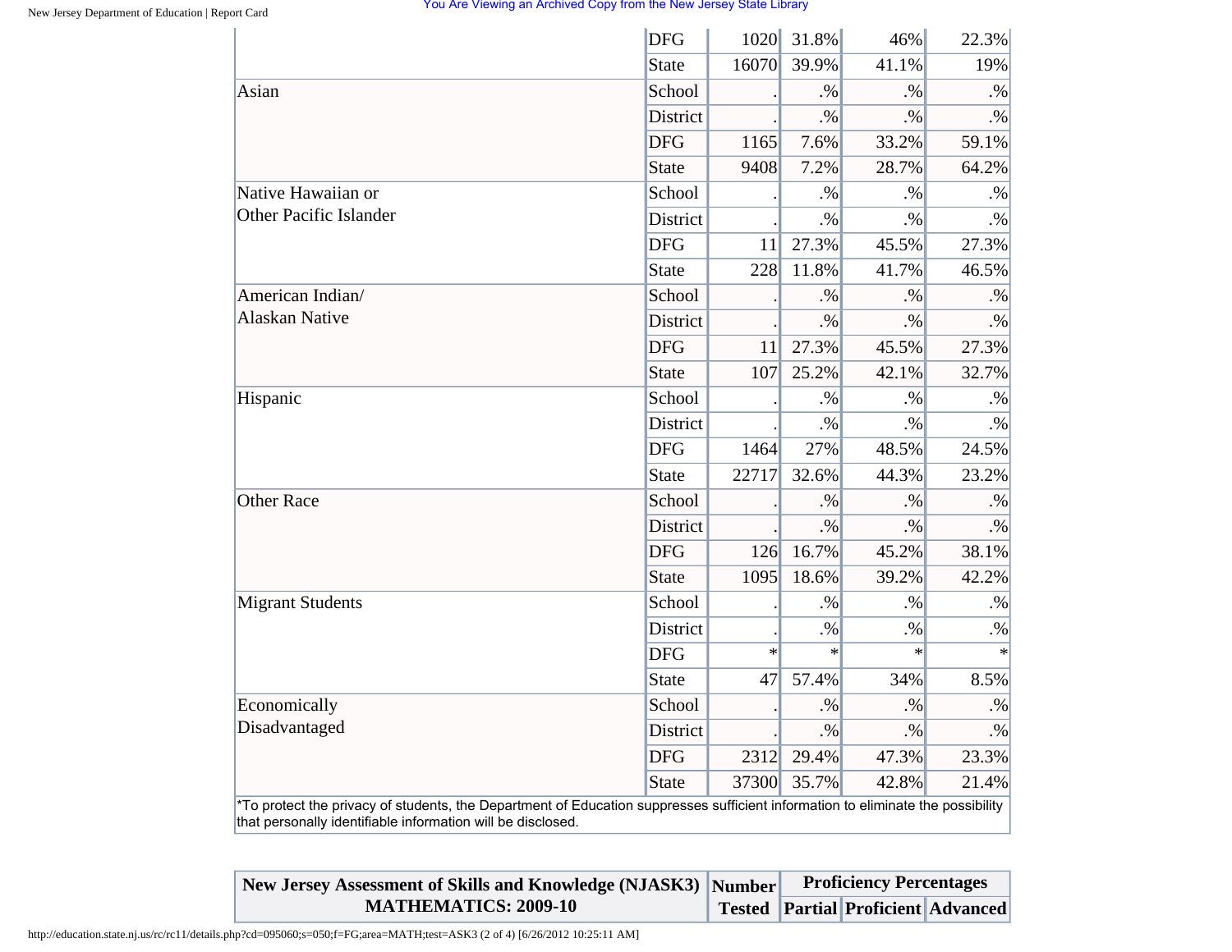| | | | | | |
|---|---|---|---|---|---|
| | DFG | 1020 | 31.8% | 46% | 22.3% |
| | State | 16070 | 39.9% | 41.1% | 19% |
| Asian | School | . | .% | .% | .% |
| | District | . | .% | .% | .% |
| | DFG | 1165 | 7.6% | 33.2% | 59.1% |
| | State | 9408 | 7.2% | 28.7% | 64.2% |
| Native Hawaiian or Other Pacific Islander | School | . | .% | .% | .% |
| | District | . | .% | .% | .% |
| | DFG | 11 | 27.3% | 45.5% | 27.3% |
| | State | 228 | 11.8% | 41.7% | 46.5% |
| American Indian/ Alaskan Native | School | . | .% | .% | .% |
| | District | . | .% | .% | .% |
| | DFG | 11 | 27.3% | 45.5% | 27.3% |
| | State | 107 | 25.2% | 42.1% | 32.7% |
| Hispanic | School | . | .% | .% | .% |
| | District | . | .% | .% | .% |
| | DFG | 1464 | 27% | 48.5% | 24.5% |
| | State | 22717 | 32.6% | 44.3% | 23.2% |
| Other Race | School | . | .% | .% | .% |
| | District | . | .% | .% | .% |
| | DFG | 126 | 16.7% | 45.2% | 38.1% |
| | State | 1095 | 18.6% | 39.2% | 42.2% |
| Migrant Students | School | . | .% | .% | .% |
| | District | . | .% | .% | .% |
| | DFG | * | * | * | * |
| | State | 47 | 57.4% | 34% | 8.5% |
| Economically Disadvantaged | School | . | .% | .% | .% |
| | District | . | .% | .% | .% |
| | DFG | 2312 | 29.4% | 47.3% | 23.3% |
| | State | 37300 | 35.7% | 42.8% | 21.4% |

*To protect the privacy of students, the Department of Education suppresses sufficient information to eliminate the possibility that personally identifiable information will be disclosed.

| New Jersey Assessment of Skills and Knowledge (NJASK3) MATHEMATICS: 2009-10 | Number Tested | Proficiency Percentages | | |
|---|---|---|---|---|
| | | Partial | Proficient | Advanced |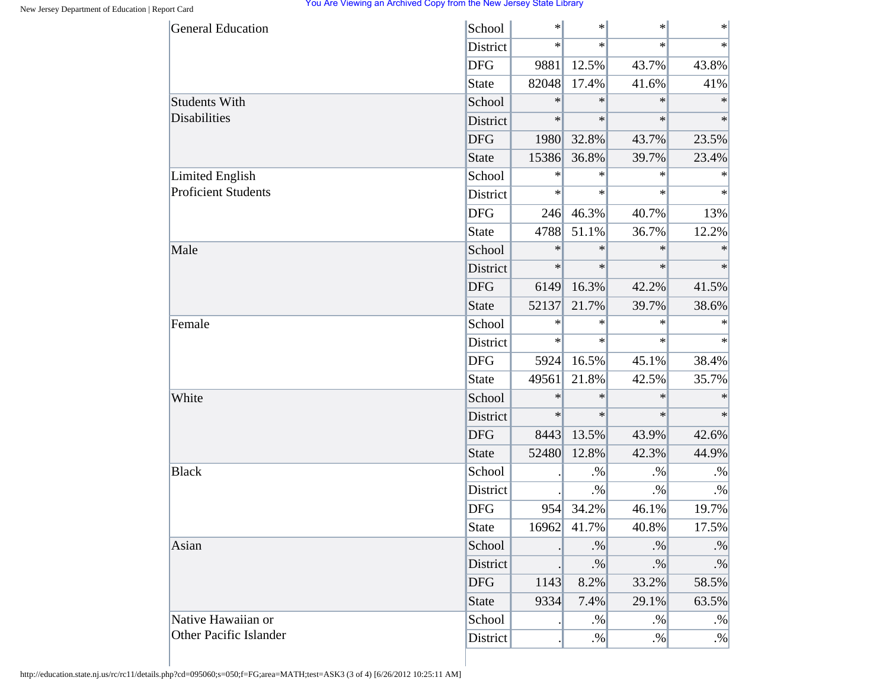| | | | | | |
|---|---|---|---|---|---|
| General Education | School | * | * | * | * |
| | District | * | * | * | * |
| | DFG | 9881 | 12.5% | 43.7% | 43.8% |
| | State | 82048 | 17.4% | 41.6% | 41% |
| Students With Disabilities | School | * | * | * | * |
| | District | * | * | * | * |
| | DFG | 1980 | 32.8% | 43.7% | 23.5% |
| | State | 15386 | 36.8% | 39.7% | 23.4% |
| Limited English Proficient Students | School | * | * | * | * |
| | District | * | * | * | * |
| | DFG | 246 | 46.3% | 40.7% | 13% |
| | State | 4788 | 51.1% | 36.7% | 12.2% |
| Male | School | * | * | * | * |
| | District | * | * | * | * |
| | DFG | 6149 | 16.3% | 42.2% | 41.5% |
| | State | 52137 | 21.7% | 39.7% | 38.6% |
| Female | School | * | * | * | * |
| | District | * | * | * | * |
| | DFG | 5924 | 16.5% | 45.1% | 38.4% |
| | State | 49561 | 21.8% | 42.5% | 35.7% |
| White | School | * | * | * | * |
| | District | * | * | * | * |
| | DFG | 8443 | 13.5% | 43.9% | 42.6% |
| | State | 52480 | 12.8% | 42.3% | 44.9% |
| Black | School | . | .% | .% | .% |
| | District | . | .% | .% | .% |
| | DFG | 954 | 34.2% | 46.1% | 19.7% |
| | State | 16962 | 41.7% | 40.8% | 17.5% |
| Asian | School | . | .% | .% | .% |
| | District | . | .% | .% | .% |
| | DFG | 1143 | 8.2% | 33.2% | 58.5% |
| | State | 9334 | 7.4% | 29.1% | 63.5% |
| Native Hawaiian or Other Pacific Islander | School | . | .% | .% | .% |
| | District | . | .% | .% | .% |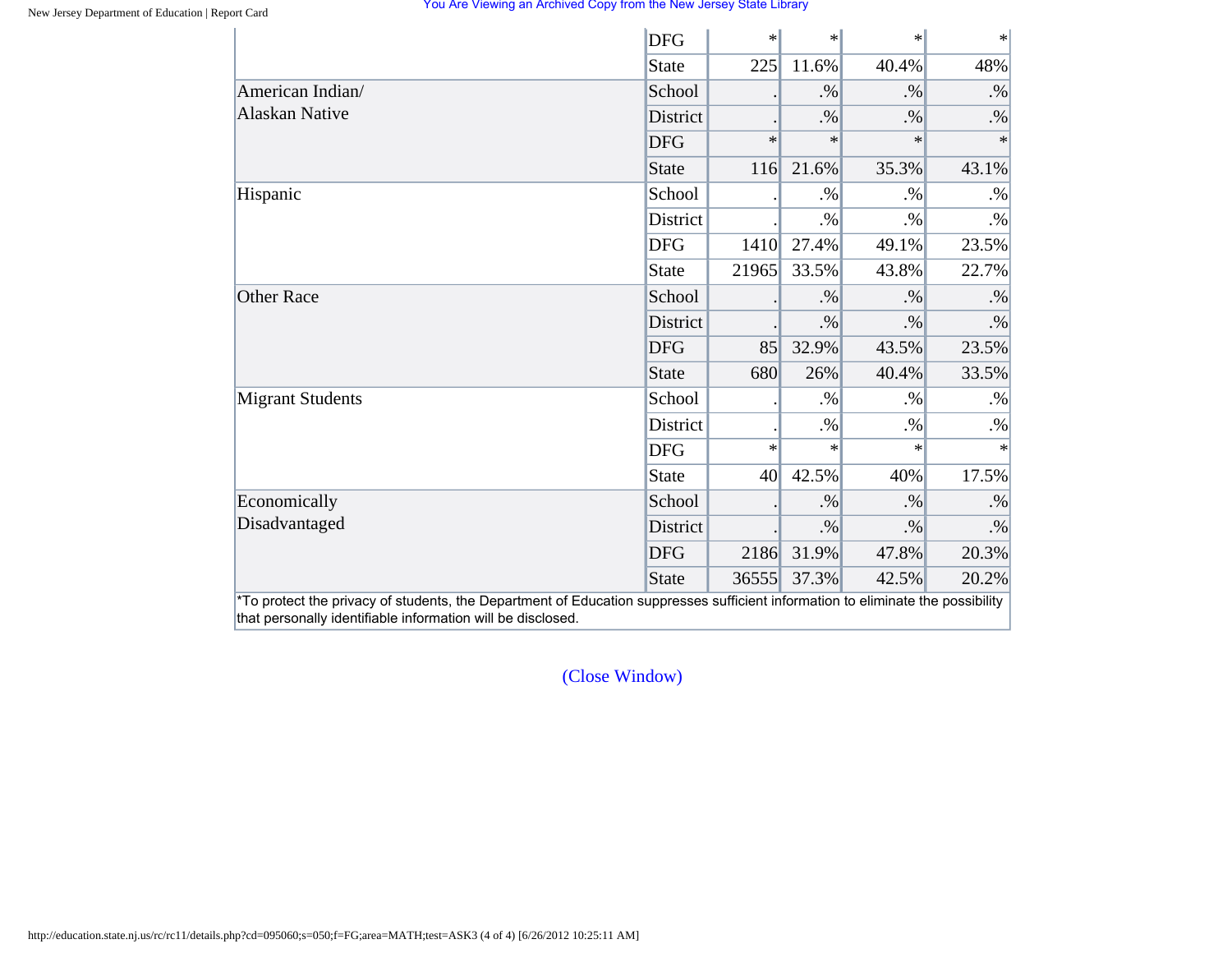| | | | | | |
|---|---|---|---|---|---|
| | DFG | * | * | * | * |
| | State | 225 | 11.6% | 40.4% | 48% |
| American Indian/ Alaskan Native | School | . | .% | .% | .% |
| | District | . | .% | .% | .% |
| | DFG | * | * | * | * |
| | State | 116 | 21.6% | 35.3% | 43.1% |
| Hispanic | School | . | .% | .% | .% |
| | District | . | .% | .% | .% |
| | DFG | 1410 | 27.4% | 49.1% | 23.5% |
| | State | 21965 | 33.5% | 43.8% | 22.7% |
| Other Race | School | . | .% | .% | .% |
| | District | . | .% | .% | .% |
| | DFG | 85 | 32.9% | 43.5% | 23.5% |
| | State | 680 | 26% | 40.4% | 33.5% |
| Migrant Students | School | . | .% | .% | .% |
| | District | . | .% | .% | .% |
| | DFG | * | * | * | * |
| | State | 40 | 42.5% | 40% | 17.5% |
| Economically Disadvantaged | School | . | .% | .% | .% |
| | District | . | .% | .% | .% |
| | DFG | 2186 | 31.9% | 47.8% | 20.3% |
| | State | 36555 | 37.3% | 42.5% | 20.2% |

*To protect the privacy of students, the Department of Education suppresses sufficient information to eliminate the possibility that personally identifiable information will be disclosed.

(Close Window)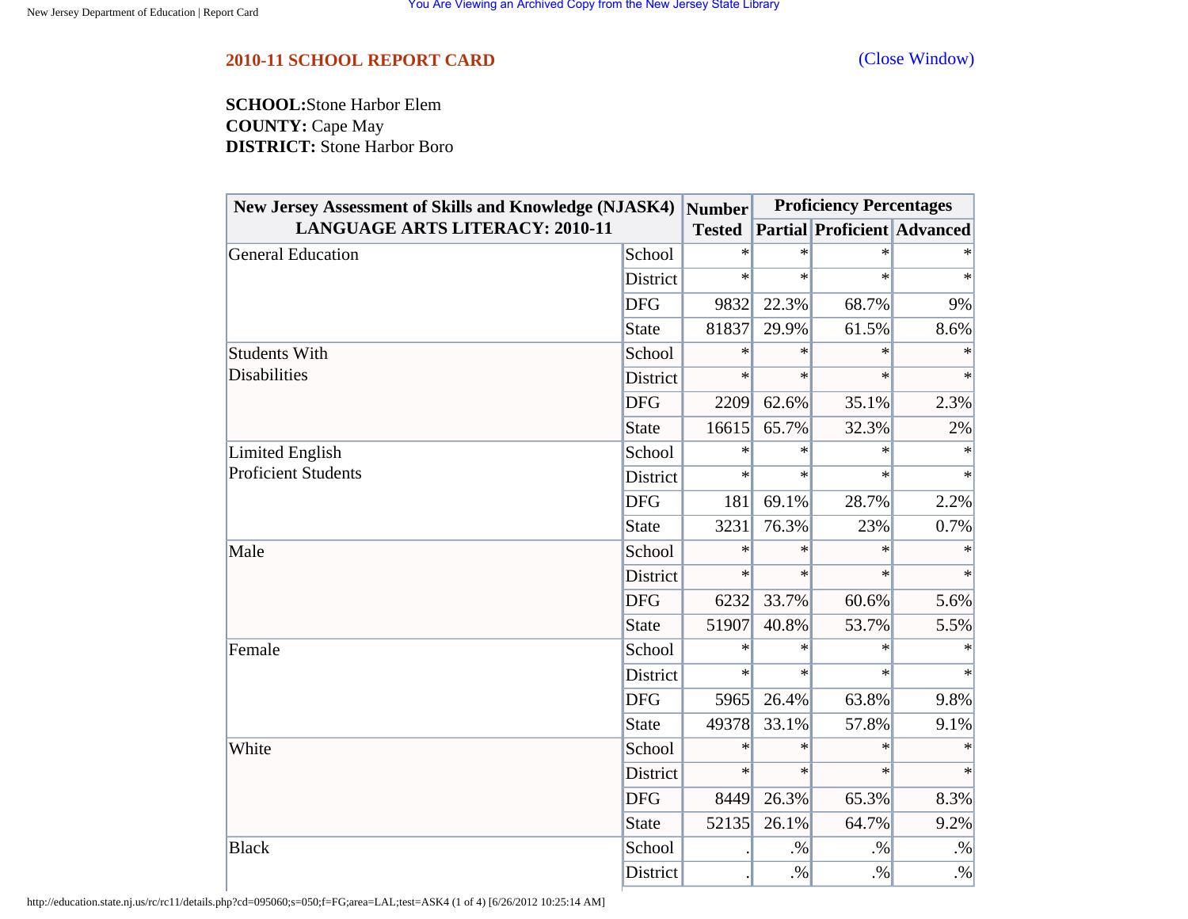## 2010-11 SCHOOL REPORT CARD

(Close Window)

**SCHOOL:**Stone Harbor Elem
**COUNTY:** Cape May
**DISTRICT:** Stone Harbor Boro

| New Jersey Assessment of Skills and Knowledge (NJASK4) LANGUAGE ARTS LITERACY: 2010-11 | | Number Tested | Proficiency Percentages | | |
|---|---|---|---|---|---|
| | | | Partial | Proficient | Advanced |
| General Education | School | * | * | * | * |
| | District | * | * | * | * |
| | DFG | 9832 | 22.3% | 68.7% | 9% |
| | State | 81837 | 29.9% | 61.5% | 8.6% |
| Students With Disabilities | School | * | * | * | * |
| | District | * | * | * | * |
| | DFG | 2209 | 62.6% | 35.1% | 2.3% |
| | State | 16615 | 65.7% | 32.3% | 2% |
| Limited English Proficient Students | School | * | * | * | * |
| | District | * | * | * | * |
| | DFG | 181 | 69.1% | 28.7% | 2.2% |
| | State | 3231 | 76.3% | 23% | 0.7% |
| Male | School | * | * | * | * |
| | District | * | * | * | * |
| | DFG | 6232 | 33.7% | 60.6% | 5.6% |
| | State | 51907 | 40.8% | 53.7% | 5.5% |
| Female | School | * | * | * | * |
| | District | * | * | * | * |
| | DFG | 5965 | 26.4% | 63.8% | 9.8% |
| | State | 49378 | 33.1% | 57.8% | 9.1% |
| White | School | * | * | * | * |
| | District | * | * | * | * |
| | DFG | 8449 | 26.3% | 65.3% | 8.3% |
| | State | 52135 | 26.1% | 64.7% | 9.2% |
| Black | School | . | .% | .% | .% |
| | District | . | .% | .% | .% |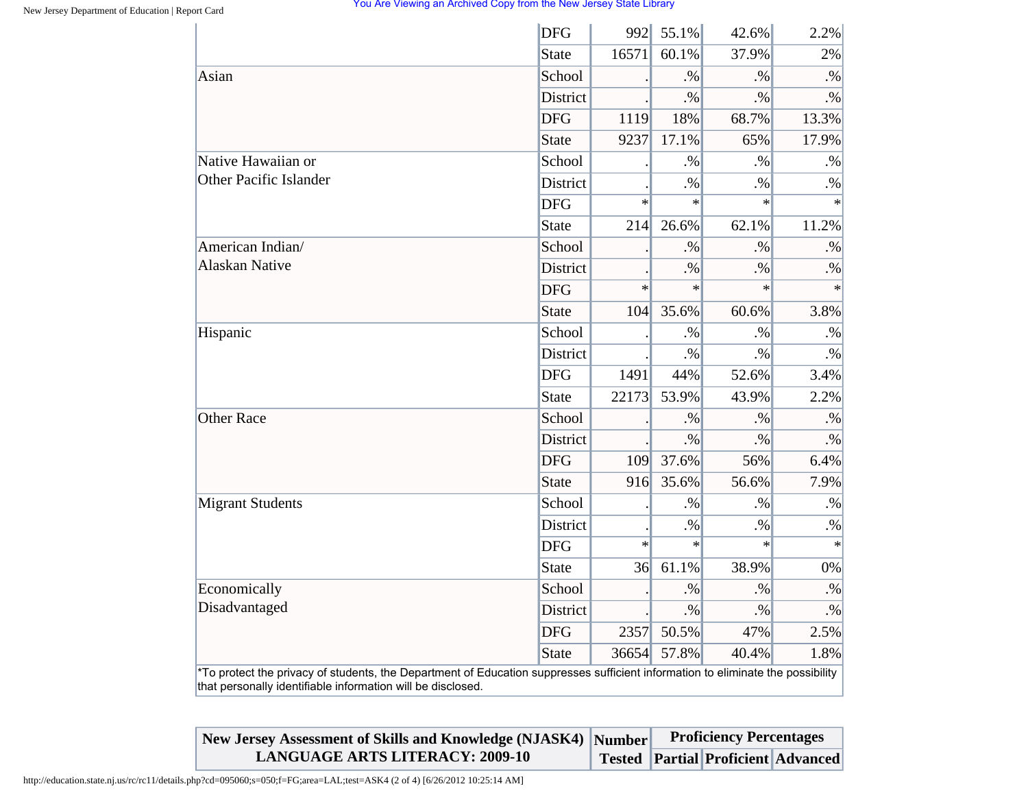| | | | | | |
|---|---|---|---|---|---|
| | DFG | 992 | 55.1% | 42.6% | 2.2% |
| | State | 16571 | 60.1% | 37.9% | 2% |
| Asian | School | . | .% | .% | .% |
| | District | . | .% | .% | .% |
| | DFG | 1119 | 18% | 68.7% | 13.3% |
| | State | 9237 | 17.1% | 65% | 17.9% |
| Native Hawaiian or Other Pacific Islander | School | . | .% | .% | .% |
| | District | . | .% | .% | .% |
| | DFG | * | * | * | * |
| | State | 214 | 26.6% | 62.1% | 11.2% |
| American Indian/ Alaskan Native | School | . | .% | .% | .% |
| | District | . | .% | .% | .% |
| | DFG | * | * | * | * |
| | State | 104 | 35.6% | 60.6% | 3.8% |
| Hispanic | School | . | .% | .% | .% |
| | District | . | .% | .% | .% |
| | DFG | 1491 | 44% | 52.6% | 3.4% |
| | State | 22173 | 53.9% | 43.9% | 2.2% |
| Other Race | School | . | .% | .% | .% |
| | District | . | .% | .% | .% |
| | DFG | 109 | 37.6% | 56% | 6.4% |
| | State | 916 | 35.6% | 56.6% | 7.9% |
| Migrant Students | School | . | .% | .% | .% |
| | District | . | .% | .% | .% |
| | DFG | * | * | * | * |
| | State | 36 | 61.1% | 38.9% | 0% |
| Economically Disadvantaged | School | . | .% | .% | .% |
| | District | . | .% | .% | .% |
| | DFG | 2357 | 50.5% | 47% | 2.5% |
| | State | 36654 | 57.8% | 40.4% | 1.8% |

*To protect the privacy of students, the Department of Education suppresses sufficient information to eliminate the possibility that personally identifiable information will be disclosed.

| New Jersey Assessment of Skills and Knowledge (NJASK4) LANGUAGE ARTS LITERACY: 2009-10 | Number Tested | Proficiency Percentages | | |
|---|---|---|---|---|
| | | Partial | Proficient | Advanced |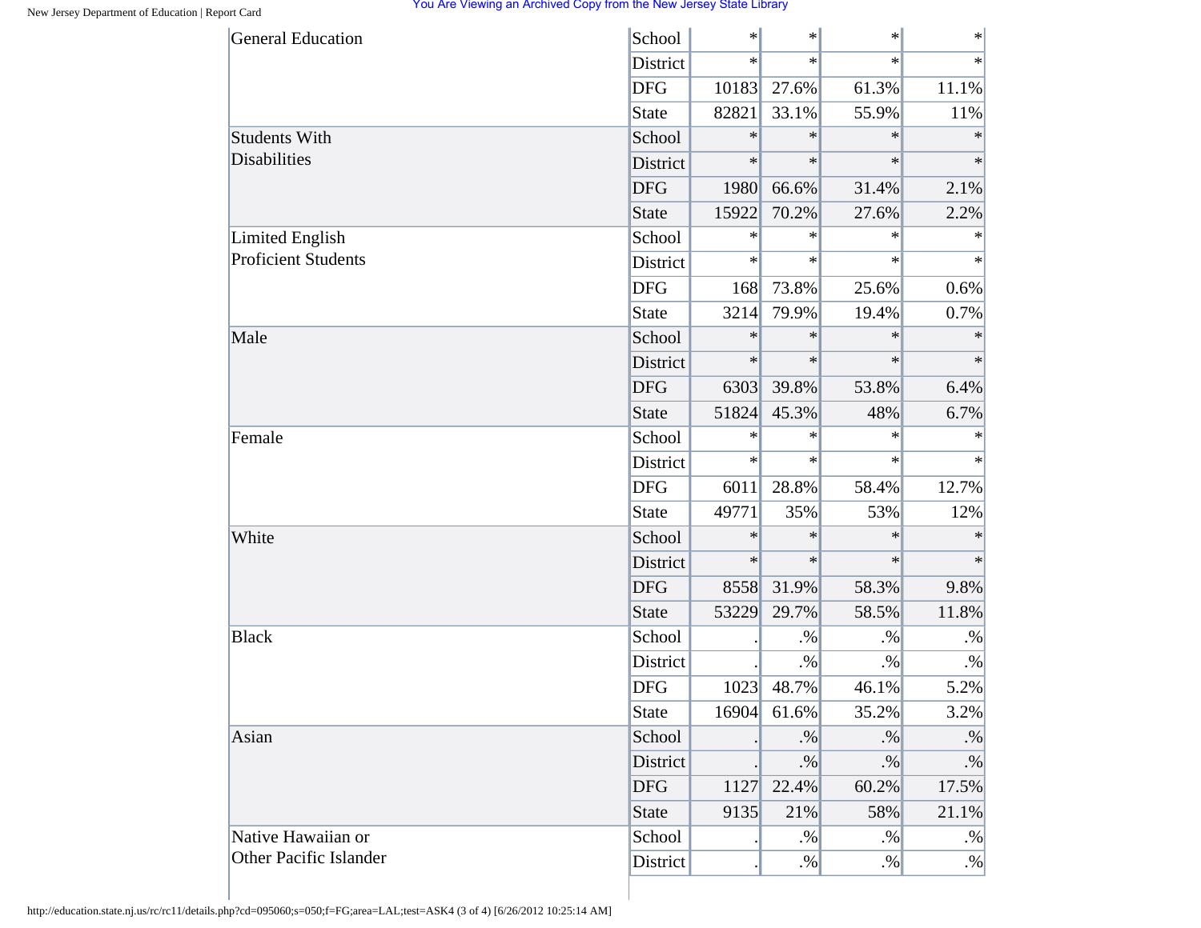| | | | | | |
|---|---|---|---|---|---|
| General Education | School | * | * | * | * |
| | District | * | * | * | * |
| | DFG | 10183 | 27.6% | 61.3% | 11.1% |
| | State | 82821 | 33.1% | 55.9% | 11% |
| Students With Disabilities | School | * | * | * | * |
| | District | * | * | * | * |
| | DFG | 1980 | 66.6% | 31.4% | 2.1% |
| | State | 15922 | 70.2% | 27.6% | 2.2% |
| Limited English Proficient Students | School | * | * | * | * |
| | District | * | * | * | * |
| | DFG | 168 | 73.8% | 25.6% | 0.6% |
| | State | 3214 | 79.9% | 19.4% | 0.7% |
| Male | School | * | * | * | * |
| | District | * | * | * | * |
| | DFG | 6303 | 39.8% | 53.8% | 6.4% |
| | State | 51824 | 45.3% | 48% | 6.7% |
| Female | School | * | * | * | * |
| | District | * | * | * | * |
| | DFG | 6011 | 28.8% | 58.4% | 12.7% |
| | State | 49771 | 35% | 53% | 12% |
| White | School | * | * | * | * |
| | District | * | * | * | * |
| | DFG | 8558 | 31.9% | 58.3% | 9.8% |
| | State | 53229 | 29.7% | 58.5% | 11.8% |
| Black | School | . | .% | .% | .% |
| | District | . | .% | .% | .% |
| | DFG | 1023 | 48.7% | 46.1% | 5.2% |
| | State | 16904 | 61.6% | 35.2% | 3.2% |
| Asian | School | . | .% | .% | .% |
| | District | . | .% | .% | .% |
| | DFG | 1127 | 22.4% | 60.2% | 17.5% |
| | State | 9135 | 21% | 58% | 21.1% |
| Native Hawaiian or Other Pacific Islander | School | . | .% | .% | .% |
| | District | . | .% | .% | .% |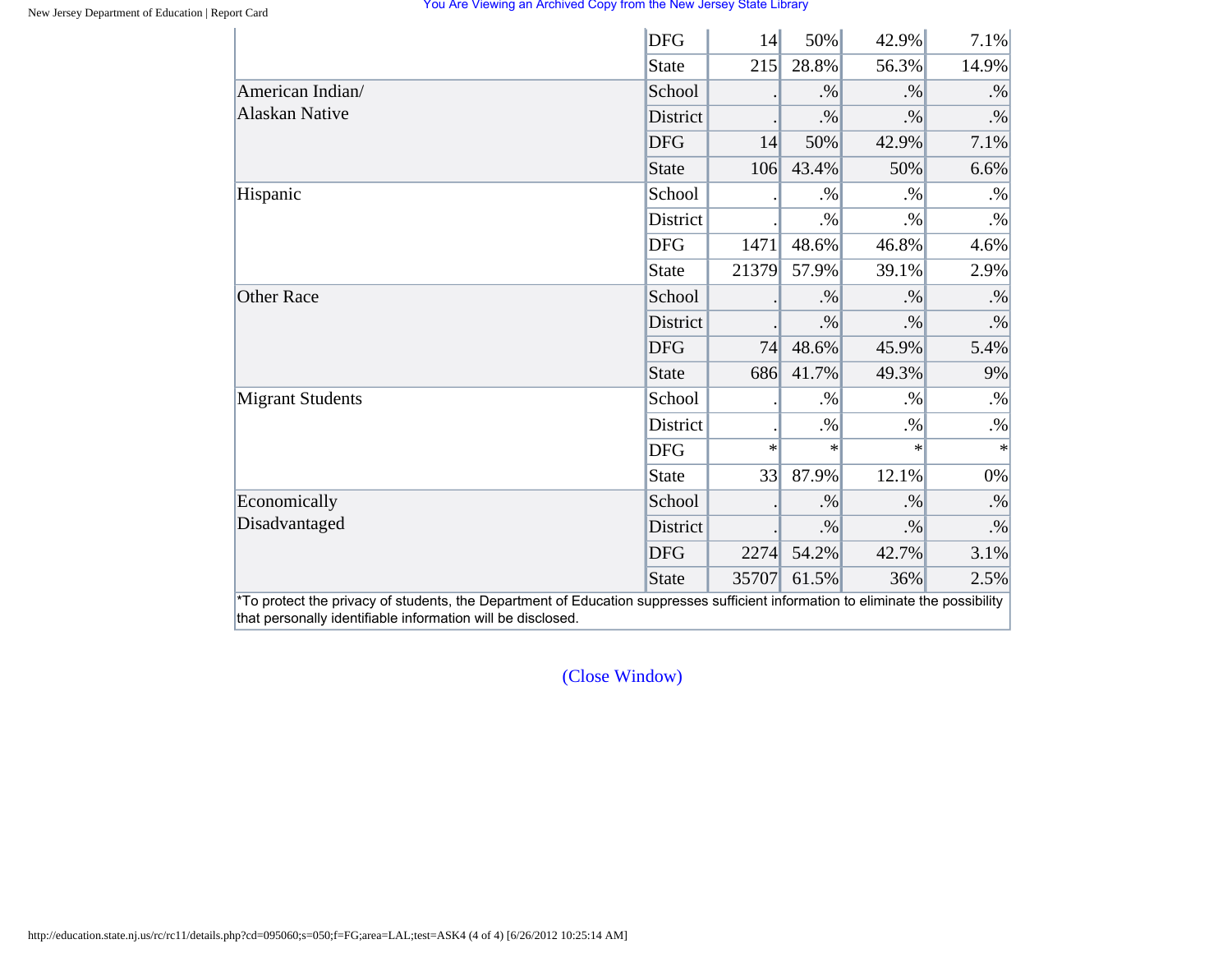| | | | | | |
|---|---|---|---|---|---|
| | DFG | 14 | 50% | 42.9% | 7.1% |
| | State | 215 | 28.8% | 56.3% | 14.9% |
| American Indian/ Alaskan Native | School | . | .% | .% | .% |
| | District | . | .% | .% | .% |
| | DFG | 14 | 50% | 42.9% | 7.1% |
| | State | 106 | 43.4% | 50% | 6.6% |
| Hispanic | School | . | .% | .% | .% |
| | District | . | .% | .% | .% |
| | DFG | 1471 | 48.6% | 46.8% | 4.6% |
| | State | 21379 | 57.9% | 39.1% | 2.9% |
| Other Race | School | . | .% | .% | .% |
| | District | . | .% | .% | .% |
| | DFG | 74 | 48.6% | 45.9% | 5.4% |
| | State | 686 | 41.7% | 49.3% | 9% |
| Migrant Students | School | . | .% | .% | .% |
| | District | . | .% | .% | .% |
| | DFG | * | * | * | * |
| | State | 33 | 87.9% | 12.1% | 0% |
| Economically Disadvantaged | School | . | .% | .% | .% |
| | District | . | .% | .% | .% |
| | DFG | 2274 | 54.2% | 42.7% | 3.1% |
| | State | 35707 | 61.5% | 36% | 2.5% |

*To protect the privacy of students, the Department of Education suppresses sufficient information to eliminate the possibility that personally identifiable information will be disclosed.

(Close Window)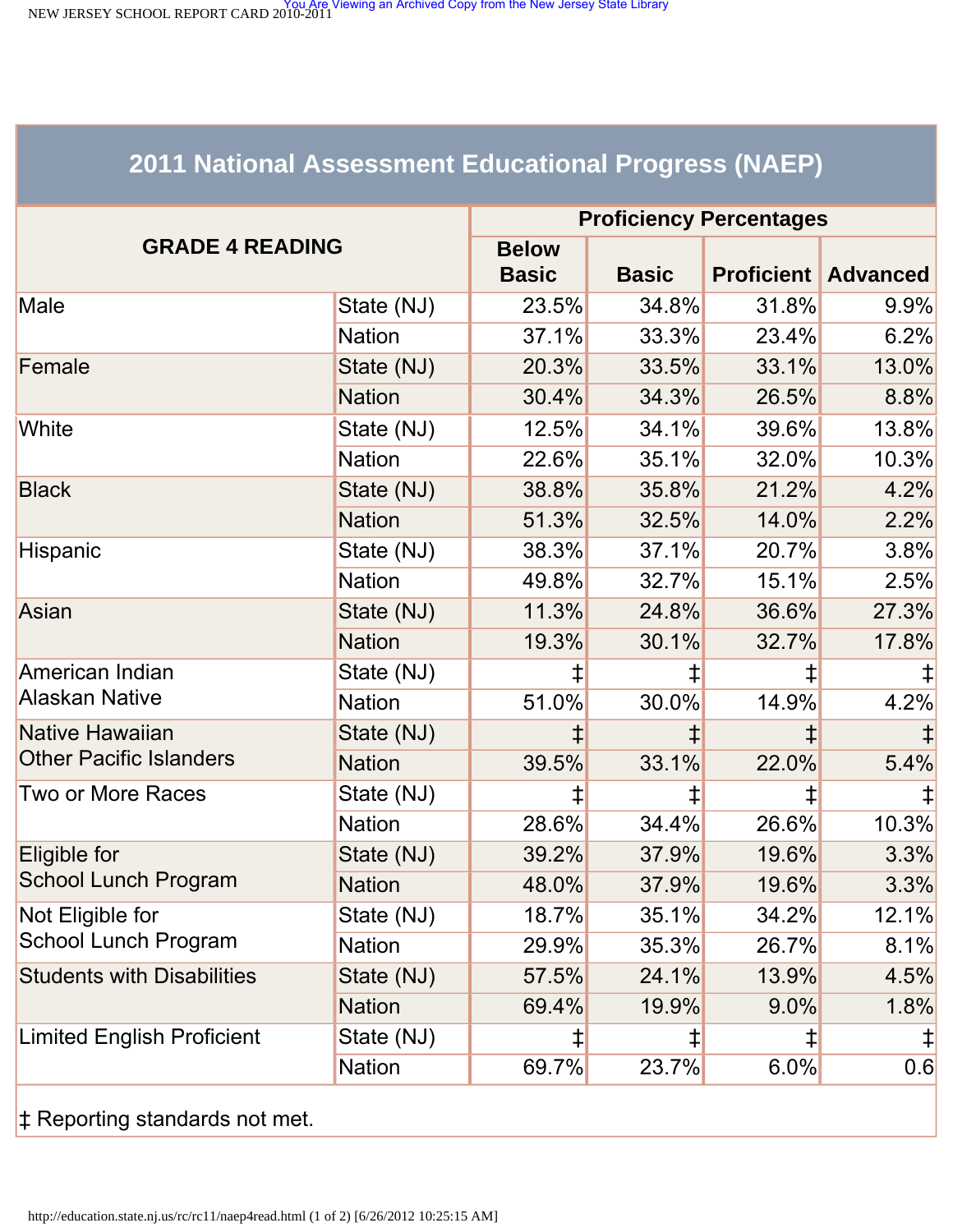## 2011 National Assessment Educational Progress (NAEP)

| GRADE 4 READING | | Proficiency Percentages | | | |
|---|---|---|---|---|---|
| | | Below Basic | Basic | Proficient | Advanced |
| Male | State (NJ) | 23.5% | 34.8% | 31.8% | 9.9% |
| | Nation | 37.1% | 33.3% | 23.4% | 6.2% |
| Female | State (NJ) | 20.3% | 33.5% | 33.1% | 13.0% |
| | Nation | 30.4% | 34.3% | 26.5% | 8.8% |
| White | State (NJ) | 12.5% | 34.1% | 39.6% | 13.8% |
| | Nation | 22.6% | 35.1% | 32.0% | 10.3% |
| Black | State (NJ) | 38.8% | 35.8% | 21.2% | 4.2% |
| | Nation | 51.3% | 32.5% | 14.0% | 2.2% |
| Hispanic | State (NJ) | 38.3% | 37.1% | 20.7% | 3.8% |
| | Nation | 49.8% | 32.7% | 15.1% | 2.5% |
| Asian | State (NJ) | 11.3% | 24.8% | 36.6% | 27.3% |
| | Nation | 19.3% | 30.1% | 32.7% | 17.8% |
| American Indian Alaskan Native | State (NJ) | ‡ | ‡ | ‡ | ‡ |
| | Nation | 51.0% | 30.0% | 14.9% | 4.2% |
| Native Hawaiian Other Pacific Islanders | State (NJ) | ‡ | ‡ | ‡ | ‡ |
| | Nation | 39.5% | 33.1% | 22.0% | 5.4% |
| Two or More Races | State (NJ) | ‡ | ‡ | ‡ | ‡ |
| | Nation | 28.6% | 34.4% | 26.6% | 10.3% |
| Eligible for School Lunch Program | State (NJ) | 39.2% | 37.9% | 19.6% | 3.3% |
| | Nation | 48.0% | 37.9% | 19.6% | 3.3% |
| Not Eligible for School Lunch Program | State (NJ) | 18.7% | 35.1% | 34.2% | 12.1% |
| | Nation | 29.9% | 35.3% | 26.7% | 8.1% |
| Students with Disabilities | State (NJ) | 57.5% | 24.1% | 13.9% | 4.5% |
| | Nation | 69.4% | 19.9% | 9.0% | 1.8% |
| Limited English Proficient | State (NJ) | ‡ | ‡ | ‡ | ‡ |
| | Nation | 69.7% | 23.7% | 6.0% | 0.6 |

‡ Reporting standards not met.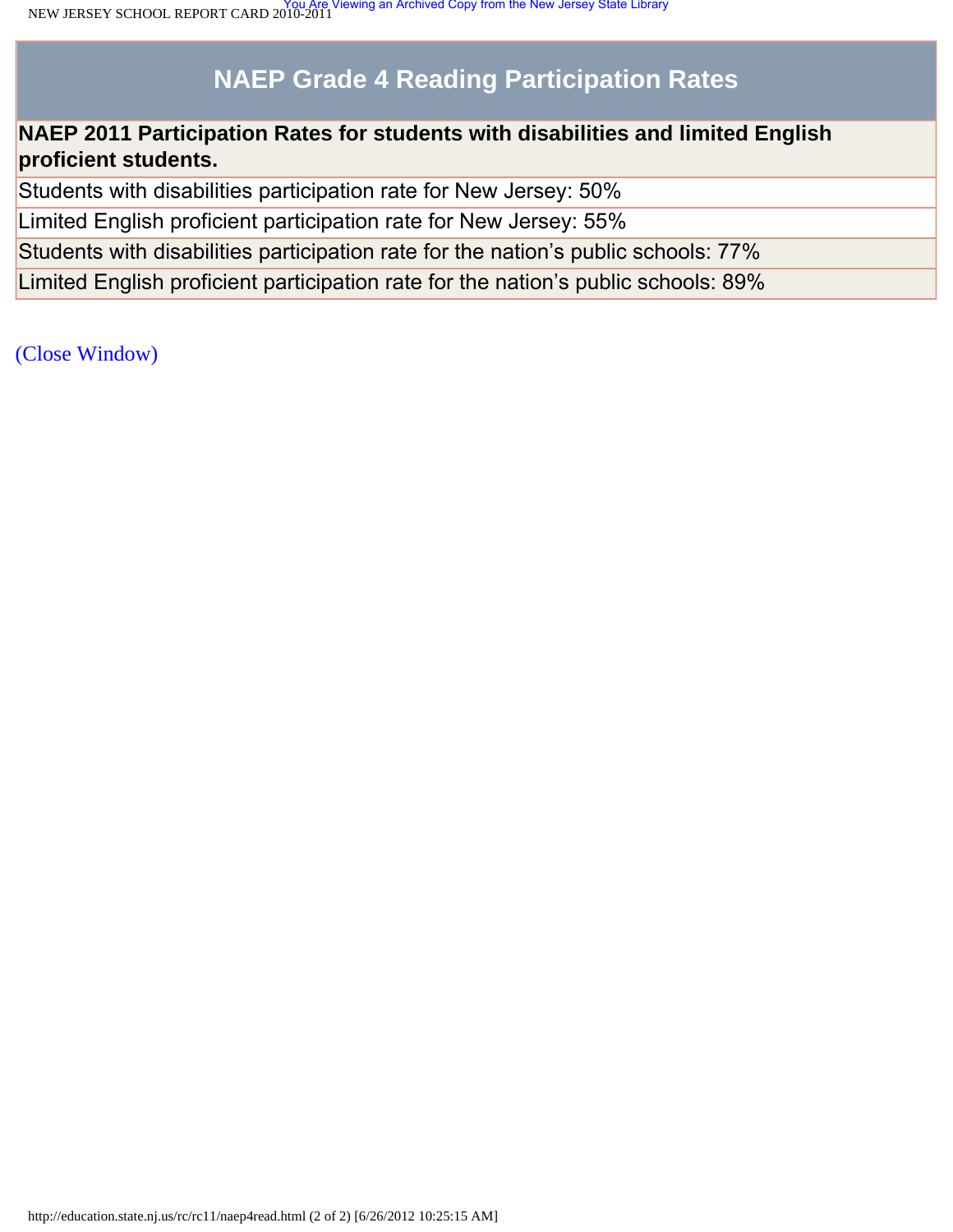## NAEP Grade 4 Reading Participation Rates

| NAEP 2011 Participation Rates for students with disabilities and limited English proficient students. |
| --- |
| Students with disabilities participation rate for New Jersey: 50% |
| Limited English proficient participation rate for New Jersey: 55% |
| Students with disabilities participation rate for the nation’s public schools: 77% |
| Limited English proficient participation rate for the nation’s public schools: 89% |

(Close Window)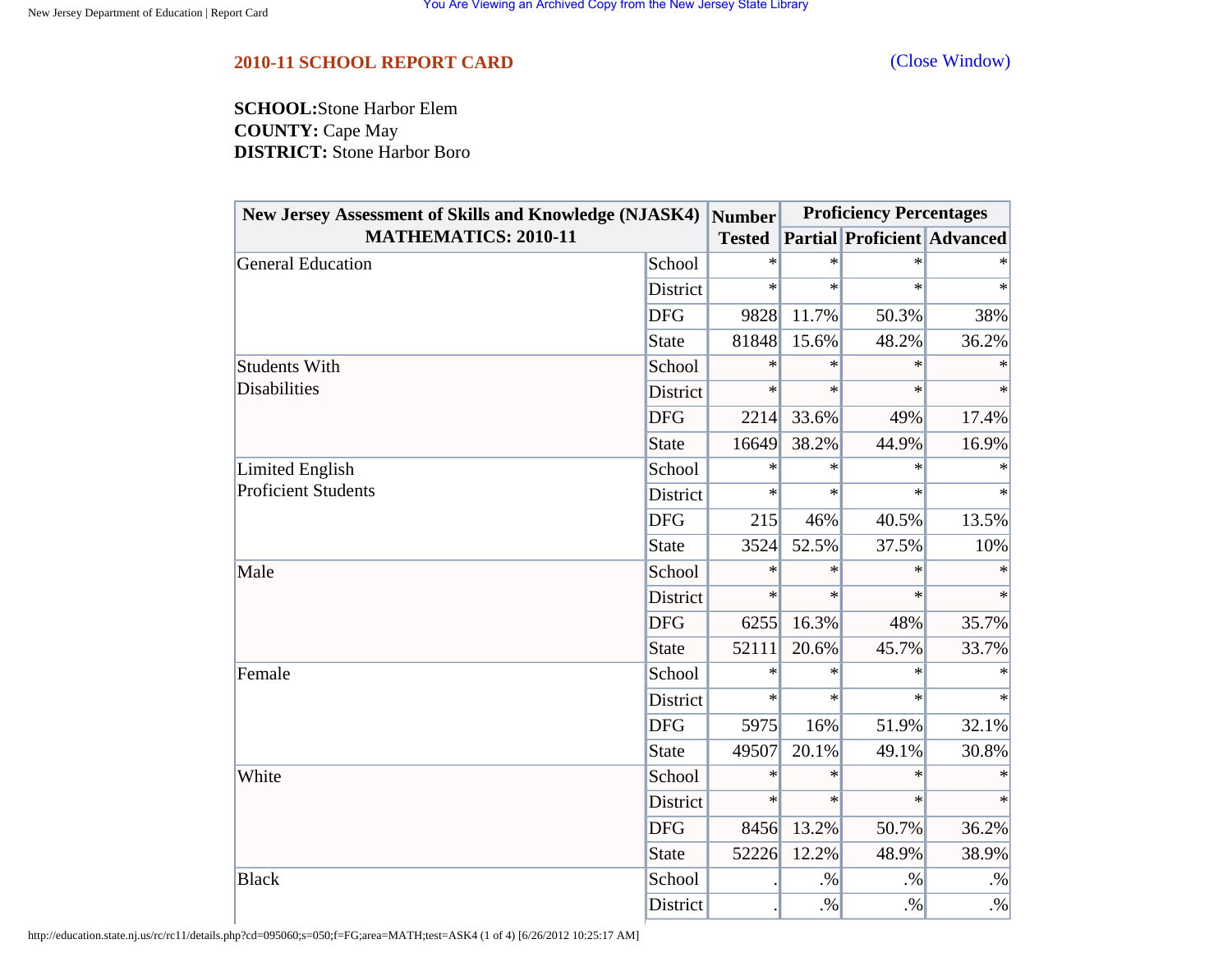## 2010-11 SCHOOL REPORT CARD

(Close Window)

**SCHOOL:**Stone Harbor Elem
**COUNTY:** Cape May
**DISTRICT:** Stone Harbor Boro

| New Jersey Assessment of Skills and Knowledge (NJASK4) MATHEMATICS: 2010-11 | | Number Tested | Proficiency Percentages | | |
|---|---|---|---|---|---|
| | | | Partial | Proficient | Advanced |
| General Education | School | * | * | * | * |
| | District | * | * | * | * |
| | DFG | 9828 | 11.7% | 50.3% | 38% |
| | State | 81848 | 15.6% | 48.2% | 36.2% |
| Students With Disabilities | School | * | * | * | * |
| | District | * | * | * | * |
| | DFG | 2214 | 33.6% | 49% | 17.4% |
| | State | 16649 | 38.2% | 44.9% | 16.9% |
| Limited English Proficient Students | School | * | * | * | * |
| | District | * | * | * | * |
| | DFG | 215 | 46% | 40.5% | 13.5% |
| | State | 3524 | 52.5% | 37.5% | 10% |
| Male | School | * | * | * | * |
| | District | * | * | * | * |
| | DFG | 6255 | 16.3% | 48% | 35.7% |
| | State | 52111 | 20.6% | 45.7% | 33.7% |
| Female | School | * | * | * | * |
| | District | * | * | * | * |
| | DFG | 5975 | 16% | 51.9% | 32.1% |
| | State | 49507 | 20.1% | 49.1% | 30.8% |
| White | School | * | * | * | * |
| | District | * | * | * | * |
| | DFG | 8456 | 13.2% | 50.7% | 36.2% |
| | State | 52226 | 12.2% | 48.9% | 38.9% |
| Black | School | . | .% | .% | .% |
| | District | . | .% | .% | .% |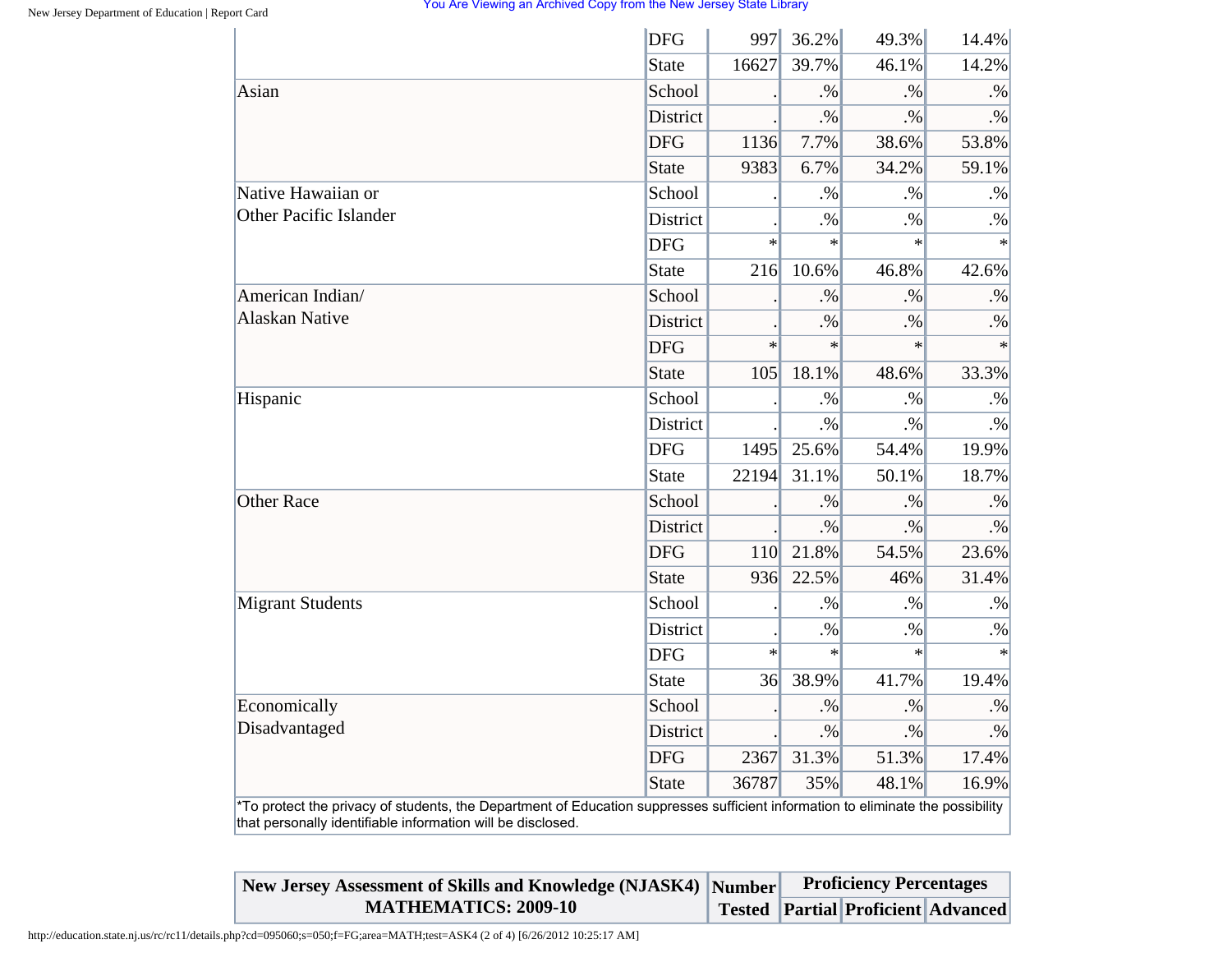| | | | | | |
|---|---|---|---|---|---|
| | DFG | 997 | 36.2% | 49.3% | 14.4% |
| | State | 16627 | 39.7% | 46.1% | 14.2% |
| Asian | School | . | .% | .% | .% |
| | District | . | .% | .% | .% |
| | DFG | 1136 | 7.7% | 38.6% | 53.8% |
| | State | 9383 | 6.7% | 34.2% | 59.1% |
| Native Hawaiian or Other Pacific Islander | School | . | .% | .% | .% |
| | District | . | .% | .% | .% |
| | DFG | * | * | * | * |
| | State | 216 | 10.6% | 46.8% | 42.6% |
| American Indian/ Alaskan Native | School | . | .% | .% | .% |
| | District | . | .% | .% | .% |
| | DFG | * | * | * | * |
| | State | 105 | 18.1% | 48.6% | 33.3% |
| Hispanic | School | . | .% | .% | .% |
| | District | . | .% | .% | .% |
| | DFG | 1495 | 25.6% | 54.4% | 19.9% |
| | State | 22194 | 31.1% | 50.1% | 18.7% |
| Other Race | School | . | .% | .% | .% |
| | District | . | .% | .% | .% |
| | DFG | 110 | 21.8% | 54.5% | 23.6% |
| | State | 936 | 22.5% | 46% | 31.4% |
| Migrant Students | School | . | .% | .% | .% |
| | District | . | .% | .% | .% |
| | DFG | * | * | * | * |
| | State | 36 | 38.9% | 41.7% | 19.4% |
| Economically Disadvantaged | School | . | .% | .% | .% |
| | District | . | .% | .% | .% |
| | DFG | 2367 | 31.3% | 51.3% | 17.4% |
| | State | 36787 | 35% | 48.1% | 16.9% |

*To protect the privacy of students, the Department of Education suppresses sufficient information to eliminate the possibility that personally identifiable information will be disclosed.

| New Jersey Assessment of Skills and Knowledge (NJASK4) MATHEMATICS: 2009-10 | Number Tested | Proficiency Percentages | | |
|---|---|---|---|---|
| | | Partial | Proficient | Advanced |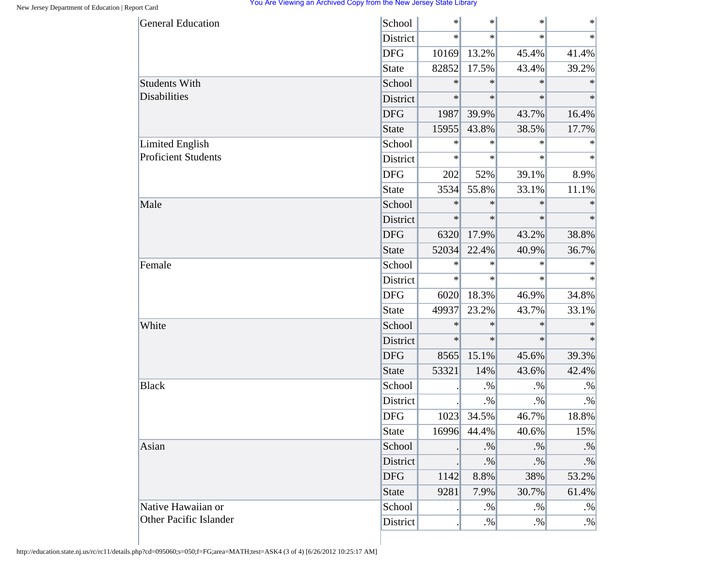| | | | | | |
|---|---|---|---|---|---|
| General Education | School | * | * | * | * |
| | District | * | * | * | * |
| | DFG | 10169 | 13.2% | 45.4% | 41.4% |
| | State | 82852 | 17.5% | 43.4% | 39.2% |
| Students With Disabilities | School | * | * | * | * |
| | District | * | * | * | * |
| | DFG | 1987 | 39.9% | 43.7% | 16.4% |
| | State | 15955 | 43.8% | 38.5% | 17.7% |
| Limited English Proficient Students | School | * | * | * | * |
| | District | * | * | * | * |
| | DFG | 202 | 52% | 39.1% | 8.9% |
| | State | 3534 | 55.8% | 33.1% | 11.1% |
| Male | School | * | * | * | * |
| | District | * | * | * | * |
| | DFG | 6320 | 17.9% | 43.2% | 38.8% |
| | State | 52034 | 22.4% | 40.9% | 36.7% |
| Female | School | * | * | * | * |
| | District | * | * | * | * |
| | DFG | 6020 | 18.3% | 46.9% | 34.8% |
| | State | 49937 | 23.2% | 43.7% | 33.1% |
| White | School | * | * | * | * |
| | District | * | * | * | * |
| | DFG | 8565 | 15.1% | 45.6% | 39.3% |
| | State | 53321 | 14% | 43.6% | 42.4% |
| Black | School | . | .% | .% | .% |
| | District | . | .% | .% | .% |
| | DFG | 1023 | 34.5% | 46.7% | 18.8% |
| | State | 16996 | 44.4% | 40.6% | 15% |
| Asian | School | . | .% | .% | .% |
| | District | . | .% | .% | .% |
| | DFG | 1142 | 8.8% | 38% | 53.2% |
| | State | 9281 | 7.9% | 30.7% | 61.4% |
| Native Hawaiian or Other Pacific Islander | School | . | .% | .% | .% |
| | District | . | .% | .% | .% |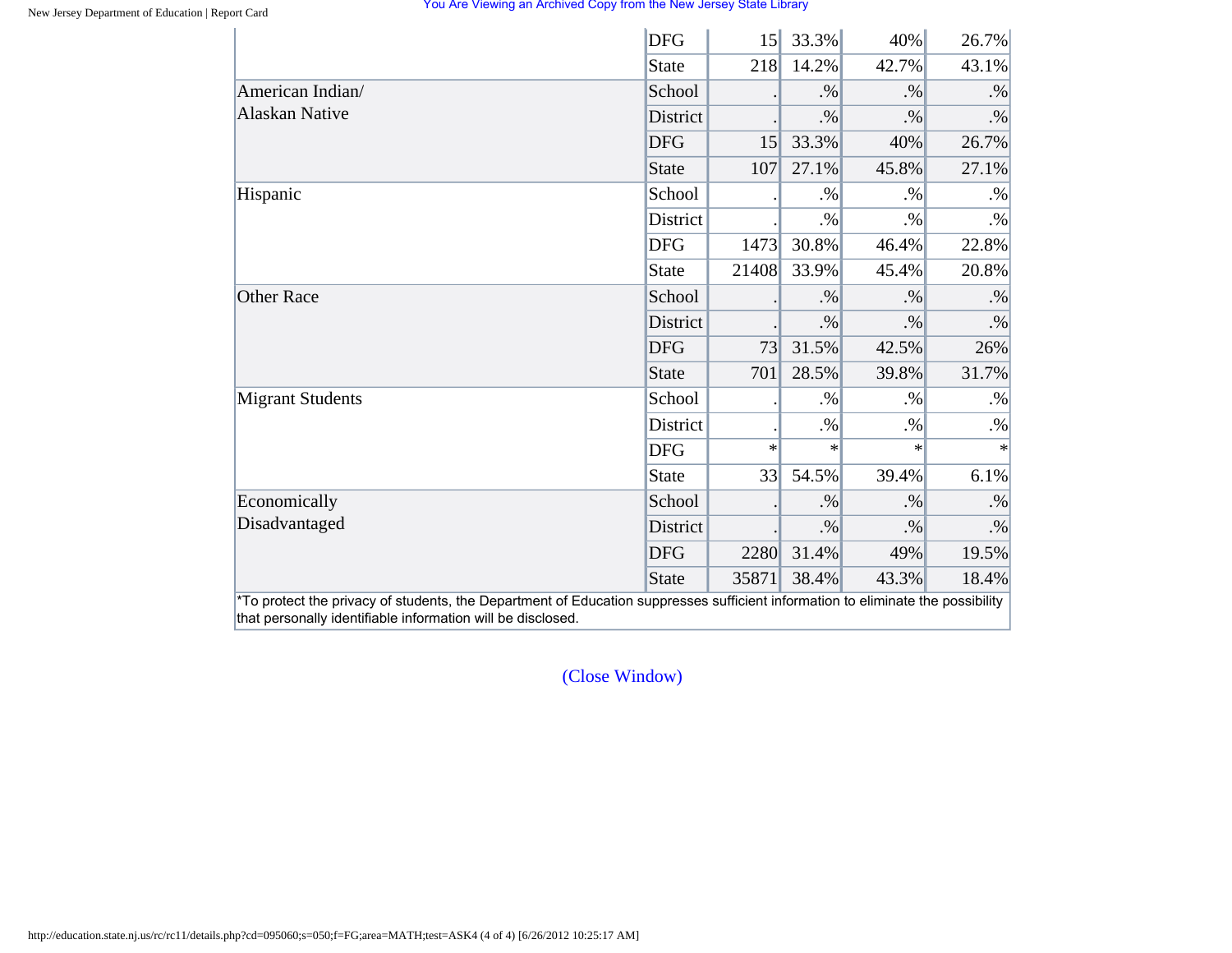| | | | | | |
|---|---|---|---|---|---|
| | DFG | 15 | 33.3% | 40% | 26.7% |
| | State | 218 | 14.2% | 42.7% | 43.1% |
| American Indian/ Alaskan Native | School | . | .% | .% | .% |
| | District | . | .% | .% | .% |
| | DFG | 15 | 33.3% | 40% | 26.7% |
| | State | 107 | 27.1% | 45.8% | 27.1% |
| Hispanic | School | . | .% | .% | .% |
| | District | . | .% | .% | .% |
| | DFG | 1473 | 30.8% | 46.4% | 22.8% |
| | State | 21408 | 33.9% | 45.4% | 20.8% |
| Other Race | School | . | .% | .% | .% |
| | District | . | .% | .% | .% |
| | DFG | 73 | 31.5% | 42.5% | 26% |
| | State | 701 | 28.5% | 39.8% | 31.7% |
| Migrant Students | School | . | .% | .% | .% |
| | District | . | .% | .% | .% |
| | DFG | * | * | * | * |
| | State | 33 | 54.5% | 39.4% | 6.1% |
| Economically Disadvantaged | School | . | .% | .% | .% |
| | District | . | .% | .% | .% |
| | DFG | 2280 | 31.4% | 49% | 19.5% |
| | State | 35871 | 38.4% | 43.3% | 18.4% |

*To protect the privacy of students, the Department of Education suppresses sufficient information to eliminate the possibility that personally identifiable information will be disclosed.

(Close Window)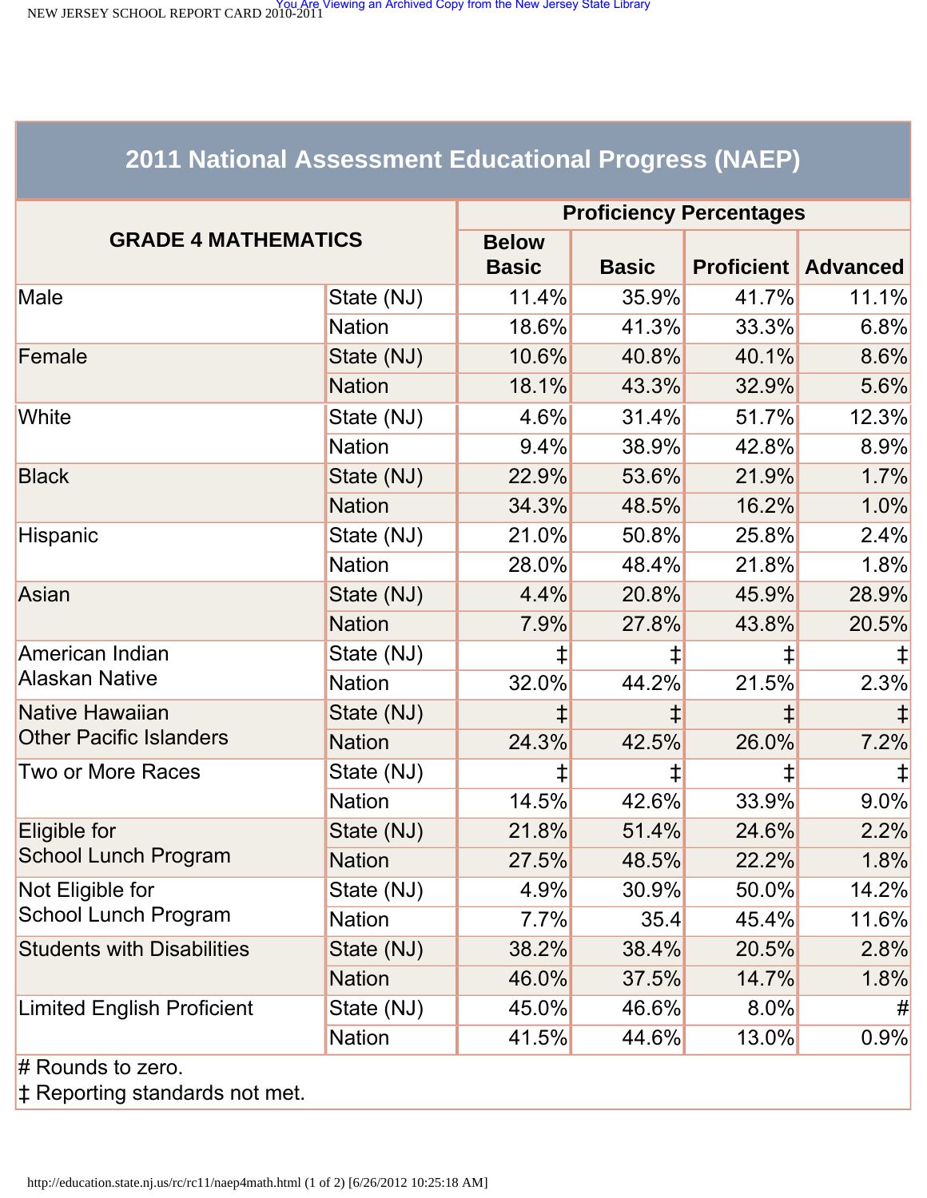## 2011 National Assessment Educational Progress (NAEP)

| GRADE 4 MATHEMATICS | | Proficiency Percentages | | | |
|---|---|---|---|---|---|
| | | Below Basic | Basic | Proficient | Advanced |
| Male | State (NJ) | 11.4% | 35.9% | 41.7% | 11.1% |
| | Nation | 18.6% | 41.3% | 33.3% | 6.8% |
| Female | State (NJ) | 10.6% | 40.8% | 40.1% | 8.6% |
| | Nation | 18.1% | 43.3% | 32.9% | 5.6% |
| White | State (NJ) | 4.6% | 31.4% | 51.7% | 12.3% |
| | Nation | 9.4% | 38.9% | 42.8% | 8.9% |
| Black | State (NJ) | 22.9% | 53.6% | 21.9% | 1.7% |
| | Nation | 34.3% | 48.5% | 16.2% | 1.0% |
| Hispanic | State (NJ) | 21.0% | 50.8% | 25.8% | 2.4% |
| | Nation | 28.0% | 48.4% | 21.8% | 1.8% |
| Asian | State (NJ) | 4.4% | 20.8% | 45.9% | 28.9% |
| | Nation | 7.9% | 27.8% | 43.8% | 20.5% |
| American Indian Alaskan Native | State (NJ) | ‡ | ‡ | ‡ | ‡ |
| | Nation | 32.0% | 44.2% | 21.5% | 2.3% |
| Native Hawaiian Other Pacific Islanders | State (NJ) | ‡ | ‡ | ‡ | ‡ |
| | Nation | 24.3% | 42.5% | 26.0% | 7.2% |
| Two or More Races | State (NJ) | ‡ | ‡ | ‡ | ‡ |
| | Nation | 14.5% | 42.6% | 33.9% | 9.0% |
| Eligible for School Lunch Program | State (NJ) | 21.8% | 51.4% | 24.6% | 2.2% |
| | Nation | 27.5% | 48.5% | 22.2% | 1.8% |
| Not Eligible for School Lunch Program | State (NJ) | 4.9% | 30.9% | 50.0% | 14.2% |
| | Nation | 7.7% | 35.4 | 45.4% | 11.6% |
| Students with Disabilities | State (NJ) | 38.2% | 38.4% | 20.5% | 2.8% |
| | Nation | 46.0% | 37.5% | 14.7% | 1.8% |
| Limited English Proficient | State (NJ) | 45.0% | 46.6% | 8.0% | # |
| | Nation | 41.5% | 44.6% | 13.0% | 0.9% |

# Rounds to zero.

‡ Reporting standards not met.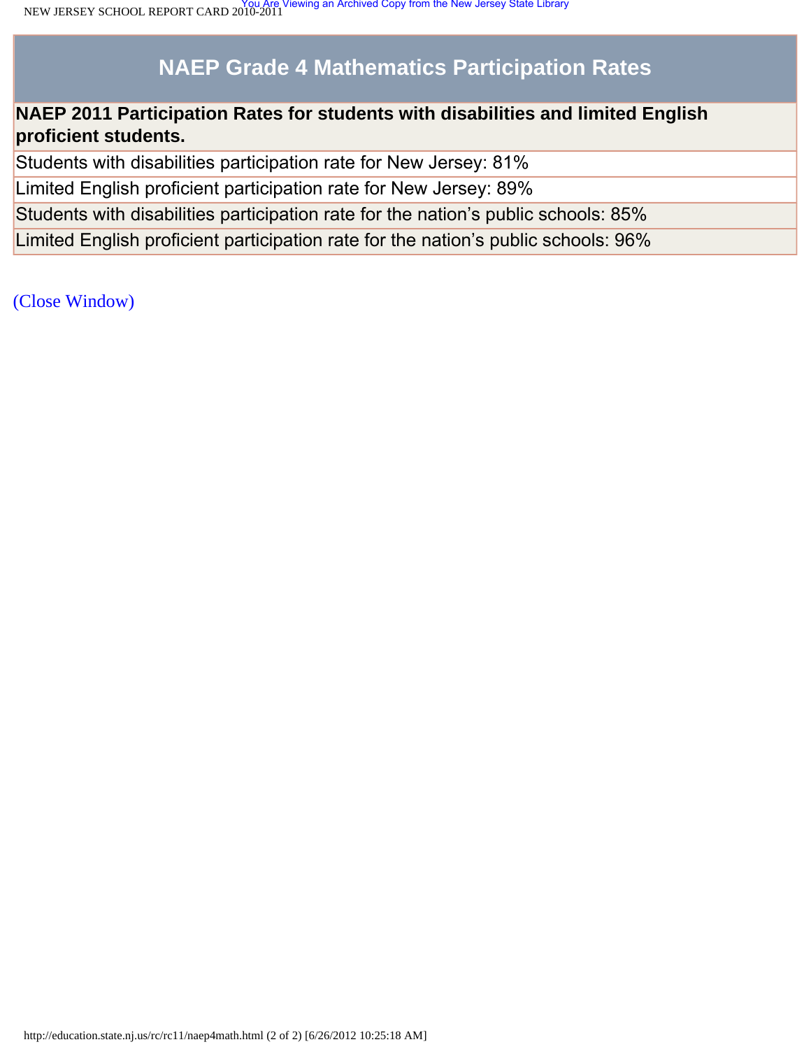## NAEP Grade 4 Mathematics Participation Rates

| **NAEP 2011 Participation Rates for students with disabilities and limited English proficient students.** |
|---|
| Students with disabilities participation rate for New Jersey: 81% |
| Limited English proficient participation rate for New Jersey: 89% |
| Students with disabilities participation rate for the nation's public schools: 85% |
| Limited English proficient participation rate for the nation's public schools: 96% |

(Close Window)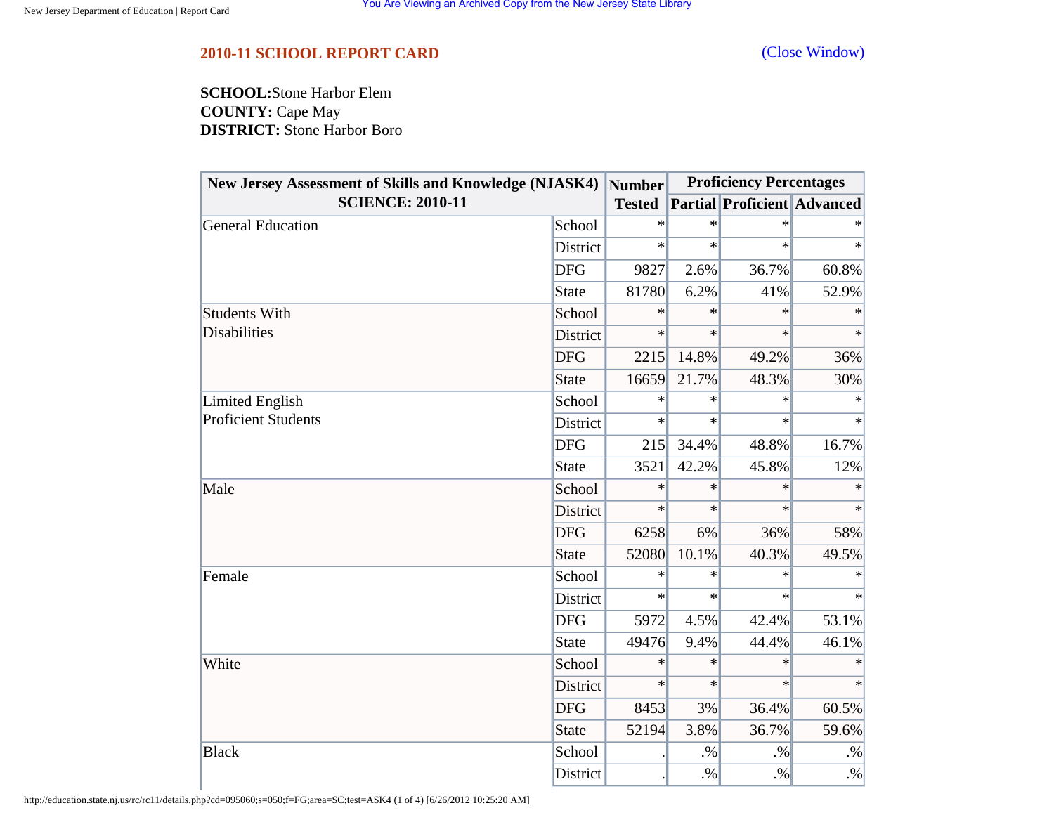## 2010-11 SCHOOL REPORT CARD

(Close Window)

**SCHOOL:** Stone Harbor Elem
**COUNTY:** Cape May
**DISTRICT:** Stone Harbor Boro

| New Jersey Assessment of Skills and Knowledge (NJASK4) SCIENCE: 2010-11 | | Number Tested | Proficiency Percentages | | |
|---|---|---|---|---|---|
| | | | Partial | Proficient | Advanced |
| General Education | School | * | * | * | * |
| | District | * | * | * | * |
| | DFG | 9827 | 2.6% | 36.7% | 60.8% |
| | State | 81780 | 6.2% | 41% | 52.9% |
| Students With Disabilities | School | * | * | * | * |
| | District | * | * | * | * |
| | DFG | 2215 | 14.8% | 49.2% | 36% |
| | State | 16659 | 21.7% | 48.3% | 30% |
| Limited English Proficient Students | School | * | * | * | * |
| | District | * | * | * | * |
| | DFG | 215 | 34.4% | 48.8% | 16.7% |
| | State | 3521 | 42.2% | 45.8% | 12% |
| Male | School | * | * | * | * |
| | District | * | * | * | * |
| | DFG | 6258 | 6% | 36% | 58% |
| | State | 52080 | 10.1% | 40.3% | 49.5% |
| Female | School | * | * | * | * |
| | District | * | * | * | * |
| | DFG | 5972 | 4.5% | 42.4% | 53.1% |
| | State | 49476 | 9.4% | 44.4% | 46.1% |
| White | School | * | * | * | * |
| | District | * | * | * | * |
| | DFG | 8453 | 3% | 36.4% | 60.5% |
| | State | 52194 | 3.8% | 36.7% | 59.6% |
| Black | School | . | .% | .% | .% |
| | District | . | .% | .% | .% |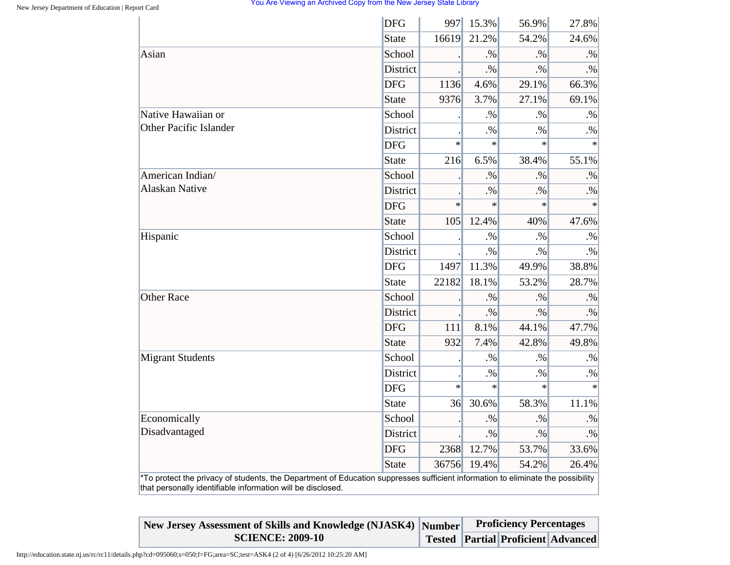| | | | | | |
|---|---|---|---|---|---|
| | DFG | 997 | 15.3% | 56.9% | 27.8% |
| | State | 16619 | 21.2% | 54.2% | 24.6% |
| Asian | School | . | .% | .% | .% |
| | District | . | .% | .% | .% |
| | DFG | 1136 | 4.6% | 29.1% | 66.3% |
| | State | 9376 | 3.7% | 27.1% | 69.1% |
| Native Hawaiian or Other Pacific Islander | School | . | .% | .% | .% |
| | District | . | .% | .% | .% |
| | DFG | * | * | * | * |
| | State | 216 | 6.5% | 38.4% | 55.1% |
| American Indian/ Alaskan Native | School | . | .% | .% | .% |
| | District | . | .% | .% | .% |
| | DFG | * | * | * | * |
| | State | 105 | 12.4% | 40% | 47.6% |
| Hispanic | School | . | .% | .% | .% |
| | District | . | .% | .% | .% |
| | DFG | 1497 | 11.3% | 49.9% | 38.8% |
| | State | 22182 | 18.1% | 53.2% | 28.7% |
| Other Race | School | . | .% | .% | .% |
| | District | . | .% | .% | .% |
| | DFG | 111 | 8.1% | 44.1% | 47.7% |
| | State | 932 | 7.4% | 42.8% | 49.8% |
| Migrant Students | School | . | .% | .% | .% |
| | District | . | .% | .% | .% |
| | DFG | * | * | * | * |
| | State | 36 | 30.6% | 58.3% | 11.1% |
| Economically Disadvantaged | School | . | .% | .% | .% |
| | District | . | .% | .% | .% |
| | DFG | 2368 | 12.7% | 53.7% | 33.6% |
| | State | 36756 | 19.4% | 54.2% | 26.4% |

*To protect the privacy of students, the Department of Education suppresses sufficient information to eliminate the possibility that personally identifiable information will be disclosed.

| New Jersey Assessment of Skills and Knowledge (NJASK4) SCIENCE: 2009-10 | Number Tested | Proficiency Percentages | | |
|---|---|---|---|---|
| | | Partial | Proficient | Advanced |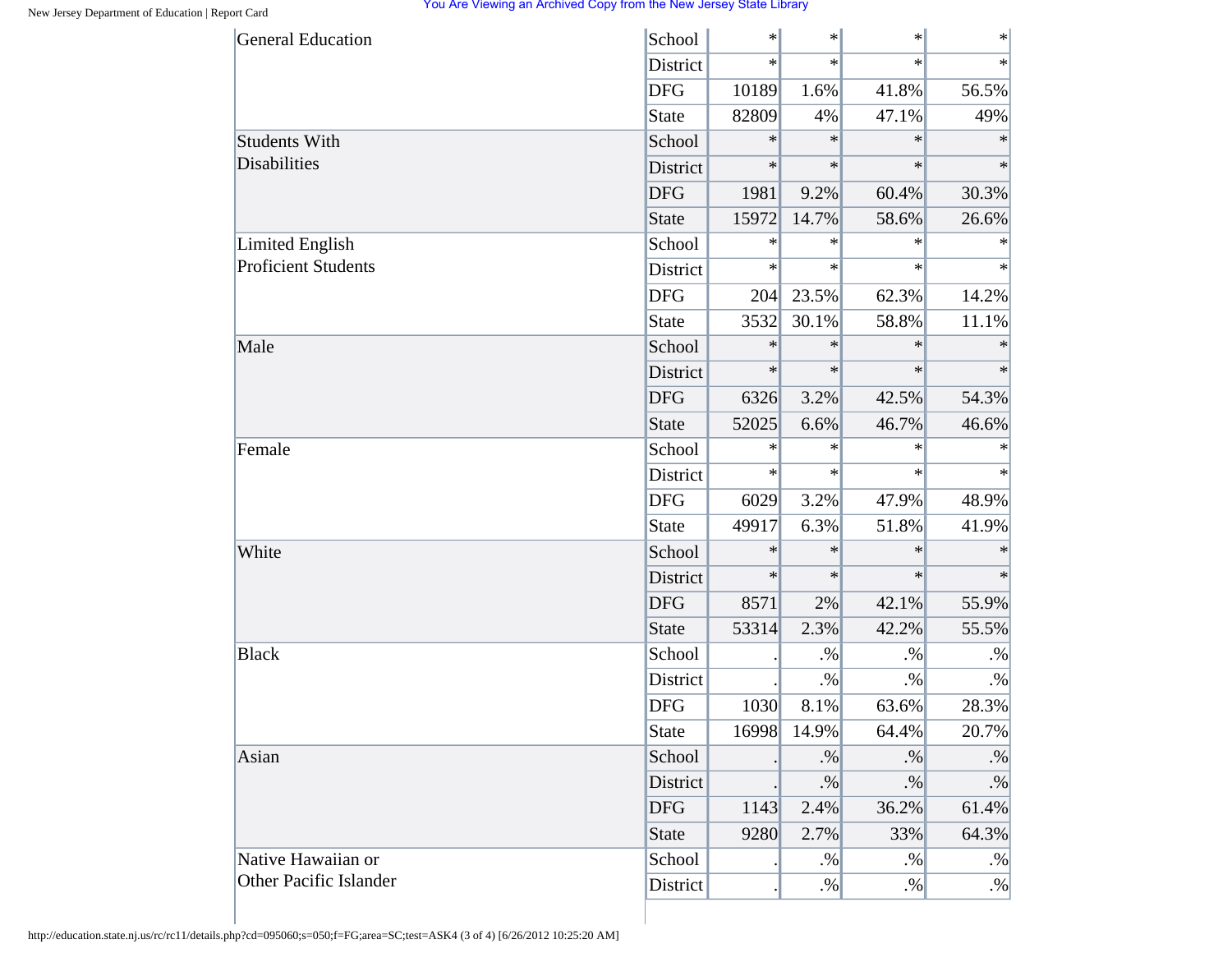| | | | | | |
|---|---|---|---|---|---|
| General Education | School | * | * | * | * |
| | District | * | * | * | * |
| | DFG | 10189 | 1.6% | 41.8% | 56.5% |
| | State | 82809 | 4% | 47.1% | 49% |
| Students With Disabilities | School | * | * | * | * |
| | District | * | * | * | * |
| | DFG | 1981 | 9.2% | 60.4% | 30.3% |
| | State | 15972 | 14.7% | 58.6% | 26.6% |
| Limited English Proficient Students | School | * | * | * | * |
| | District | * | * | * | * |
| | DFG | 204 | 23.5% | 62.3% | 14.2% |
| | State | 3532 | 30.1% | 58.8% | 11.1% |
| Male | School | * | * | * | * |
| | District | * | * | * | * |
| | DFG | 6326 | 3.2% | 42.5% | 54.3% |
| | State | 52025 | 6.6% | 46.7% | 46.6% |
| Female | School | * | * | * | * |
| | District | * | * | * | * |
| | DFG | 6029 | 3.2% | 47.9% | 48.9% |
| | State | 49917 | 6.3% | 51.8% | 41.9% |
| White | School | * | * | * | * |
| | District | * | * | * | * |
| | DFG | 8571 | 2% | 42.1% | 55.9% |
| | State | 53314 | 2.3% | 42.2% | 55.5% |
| Black | School | . | .% | .% | .% |
| | District | . | .% | .% | .% |
| | DFG | 1030 | 8.1% | 63.6% | 28.3% |
| | State | 16998 | 14.9% | 64.4% | 20.7% |
| Asian | School | . | .% | .% | .% |
| | District | . | .% | .% | .% |
| | DFG | 1143 | 2.4% | 36.2% | 61.4% |
| | State | 9280 | 2.7% | 33% | 64.3% |
| Native Hawaiian or Other Pacific Islander | School | . | .% | .% | .% |
| | District | . | .% | .% | .% |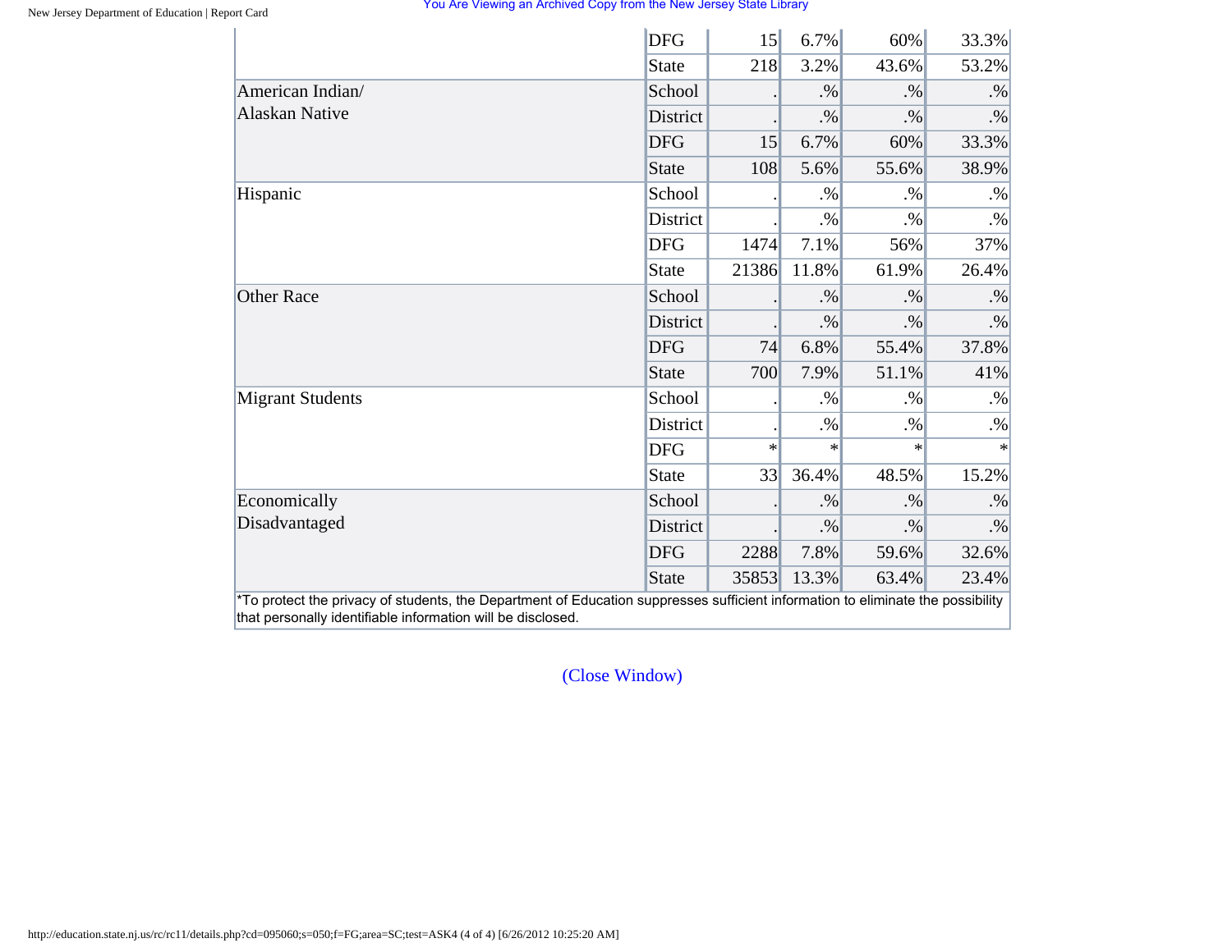| | | | | | |
|---|---|---|---|---|---|
| | DFG | 15 | 6.7% | 60% | 33.3% |
| | State | 218 | 3.2% | 43.6% | 53.2% |
| American Indian/ Alaskan Native | School | . | .% | .% | .% |
| | District | . | .% | .% | .% |
| | DFG | 15 | 6.7% | 60% | 33.3% |
| | State | 108 | 5.6% | 55.6% | 38.9% |
| Hispanic | School | . | .% | .% | .% |
| | District | . | .% | .% | .% |
| | DFG | 1474 | 7.1% | 56% | 37% |
| | State | 21386 | 11.8% | 61.9% | 26.4% |
| Other Race | School | . | .% | .% | .% |
| | District | . | .% | .% | .% |
| | DFG | 74 | 6.8% | 55.4% | 37.8% |
| | State | 700 | 7.9% | 51.1% | 41% |
| Migrant Students | School | . | .% | .% | .% |
| | District | . | .% | .% | .% |
| | DFG | * | * | * | * |
| | State | 33 | 36.4% | 48.5% | 15.2% |
| Economically Disadvantaged | School | . | .% | .% | .% |
| | District | . | .% | .% | .% |
| | DFG | 2288 | 7.8% | 59.6% | 32.6% |
| | State | 35853 | 13.3% | 63.4% | 23.4% |

*To protect the privacy of students, the Department of Education suppresses sufficient information to eliminate the possibility that personally identifiable information will be disclosed.

(Close Window)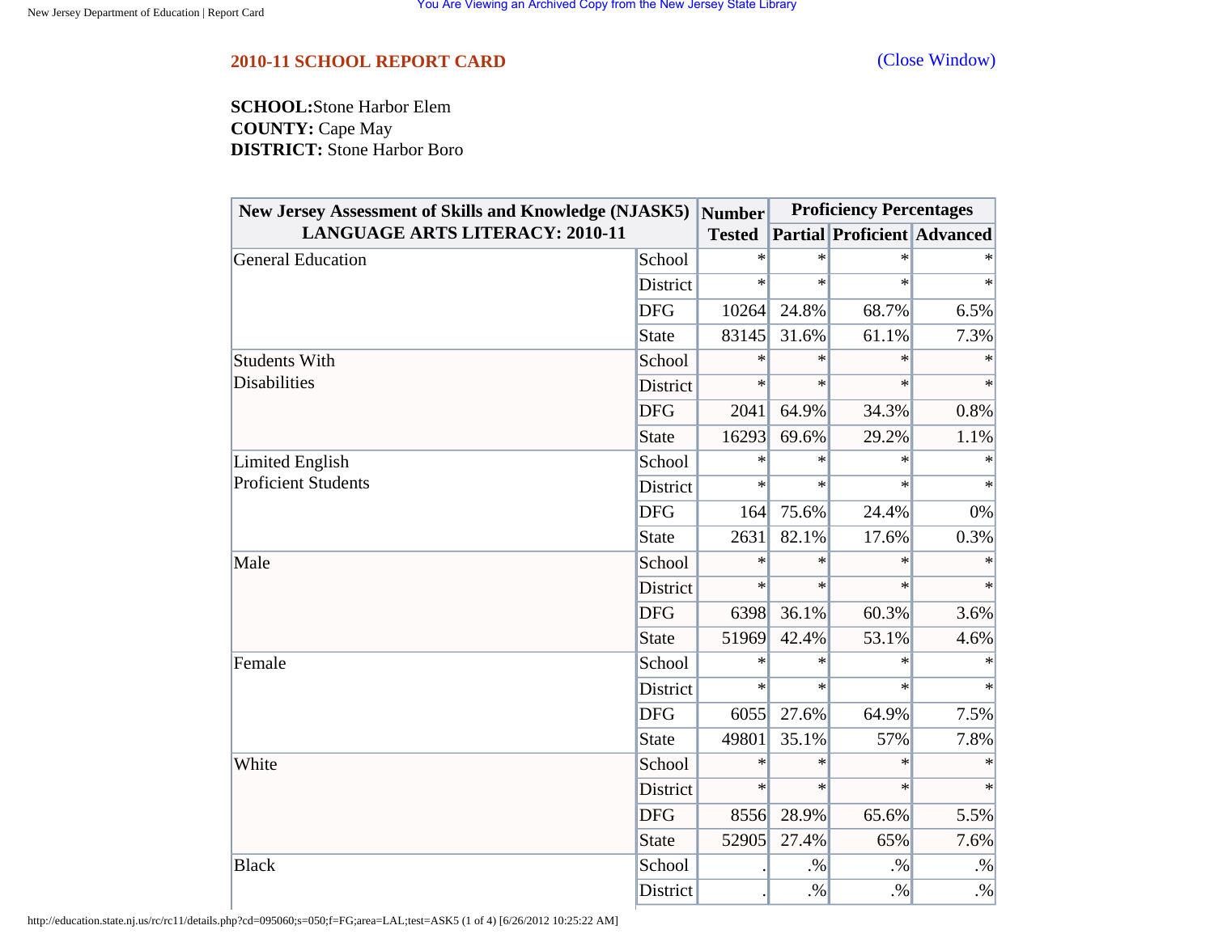## 2010-11 SCHOOL REPORT CARD

(Close Window)

**SCHOOL:** Stone Harbor Elem
**COUNTY:** Cape May
**DISTRICT:** Stone Harbor Boro

| New Jersey Assessment of Skills and Knowledge (NJASK5) LANGUAGE ARTS LITERACY: 2010-11 | | Number Tested | Proficiency Percentages | | |
|---|---|---|---|---|---|
| | | | Partial | Proficient | Advanced |
| General Education | School | * | * | * | * |
| | District | * | * | * | * |
| | DFG | 10264 | 24.8% | 68.7% | 6.5% |
| | State | 83145 | 31.6% | 61.1% | 7.3% |
| Students With Disabilities | School | * | * | * | * |
| | District | * | * | * | * |
| | DFG | 2041 | 64.9% | 34.3% | 0.8% |
| | State | 16293 | 69.6% | 29.2% | 1.1% |
| Limited English Proficient Students | School | * | * | * | * |
| | District | * | * | * | * |
| | DFG | 164 | 75.6% | 24.4% | 0% |
| | State | 2631 | 82.1% | 17.6% | 0.3% |
| Male | School | * | * | * | * |
| | District | * | * | * | * |
| | DFG | 6398 | 36.1% | 60.3% | 3.6% |
| | State | 51969 | 42.4% | 53.1% | 4.6% |
| Female | School | * | * | * | * |
| | District | * | * | * | * |
| | DFG | 6055 | 27.6% | 64.9% | 7.5% |
| | State | 49801 | 35.1% | 57% | 7.8% |
| White | School | * | * | * | * |
| | District | * | * | * | * |
| | DFG | 8556 | 28.9% | 65.6% | 5.5% |
| | State | 52905 | 27.4% | 65% | 7.6% |
| Black | School | . | .% | .% | .% |
| | District | . | .% | .% | .% |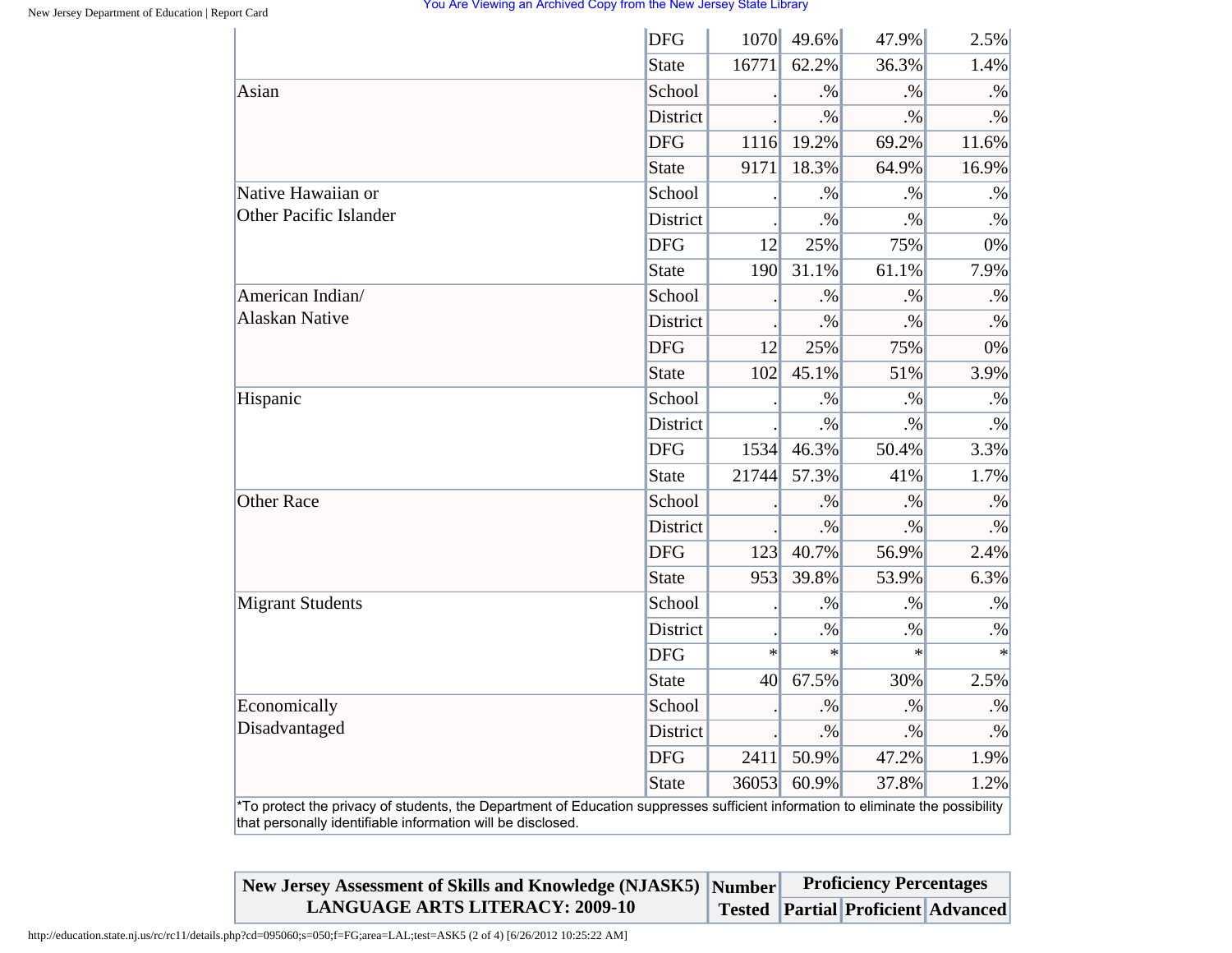| | | | | | |
|---|---|---|---|---|---|
| | DFG | 1070 | 49.6% | 47.9% | 2.5% |
| | State | 16771 | 62.2% | 36.3% | 1.4% |
| Asian | School | . | .% | .% | .% |
| | District | . | .% | .% | .% |
| | DFG | 1116 | 19.2% | 69.2% | 11.6% |
| | State | 9171 | 18.3% | 64.9% | 16.9% |
| Native Hawaiian or Other Pacific Islander | School | . | .% | .% | .% |
| | District | . | .% | .% | .% |
| | DFG | 12 | 25% | 75% | 0% |
| | State | 190 | 31.1% | 61.1% | 7.9% |
| American Indian/ Alaskan Native | School | . | .% | .% | .% |
| | District | . | .% | .% | .% |
| | DFG | 12 | 25% | 75% | 0% |
| | State | 102 | 45.1% | 51% | 3.9% |
| Hispanic | School | . | .% | .% | .% |
| | District | . | .% | .% | .% |
| | DFG | 1534 | 46.3% | 50.4% | 3.3% |
| | State | 21744 | 57.3% | 41% | 1.7% |
| Other Race | School | . | .% | .% | .% |
| | District | . | .% | .% | .% |
| | DFG | 123 | 40.7% | 56.9% | 2.4% |
| | State | 953 | 39.8% | 53.9% | 6.3% |
| Migrant Students | School | . | .% | .% | .% |
| | District | . | .% | .% | .% |
| | DFG | * | * | * | * |
| | State | 40 | 67.5% | 30% | 2.5% |
| Economically Disadvantaged | School | . | .% | .% | .% |
| | District | . | .% | .% | .% |
| | DFG | 2411 | 50.9% | 47.2% | 1.9% |
| | State | 36053 | 60.9% | 37.8% | 1.2% |

*To protect the privacy of students, the Department of Education suppresses sufficient information to eliminate the possibility that personally identifiable information will be disclosed.

| New Jersey Assessment of Skills and Knowledge (NJASK5) LANGUAGE ARTS LITERACY: 2009-10 | Number Tested | Proficiency Percentages | | |
|---|---|---|---|---|
| | | Partial | Proficient | Advanced |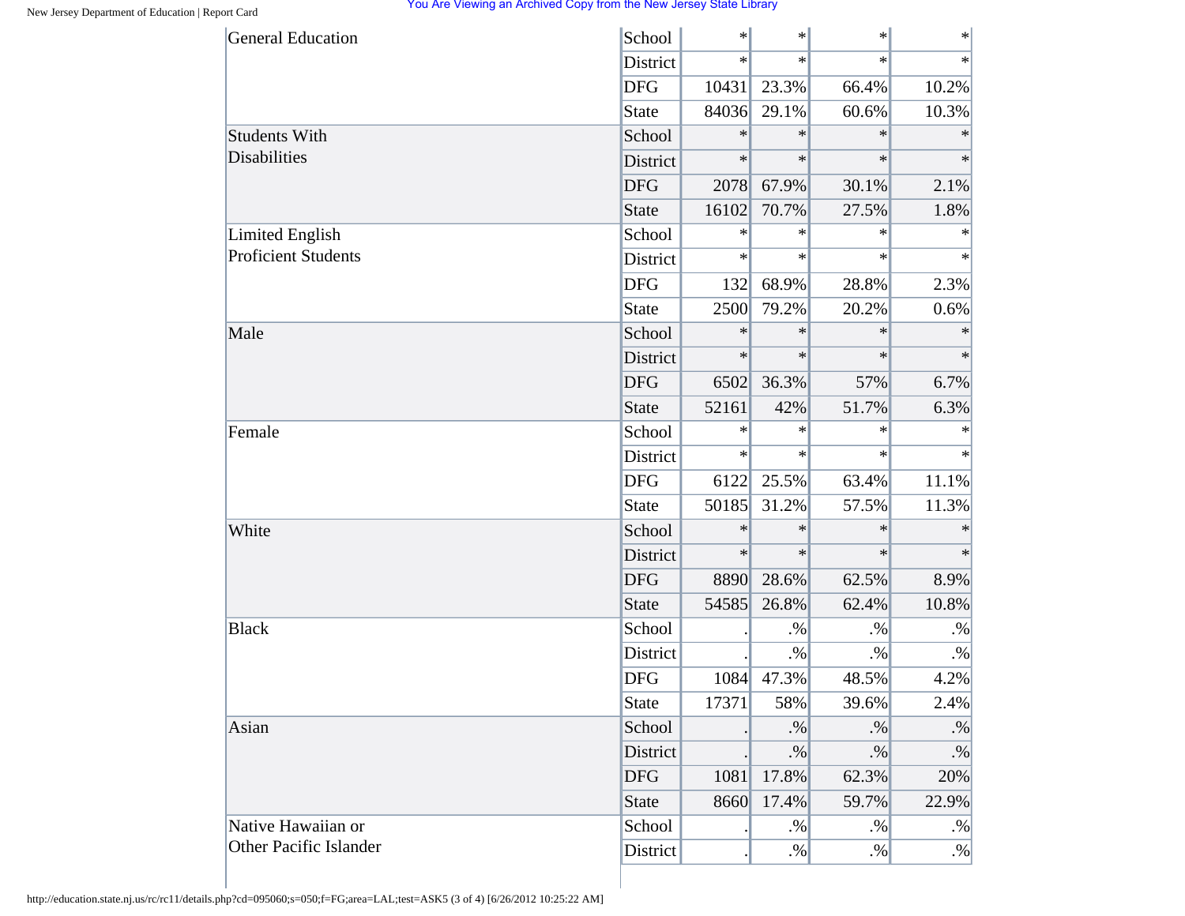| | | | | | |
|---|---|---|---|---|---|
| General Education | School | * | * | * | * |
| | District | * | * | * | * |
| | DFG | 10431 | 23.3% | 66.4% | 10.2% |
| | State | 84036 | 29.1% | 60.6% | 10.3% |
| Students With Disabilities | School | * | * | * | * |
| | District | * | * | * | * |
| | DFG | 2078 | 67.9% | 30.1% | 2.1% |
| | State | 16102 | 70.7% | 27.5% | 1.8% |
| Limited English Proficient Students | School | * | * | * | * |
| | District | * | * | * | * |
| | DFG | 132 | 68.9% | 28.8% | 2.3% |
| | State | 2500 | 79.2% | 20.2% | 0.6% |
| Male | School | * | * | * | * |
| | District | * | * | * | * |
| | DFG | 6502 | 36.3% | 57% | 6.7% |
| | State | 52161 | 42% | 51.7% | 6.3% |
| Female | School | * | * | * | * |
| | District | * | * | * | * |
| | DFG | 6122 | 25.5% | 63.4% | 11.1% |
| | State | 50185 | 31.2% | 57.5% | 11.3% |
| White | School | * | * | * | * |
| | District | * | * | * | * |
| | DFG | 8890 | 28.6% | 62.5% | 8.9% |
| | State | 54585 | 26.8% | 62.4% | 10.8% |
| Black | School | . | .% | .% | .% |
| | District | . | .% | .% | .% |
| | DFG | 1084 | 47.3% | 48.5% | 4.2% |
| | State | 17371 | 58% | 39.6% | 2.4% |
| Asian | School | . | .% | .% | .% |
| | District | . | .% | .% | .% |
| | DFG | 1081 | 17.8% | 62.3% | 20% |
| | State | 8660 | 17.4% | 59.7% | 22.9% |
| Native Hawaiian or Other Pacific Islander | School | . | .% | .% | .% |
| | District | . | .% | .% | .% |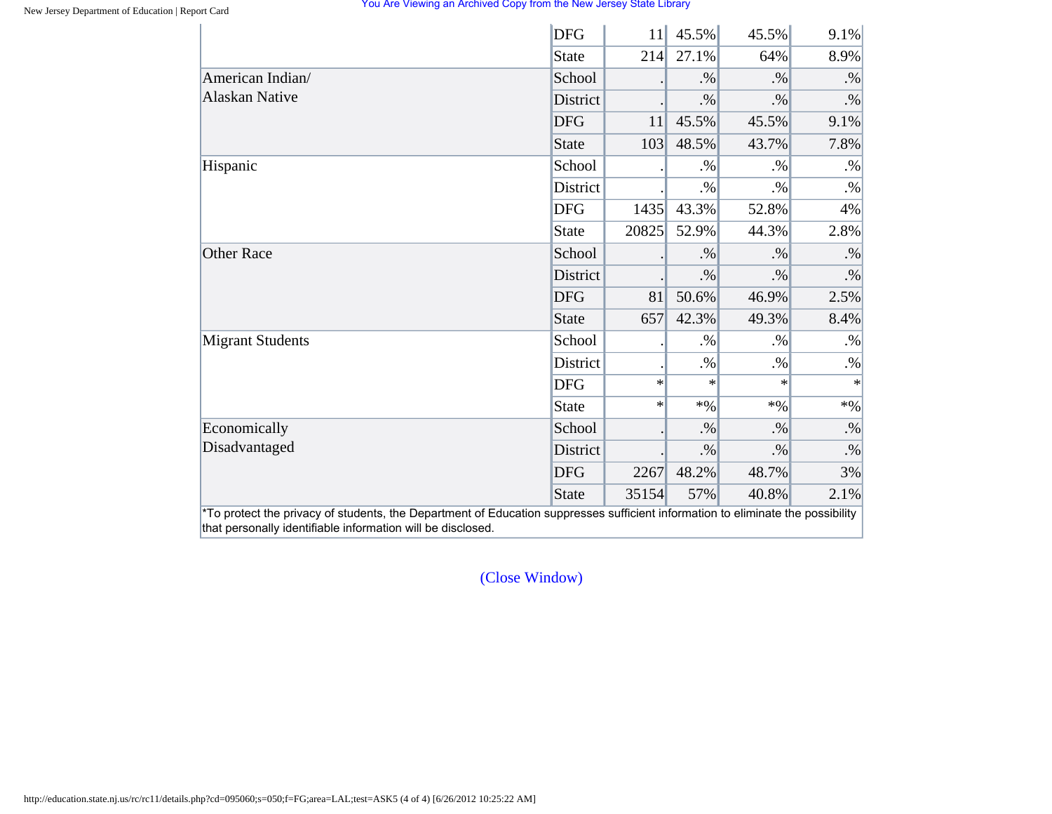| | | | | | |
|---|---|---|---|---|---|
| | DFG | 11 | 45.5% | 45.5% | 9.1% |
| | State | 214 | 27.1% | 64% | 8.9% |
| American Indian/ Alaskan Native | School | . | .% | .% | .% |
| | District | . | .% | .% | .% |
| | DFG | 11 | 45.5% | 45.5% | 9.1% |
| | State | 103 | 48.5% | 43.7% | 7.8% |
| Hispanic | School | . | .% | .% | .% |
| | District | . | .% | .% | .% |
| | DFG | 1435 | 43.3% | 52.8% | 4% |
| | State | 20825 | 52.9% | 44.3% | 2.8% |
| Other Race | School | . | .% | .% | .% |
| | District | . | .% | .% | .% |
| | DFG | 81 | 50.6% | 46.9% | 2.5% |
| | State | 657 | 42.3% | 49.3% | 8.4% |
| Migrant Students | School | . | .% | .% | .% |
| | District | . | .% | .% | .% |
| | DFG | * | * | * | * |
| | State | * | *% | *% | *% |
| Economically Disadvantaged | School | . | .% | .% | .% |
| | District | . | .% | .% | .% |
| | DFG | 2267 | 48.2% | 48.7% | 3% |
| | State | 35154 | 57% | 40.8% | 2.1% |

*To protect the privacy of students, the Department of Education suppresses sufficient information to eliminate the possibility that personally identifiable information will be disclosed.

(Close Window)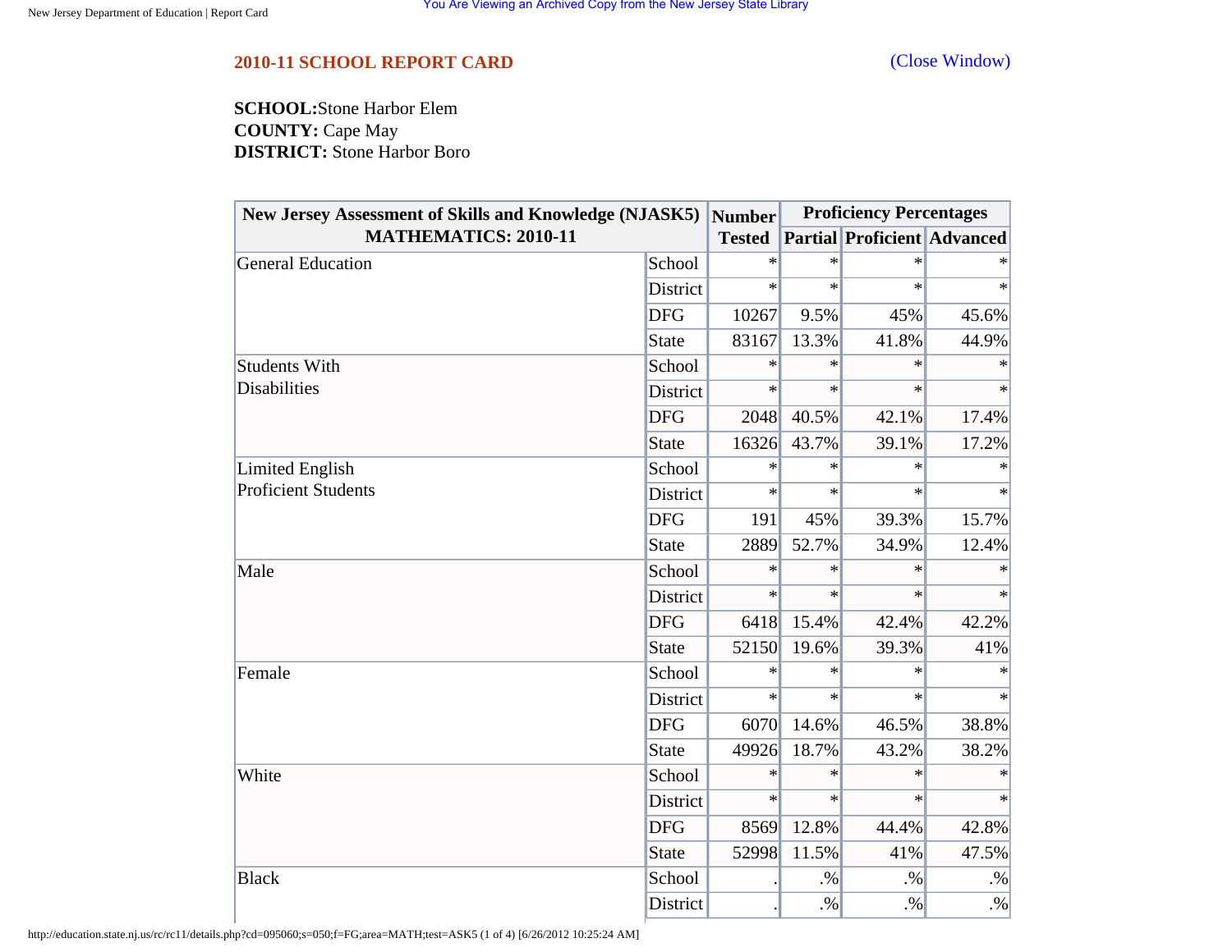## 2010-11 SCHOOL REPORT CARD

(Close Window)

**SCHOOL:** Stone Harbor Elem
**COUNTY:** Cape May
**DISTRICT:** Stone Harbor Boro

| New Jersey Assessment of Skills and Knowledge (NJASK5) MATHEMATICS: 2010-11 | | Number Tested | Proficiency Percentages | | |
|---|---|---|---|---|---|
| | | | Partial | Proficient | Advanced |
| General Education | School | * | * | * | * |
| | District | * | * | * | * |
| | DFG | 10267 | 9.5% | 45% | 45.6% |
| | State | 83167 | 13.3% | 41.8% | 44.9% |
| Students With Disabilities | School | * | * | * | * |
| | District | * | * | * | * |
| | DFG | 2048 | 40.5% | 42.1% | 17.4% |
| | State | 16326 | 43.7% | 39.1% | 17.2% |
| Limited English Proficient Students | School | * | * | * | * |
| | District | * | * | * | * |
| | DFG | 191 | 45% | 39.3% | 15.7% |
| | State | 2889 | 52.7% | 34.9% | 12.4% |
| Male | School | * | * | * | * |
| | District | * | * | * | * |
| | DFG | 6418 | 15.4% | 42.4% | 42.2% |
| | State | 52150 | 19.6% | 39.3% | 41% |
| Female | School | * | * | * | * |
| | District | * | * | * | * |
| | DFG | 6070 | 14.6% | 46.5% | 38.8% |
| | State | 49926 | 18.7% | 43.2% | 38.2% |
| White | School | * | * | * | * |
| | District | * | * | * | * |
| | DFG | 8569 | 12.8% | 44.4% | 42.8% |
| | State | 52998 | 11.5% | 41% | 47.5% |
| Black | School | . | .% | .% | .% |
| | District | . | .% | .% | .% |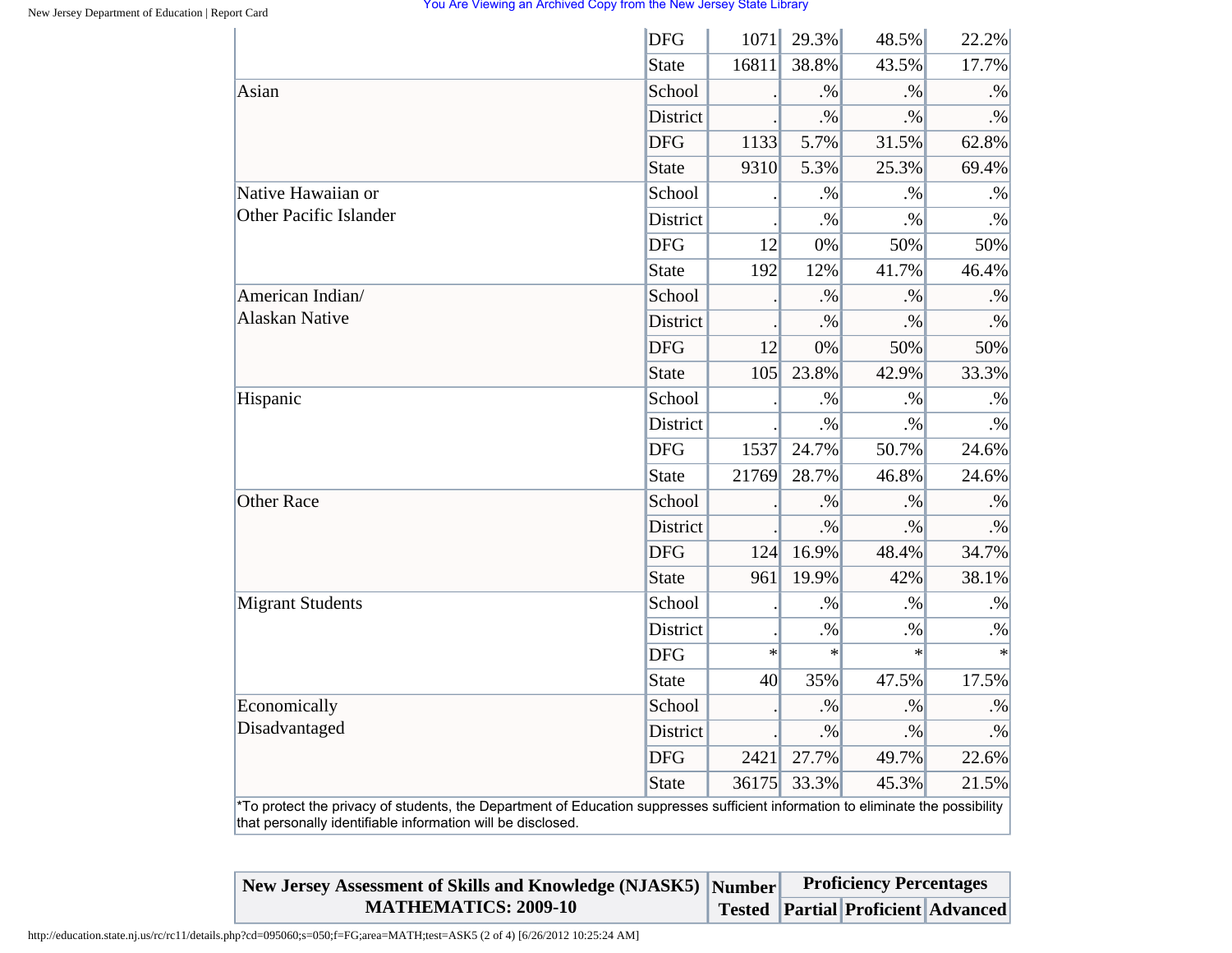| | | | | | |
|---|---|---|---|---|---|
| | DFG | 1071 | 29.3% | 48.5% | 22.2% |
| | State | 16811 | 38.8% | 43.5% | 17.7% |
| Asian | School | . | .% | .% | .% |
| | District | . | .% | .% | .% |
| | DFG | 1133 | 5.7% | 31.5% | 62.8% |
| | State | 9310 | 5.3% | 25.3% | 69.4% |
| Native Hawaiian or Other Pacific Islander | School | . | .% | .% | .% |
| | District | . | .% | .% | .% |
| | DFG | 12 | 0% | 50% | 50% |
| | State | 192 | 12% | 41.7% | 46.4% |
| American Indian/ Alaskan Native | School | . | .% | .% | .% |
| | District | . | .% | .% | .% |
| | DFG | 12 | 0% | 50% | 50% |
| | State | 105 | 23.8% | 42.9% | 33.3% |
| Hispanic | School | . | .% | .% | .% |
| | District | . | .% | .% | .% |
| | DFG | 1537 | 24.7% | 50.7% | 24.6% |
| | State | 21769 | 28.7% | 46.8% | 24.6% |
| Other Race | School | . | .% | .% | .% |
| | District | . | .% | .% | .% |
| | DFG | 124 | 16.9% | 48.4% | 34.7% |
| | State | 961 | 19.9% | 42% | 38.1% |
| Migrant Students | School | . | .% | .% | .% |
| | District | . | .% | .% | .% |
| | DFG | * | * | * | * |
| | State | 40 | 35% | 47.5% | 17.5% |
| Economically Disadvantaged | School | . | .% | .% | .% |
| | District | . | .% | .% | .% |
| | DFG | 2421 | 27.7% | 49.7% | 22.6% |
| | State | 36175 | 33.3% | 45.3% | 21.5% |

*To protect the privacy of students, the Department of Education suppresses sufficient information to eliminate the possibility that personally identifiable information will be disclosed.

| New Jersey Assessment of Skills and Knowledge (NJASK5) MATHEMATICS: 2009-10 | Number Tested | Proficiency Percentages | | |
|---|---|---|---|---|
| | | Partial | Proficient | Advanced |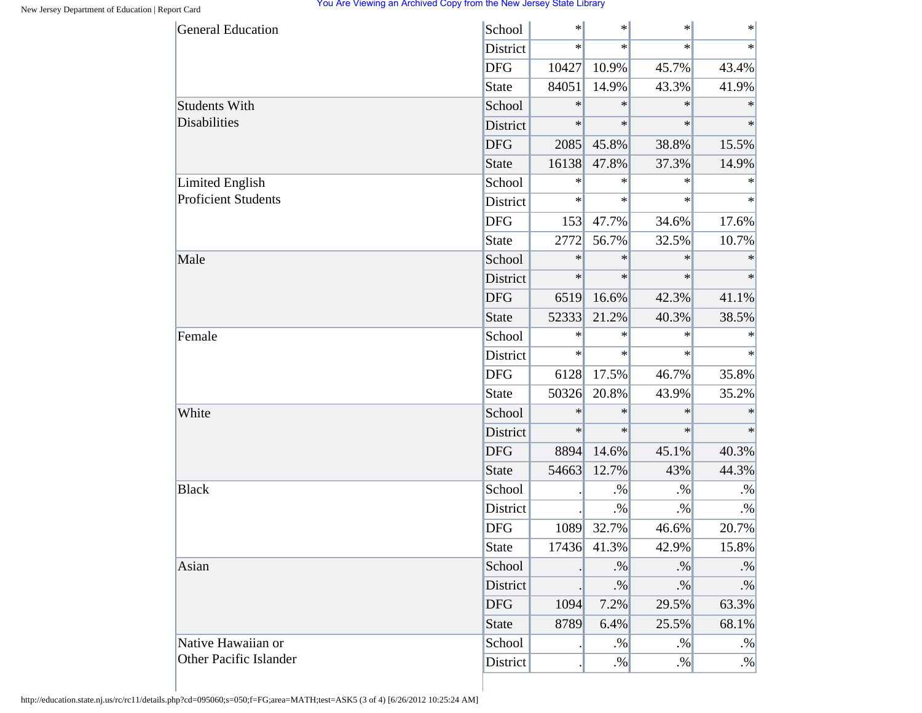| | | | | | |
|---|---|---|---|---|---|
| General Education | School | * | * | * | * |
| | District | * | * | * | * |
| | DFG | 10427 | 10.9% | 45.7% | 43.4% |
| | State | 84051 | 14.9% | 43.3% | 41.9% |
| Students With Disabilities | School | * | * | * | * |
| | District | * | * | * | * |
| | DFG | 2085 | 45.8% | 38.8% | 15.5% |
| | State | 16138 | 47.8% | 37.3% | 14.9% |
| Limited English Proficient Students | School | * | * | * | * |
| | District | * | * | * | * |
| | DFG | 153 | 47.7% | 34.6% | 17.6% |
| | State | 2772 | 56.7% | 32.5% | 10.7% |
| Male | School | * | * | * | * |
| | District | * | * | * | * |
| | DFG | 6519 | 16.6% | 42.3% | 41.1% |
| | State | 52333 | 21.2% | 40.3% | 38.5% |
| Female | School | * | * | * | * |
| | District | * | * | * | * |
| | DFG | 6128 | 17.5% | 46.7% | 35.8% |
| | State | 50326 | 20.8% | 43.9% | 35.2% |
| White | School | * | * | * | * |
| | District | * | * | * | * |
| | DFG | 8894 | 14.6% | 45.1% | 40.3% |
| | State | 54663 | 12.7% | 43% | 44.3% |
| Black | School | . | .% | .% | .% |
| | District | . | .% | .% | .% |
| | DFG | 1089 | 32.7% | 46.6% | 20.7% |
| | State | 17436 | 41.3% | 42.9% | 15.8% |
| Asian | School | . | .% | .% | .% |
| | District | . | .% | .% | .% |
| | DFG | 1094 | 7.2% | 29.5% | 63.3% |
| | State | 8789 | 6.4% | 25.5% | 68.1% |
| Native Hawaiian or Other Pacific Islander | School | . | .% | .% | .% |
| | District | . | .% | .% | .% |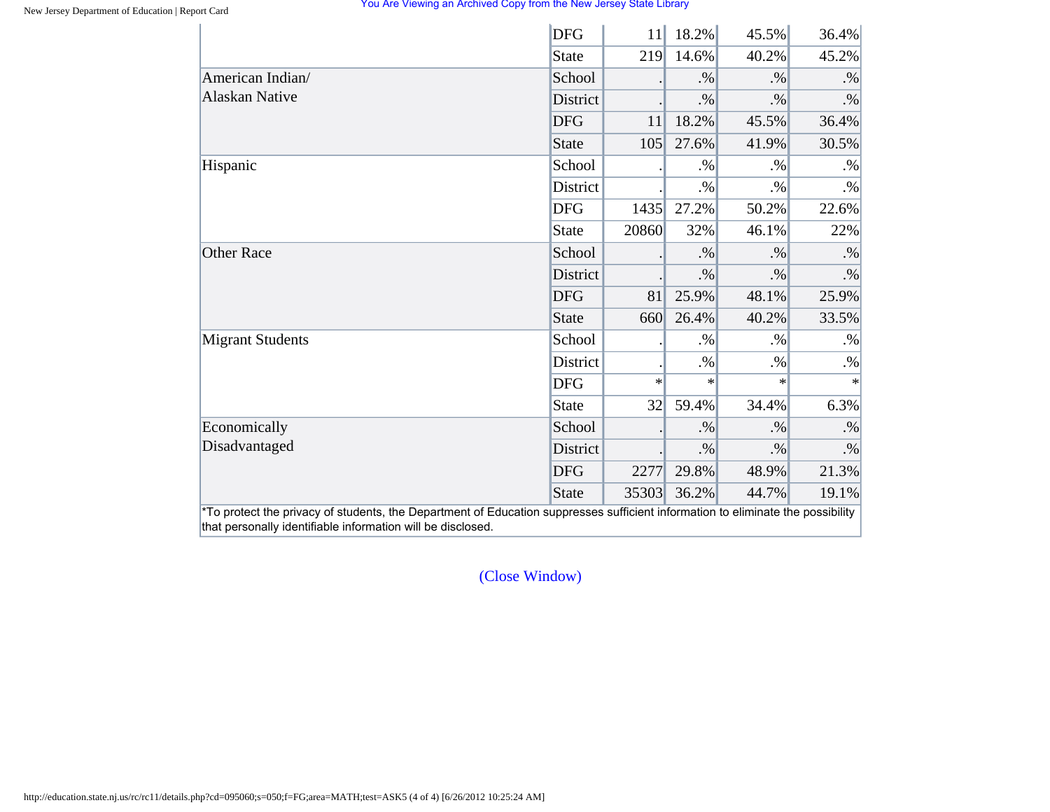| | | | | | |
|---|---|---|---|---|---|
| | DFG | 11 | 18.2% | 45.5% | 36.4% |
| | State | 219 | 14.6% | 40.2% | 45.2% |
| American Indian/ Alaskan Native | School | . | .% | .% | .% |
| | District | . | .% | .% | .% |
| | DFG | 11 | 18.2% | 45.5% | 36.4% |
| | State | 105 | 27.6% | 41.9% | 30.5% |
| Hispanic | School | . | .% | .% | .% |
| | District | . | .% | .% | .% |
| | DFG | 1435 | 27.2% | 50.2% | 22.6% |
| | State | 20860 | 32% | 46.1% | 22% |
| Other Race | School | . | .% | .% | .% |
| | District | . | .% | .% | .% |
| | DFG | 81 | 25.9% | 48.1% | 25.9% |
| | State | 660 | 26.4% | 40.2% | 33.5% |
| Migrant Students | School | . | .% | .% | .% |
| | District | . | .% | .% | .% |
| | DFG | * | * | * | * |
| | State | 32 | 59.4% | 34.4% | 6.3% |
| Economically Disadvantaged | School | . | .% | .% | .% |
| | District | . | .% | .% | .% |
| | DFG | 2277 | 29.8% | 48.9% | 21.3% |
| | State | 35303 | 36.2% | 44.7% | 19.1% |

*To protect the privacy of students, the Department of Education suppresses sufficient information to eliminate the possibility that personally identifiable information will be disclosed.

(Close Window)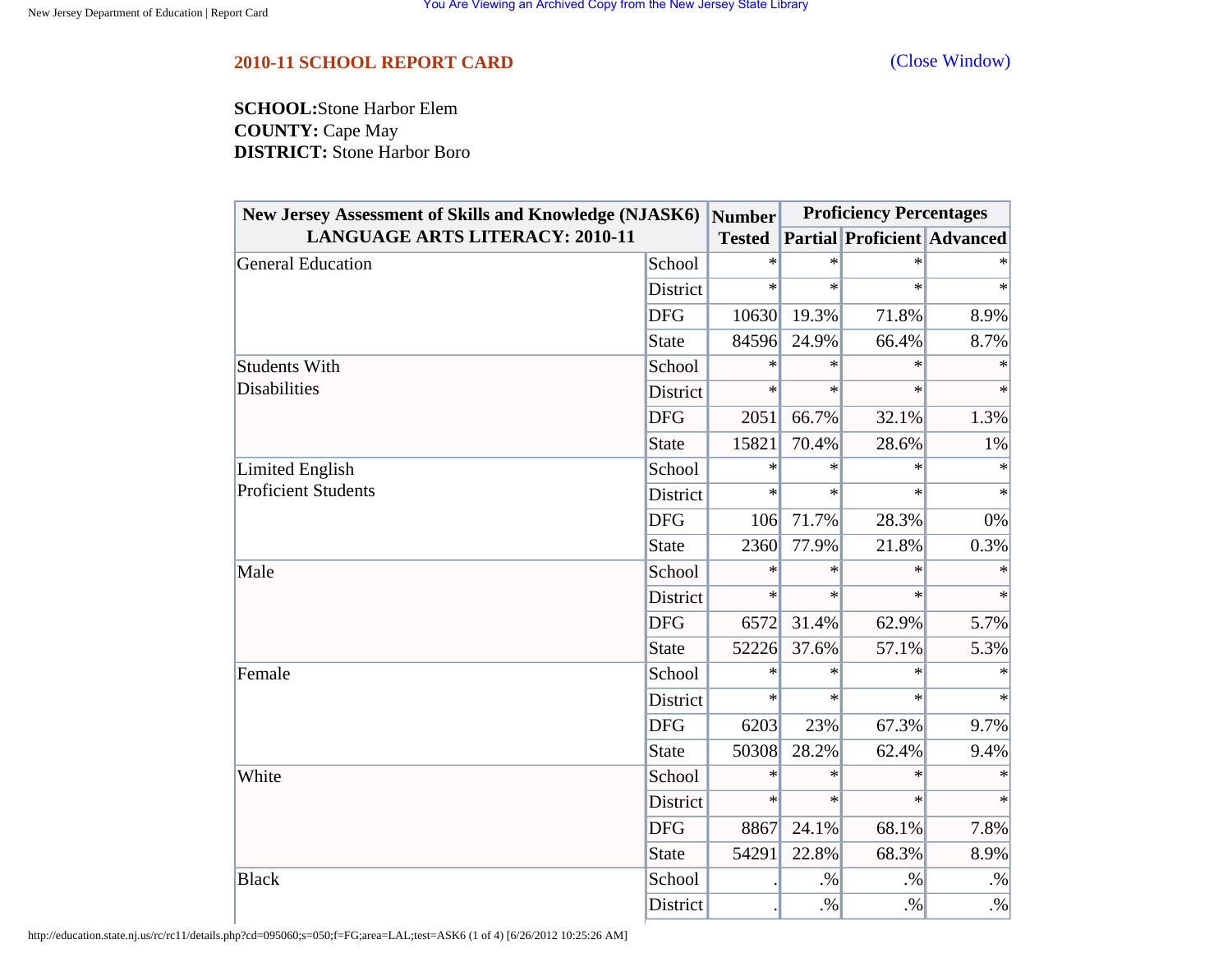## 2010-11 SCHOOL REPORT CARD

(Close Window)

**SCHOOL:** Stone Harbor Elem
**COUNTY:** Cape May
**DISTRICT:** Stone Harbor Boro

| New Jersey Assessment of Skills and Knowledge (NJASK6) LANGUAGE ARTS LITERACY: 2010-11 | | Number Tested | Proficiency Percentages | | |
|---|---|---|---|---|---|
| | | | Partial | Proficient | Advanced |
| General Education | School | * | * | * | * |
| | District | * | * | * | * |
| | DFG | 10630 | 19.3% | 71.8% | 8.9% |
| | State | 84596 | 24.9% | 66.4% | 8.7% |
| Students With Disabilities | School | * | * | * | * |
| | District | * | * | * | * |
| | DFG | 2051 | 66.7% | 32.1% | 1.3% |
| | State | 15821 | 70.4% | 28.6% | 1% |
| Limited English Proficient Students | School | * | * | * | * |
| | District | * | * | * | * |
| | DFG | 106 | 71.7% | 28.3% | 0% |
| | State | 2360 | 77.9% | 21.8% | 0.3% |
| Male | School | * | * | * | * |
| | District | * | * | * | * |
| | DFG | 6572 | 31.4% | 62.9% | 5.7% |
| | State | 52226 | 37.6% | 57.1% | 5.3% |
| Female | School | * | * | * | * |
| | District | * | * | * | * |
| | DFG | 6203 | 23% | 67.3% | 9.7% |
| | State | 50308 | 28.2% | 62.4% | 9.4% |
| White | School | * | * | * | * |
| | District | * | * | * | * |
| | DFG | 8867 | 24.1% | 68.1% | 7.8% |
| | State | 54291 | 22.8% | 68.3% | 8.9% |
| Black | School | . | .% | .% | .% |
| | District | . | .% | .% | .% |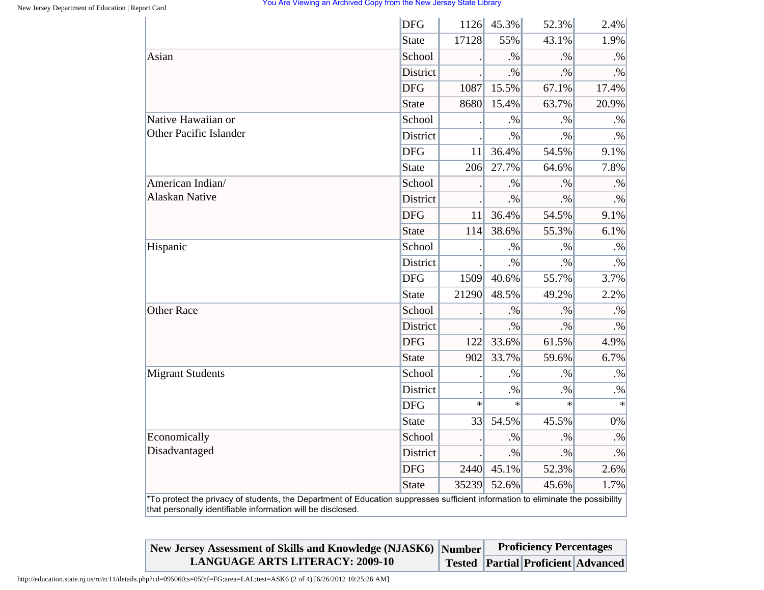| | | | | | |
|---|---|---|---|---|---|
| | DFG | 1126 | 45.3% | 52.3% | 2.4% |
| | State | 17128 | 55% | 43.1% | 1.9% |
| Asian | School | . | .% | .% | .% |
| | District | . | .% | .% | .% |
| | DFG | 1087 | 15.5% | 67.1% | 17.4% |
| | State | 8680 | 15.4% | 63.7% | 20.9% |
| Native Hawaiian or Other Pacific Islander | School | . | .% | .% | .% |
| | District | . | .% | .% | .% |
| | DFG | 11 | 36.4% | 54.5% | 9.1% |
| | State | 206 | 27.7% | 64.6% | 7.8% |
| American Indian/ Alaskan Native | School | . | .% | .% | .% |
| | District | . | .% | .% | .% |
| | DFG | 11 | 36.4% | 54.5% | 9.1% |
| | State | 114 | 38.6% | 55.3% | 6.1% |
| Hispanic | School | . | .% | .% | .% |
| | District | . | .% | .% | .% |
| | DFG | 1509 | 40.6% | 55.7% | 3.7% |
| | State | 21290 | 48.5% | 49.2% | 2.2% |
| Other Race | School | . | .% | .% | .% |
| | District | . | .% | .% | .% |
| | DFG | 122 | 33.6% | 61.5% | 4.9% |
| | State | 902 | 33.7% | 59.6% | 6.7% |
| Migrant Students | School | . | .% | .% | .% |
| | District | . | .% | .% | .% |
| | DFG | * | * | * | * |
| | State | 33 | 54.5% | 45.5% | 0% |
| Economically Disadvantaged | School | . | .% | .% | .% |
| | District | . | .% | .% | .% |
| | DFG | 2440 | 45.1% | 52.3% | 2.6% |
| | State | 35239 | 52.6% | 45.6% | 1.7% |

*To protect the privacy of students, the Department of Education suppresses sufficient information to eliminate the possibility that personally identifiable information will be disclosed.

| New Jersey Assessment of Skills and Knowledge (NJASK6) LANGUAGE ARTS LITERACY: 2009-10 | Number Tested | Proficiency Percentages | | |
|---|---|---|---|---|
| | | Partial | Proficient | Advanced |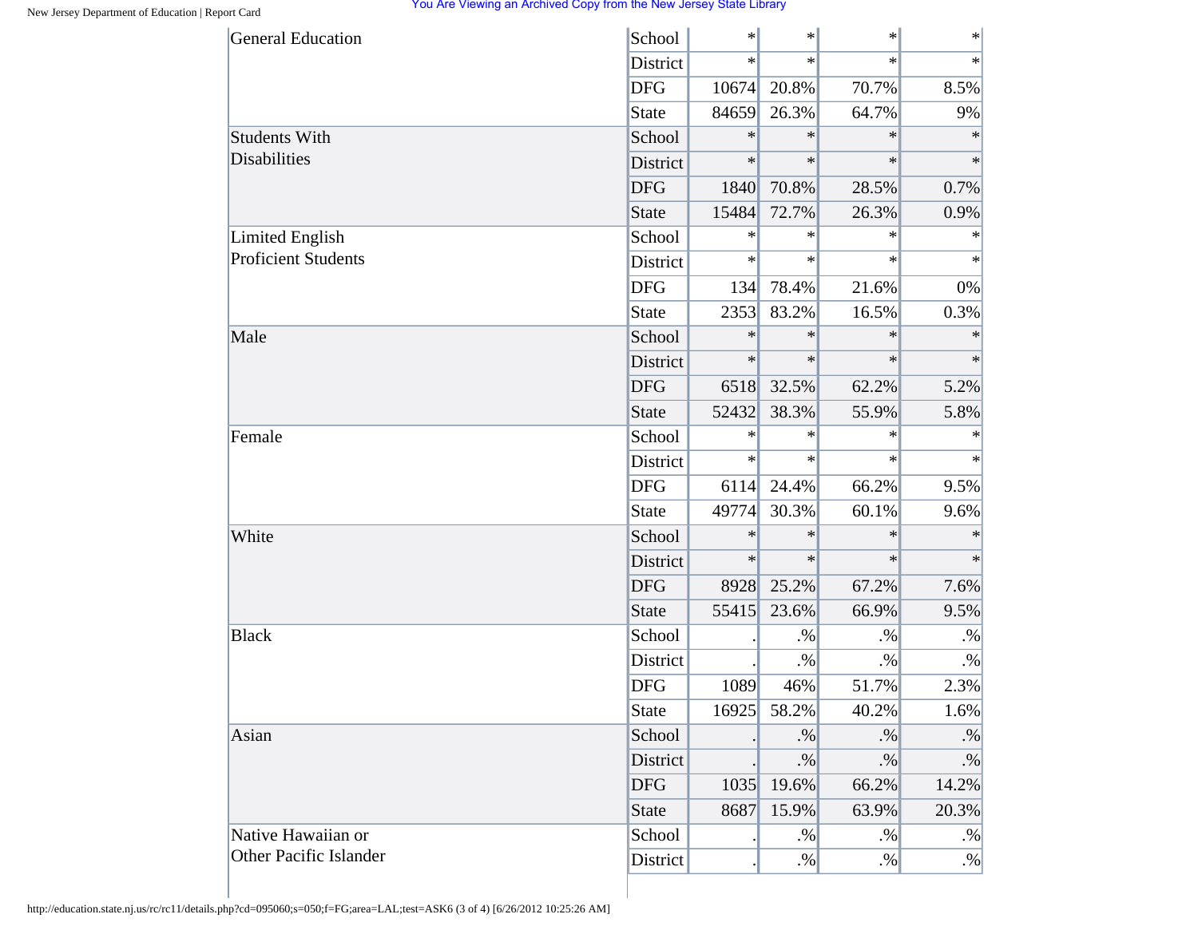| | | | | | |
|---|---|---|---|---|---|
| General Education | School | * | * | * | * |
| | District | * | * | * | * |
| | DFG | 10674 | 20.8% | 70.7% | 8.5% |
| | State | 84659 | 26.3% | 64.7% | 9% |
| Students With Disabilities | School | * | * | * | * |
| | District | * | * | * | * |
| | DFG | 1840 | 70.8% | 28.5% | 0.7% |
| | State | 15484 | 72.7% | 26.3% | 0.9% |
| Limited English Proficient Students | School | * | * | * | * |
| | District | * | * | * | * |
| | DFG | 134 | 78.4% | 21.6% | 0% |
| | State | 2353 | 83.2% | 16.5% | 0.3% |
| Male | School | * | * | * | * |
| | District | * | * | * | * |
| | DFG | 6518 | 32.5% | 62.2% | 5.2% |
| | State | 52432 | 38.3% | 55.9% | 5.8% |
| Female | School | * | * | * | * |
| | District | * | * | * | * |
| | DFG | 6114 | 24.4% | 66.2% | 9.5% |
| | State | 49774 | 30.3% | 60.1% | 9.6% |
| White | School | * | * | * | * |
| | District | * | * | * | * |
| | DFG | 8928 | 25.2% | 67.2% | 7.6% |
| | State | 55415 | 23.6% | 66.9% | 9.5% |
| Black | School | . | .% | .% | .% |
| | District | . | .% | .% | .% |
| | DFG | 1089 | 46% | 51.7% | 2.3% |
| | State | 16925 | 58.2% | 40.2% | 1.6% |
| Asian | School | . | .% | .% | .% |
| | District | . | .% | .% | .% |
| | DFG | 1035 | 19.6% | 66.2% | 14.2% |
| | State | 8687 | 15.9% | 63.9% | 20.3% |
| Native Hawaiian or Other Pacific Islander | School | . | .% | .% | .% |
| | District | . | .% | .% | .% |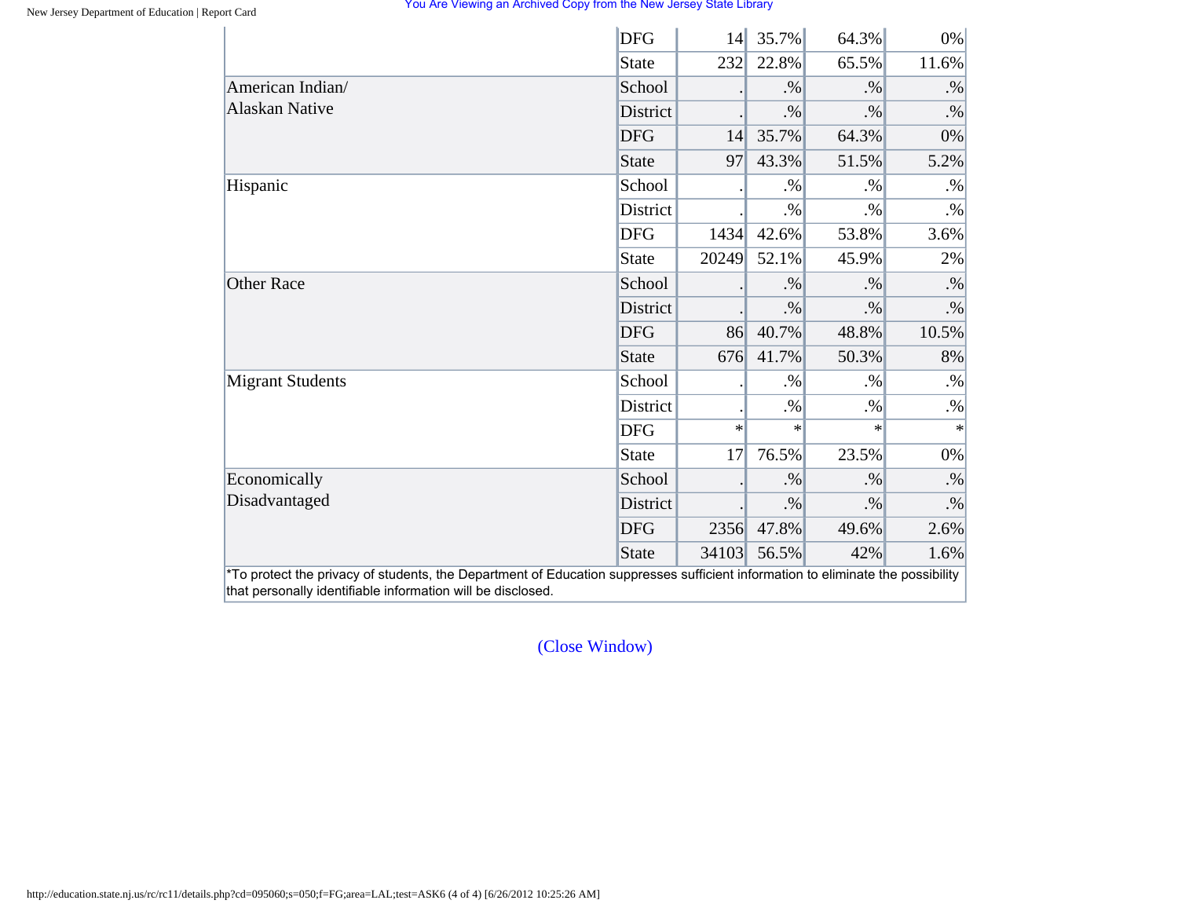| | | | | | |
|---|---|---|---|---|---|
| | DFG | 14 | 35.7% | 64.3% | 0% |
| | State | 232 | 22.8% | 65.5% | 11.6% |
| American Indian/ Alaskan Native | School | . | .% | .% | .% |
| | District | . | .% | .% | .% |
| | DFG | 14 | 35.7% | 64.3% | 0% |
| | State | 97 | 43.3% | 51.5% | 5.2% |
| Hispanic | School | . | .% | .% | .% |
| | District | . | .% | .% | .% |
| | DFG | 1434 | 42.6% | 53.8% | 3.6% |
| | State | 20249 | 52.1% | 45.9% | 2% |
| Other Race | School | . | .% | .% | .% |
| | District | . | .% | .% | .% |
| | DFG | 86 | 40.7% | 48.8% | 10.5% |
| | State | 676 | 41.7% | 50.3% | 8% |
| Migrant Students | School | . | .% | .% | .% |
| | District | . | .% | .% | .% |
| | DFG | * | * | * | * |
| | State | 17 | 76.5% | 23.5% | 0% |
| Economically Disadvantaged | School | . | .% | .% | .% |
| | District | . | .% | .% | .% |
| | DFG | 2356 | 47.8% | 49.6% | 2.6% |
| | State | 34103 | 56.5% | 42% | 1.6% |

*To protect the privacy of students, the Department of Education suppresses sufficient information to eliminate the possibility that personally identifiable information will be disclosed.

(Close Window)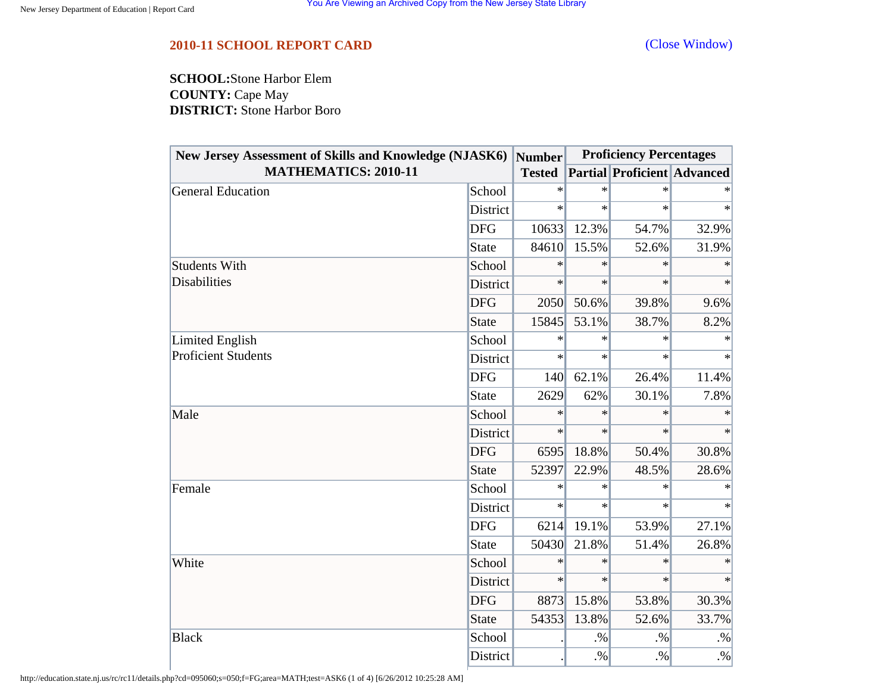## 2010-11 SCHOOL REPORT CARD

(Close Window)

**SCHOOL:** Stone Harbor Elem
**COUNTY:** Cape May
**DISTRICT:** Stone Harbor Boro

| New Jersey Assessment of Skills and Knowledge (NJASK6) MATHEMATICS: 2010-11 | | Number Tested | Proficiency Percentages | | |
|---|---|---|---|---|---|
| | | | Partial | Proficient | Advanced |
| General Education | School | * | * | * | * |
| | District | * | * | * | * |
| | DFG | 10633 | 12.3% | 54.7% | 32.9% |
| | State | 84610 | 15.5% | 52.6% | 31.9% |
| Students With Disabilities | School | * | * | * | * |
| | District | * | * | * | * |
| | DFG | 2050 | 50.6% | 39.8% | 9.6% |
| | State | 15845 | 53.1% | 38.7% | 8.2% |
| Limited English Proficient Students | School | * | * | * | * |
| | District | * | * | * | * |
| | DFG | 140 | 62.1% | 26.4% | 11.4% |
| | State | 2629 | 62% | 30.1% | 7.8% |
| Male | School | * | * | * | * |
| | District | * | * | * | * |
| | DFG | 6595 | 18.8% | 50.4% | 30.8% |
| | State | 52397 | 22.9% | 48.5% | 28.6% |
| Female | School | * | * | * | * |
| | District | * | * | * | * |
| | DFG | 6214 | 19.1% | 53.9% | 27.1% |
| | State | 50430 | 21.8% | 51.4% | 26.8% |
| White | School | * | * | * | * |
| | District | * | * | * | * |
| | DFG | 8873 | 15.8% | 53.8% | 30.3% |
| | State | 54353 | 13.8% | 52.6% | 33.7% |
| Black | School | . | .% | .% | .% |
| | District | . | .% | .% | .% |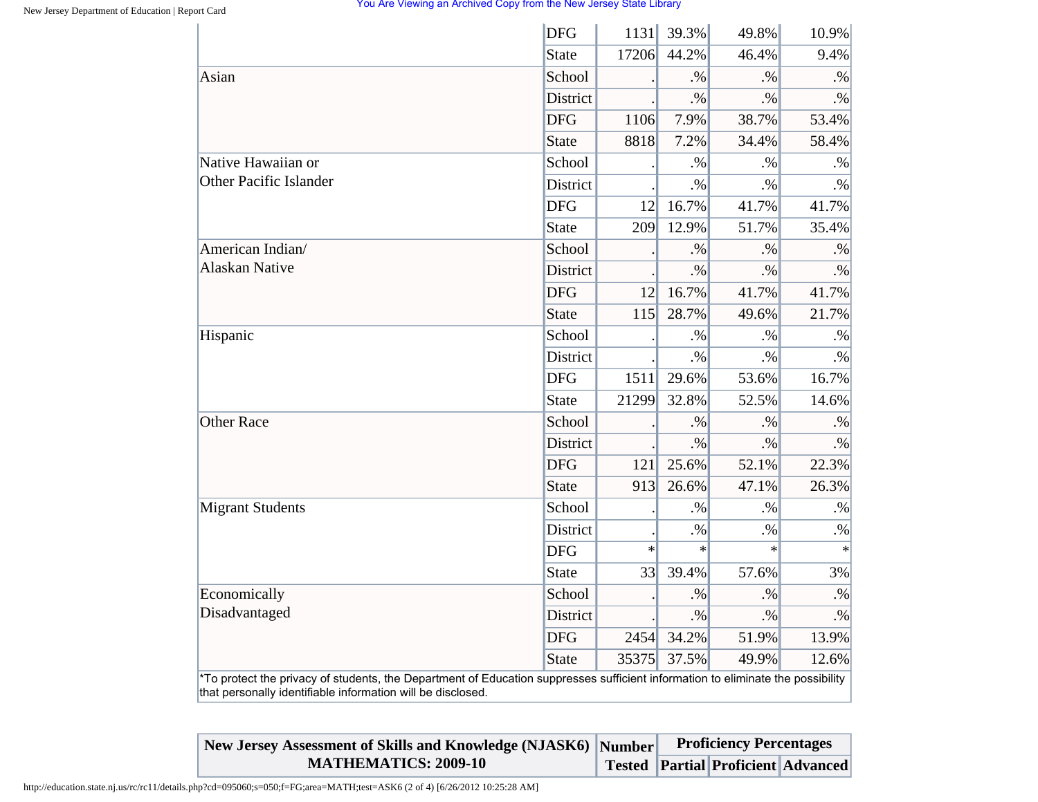| | | | | | |
|---|---|---|---|---|---|
| | DFG | 1131 | 39.3% | 49.8% | 10.9% |
| | State | 17206 | 44.2% | 46.4% | 9.4% |
| Asian | School | . | .% | .% | .% |
| | District | . | .% | .% | .% |
| | DFG | 1106 | 7.9% | 38.7% | 53.4% |
| | State | 8818 | 7.2% | 34.4% | 58.4% |
| Native Hawaiian or Other Pacific Islander | School | . | .% | .% | .% |
| | District | . | .% | .% | .% |
| | DFG | 12 | 16.7% | 41.7% | 41.7% |
| | State | 209 | 12.9% | 51.7% | 35.4% |
| American Indian/ Alaskan Native | School | . | .% | .% | .% |
| | District | . | .% | .% | .% |
| | DFG | 12 | 16.7% | 41.7% | 41.7% |
| | State | 115 | 28.7% | 49.6% | 21.7% |
| Hispanic | School | . | .% | .% | .% |
| | District | . | .% | .% | .% |
| | DFG | 1511 | 29.6% | 53.6% | 16.7% |
| | State | 21299 | 32.8% | 52.5% | 14.6% |
| Other Race | School | . | .% | .% | .% |
| | District | . | .% | .% | .% |
| | DFG | 121 | 25.6% | 52.1% | 22.3% |
| | State | 913 | 26.6% | 47.1% | 26.3% |
| Migrant Students | School | . | .% | .% | .% |
| | District | . | .% | .% | .% |
| | DFG | * | * | * | * |
| | State | 33 | 39.4% | 57.6% | 3% |
| Economically Disadvantaged | School | . | .% | .% | .% |
| | District | . | .% | .% | .% |
| | DFG | 2454 | 34.2% | 51.9% | 13.9% |
| | State | 35375 | 37.5% | 49.9% | 12.6% |

*To protect the privacy of students, the Department of Education suppresses sufficient information to eliminate the possibility that personally identifiable information will be disclosed.

| New Jersey Assessment of Skills and Knowledge (NJASK6) MATHEMATICS: 2009-10 | Number Tested | Proficiency Percentages | | |
|---|---|---|---|---|
| | | Partial | Proficient | Advanced |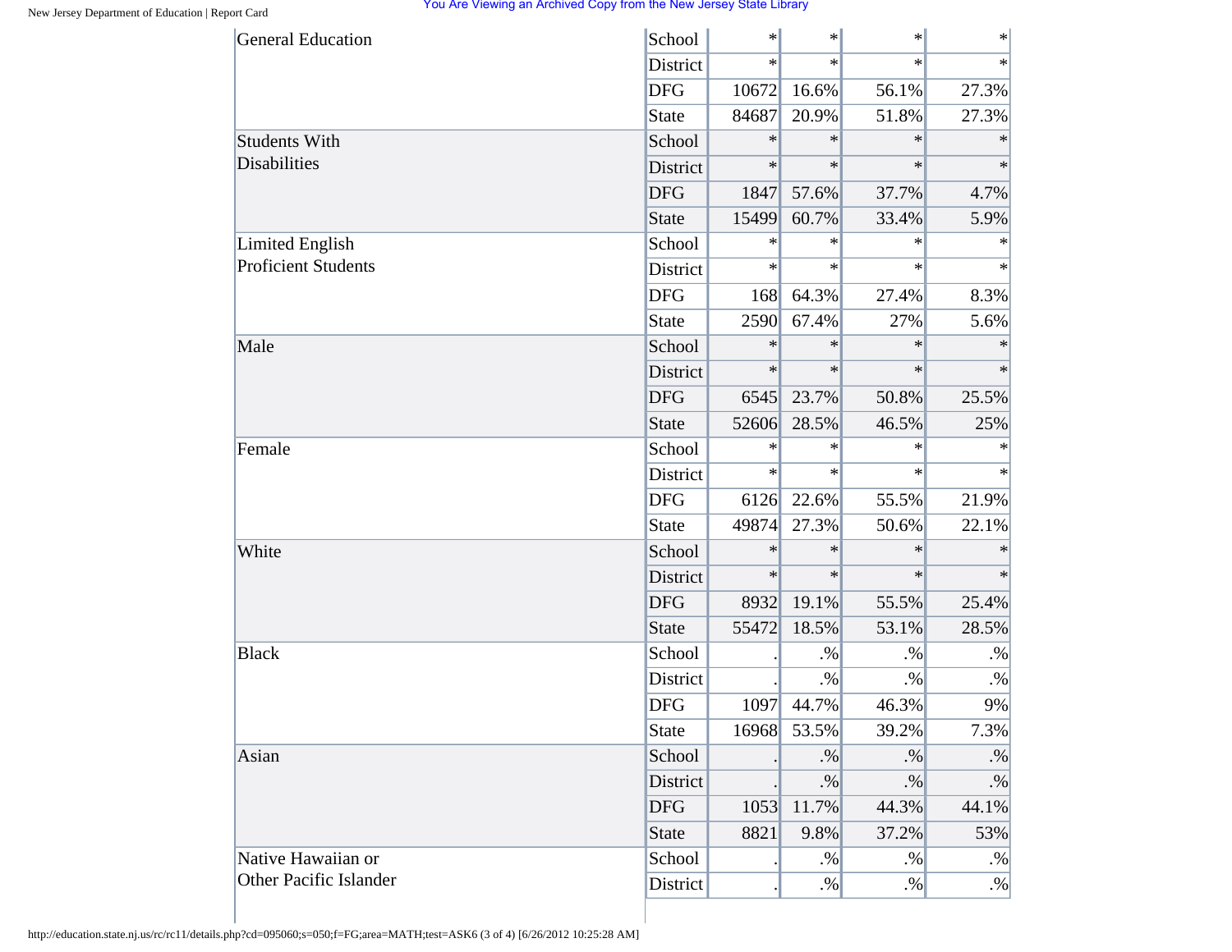| | | | | | |
|---|---|---|---|---|---|
| General Education | School | * | * | * | * |
| | District | * | * | * | * |
| | DFG | 10672 | 16.6% | 56.1% | 27.3% |
| | State | 84687 | 20.9% | 51.8% | 27.3% |
| Students With Disabilities | School | * | * | * | * |
| | District | * | * | * | * |
| | DFG | 1847 | 57.6% | 37.7% | 4.7% |
| | State | 15499 | 60.7% | 33.4% | 5.9% |
| Limited English Proficient Students | School | * | * | * | * |
| | District | * | * | * | * |
| | DFG | 168 | 64.3% | 27.4% | 8.3% |
| | State | 2590 | 67.4% | 27% | 5.6% |
| Male | School | * | * | * | * |
| | District | * | * | * | * |
| | DFG | 6545 | 23.7% | 50.8% | 25.5% |
| | State | 52606 | 28.5% | 46.5% | 25% |
| Female | School | * | * | * | * |
| | District | * | * | * | * |
| | DFG | 6126 | 22.6% | 55.5% | 21.9% |
| | State | 49874 | 27.3% | 50.6% | 22.1% |
| White | School | * | * | * | * |
| | District | * | * | * | * |
| | DFG | 8932 | 19.1% | 55.5% | 25.4% |
| | State | 55472 | 18.5% | 53.1% | 28.5% |
| Black | School | . | .% | .% | .% |
| | District | . | .% | .% | .% |
| | DFG | 1097 | 44.7% | 46.3% | 9% |
| | State | 16968 | 53.5% | 39.2% | 7.3% |
| Asian | School | . | .% | .% | .% |
| | District | . | .% | .% | .% |
| | DFG | 1053 | 11.7% | 44.3% | 44.1% |
| | State | 8821 | 9.8% | 37.2% | 53% |
| Native Hawaiian or Other Pacific Islander | School | . | .% | .% | .% |
| | District | . | .% | .% | .% |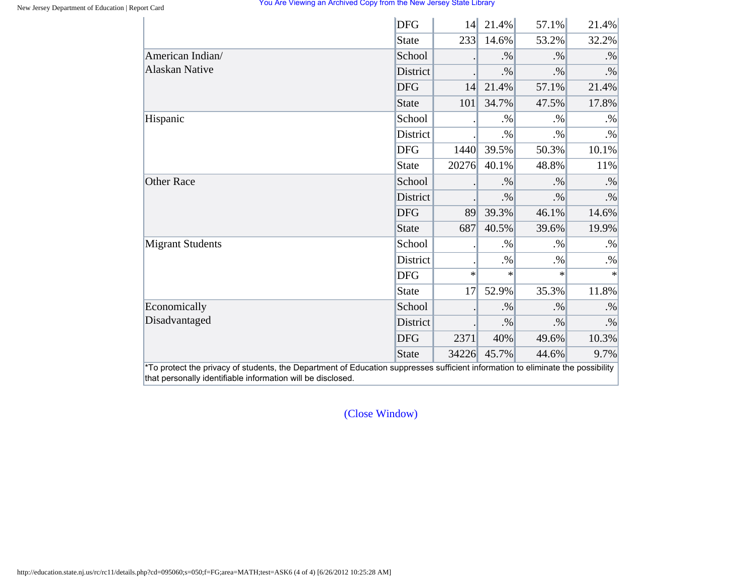| | | | | | |
|---|---|---|---|---|---|
| | DFG | 14 | 21.4% | 57.1% | 21.4% |
| | State | 233 | 14.6% | 53.2% | 32.2% |
| American Indian/ Alaskan Native | School | . | .% | .% | .% |
| | District | . | .% | .% | .% |
| | DFG | 14 | 21.4% | 57.1% | 21.4% |
| | State | 101 | 34.7% | 47.5% | 17.8% |
| Hispanic | School | . | .% | .% | .% |
| | District | . | .% | .% | .% |
| | DFG | 1440 | 39.5% | 50.3% | 10.1% |
| | State | 20276 | 40.1% | 48.8% | 11% |
| Other Race | School | . | .% | .% | .% |
| | District | . | .% | .% | .% |
| | DFG | 89 | 39.3% | 46.1% | 14.6% |
| | State | 687 | 40.5% | 39.6% | 19.9% |
| Migrant Students | School | . | .% | .% | .% |
| | District | . | .% | .% | .% |
| | DFG | * | * | * | * |
| | State | 17 | 52.9% | 35.3% | 11.8% |
| Economically Disadvantaged | School | . | .% | .% | .% |
| | District | . | .% | .% | .% |
| | DFG | 2371 | 40% | 49.6% | 10.3% |
| | State | 34226 | 45.7% | 44.6% | 9.7% |

*To protect the privacy of students, the Department of Education suppresses sufficient information to eliminate the possibility that personally identifiable information will be disclosed.

(Close Window)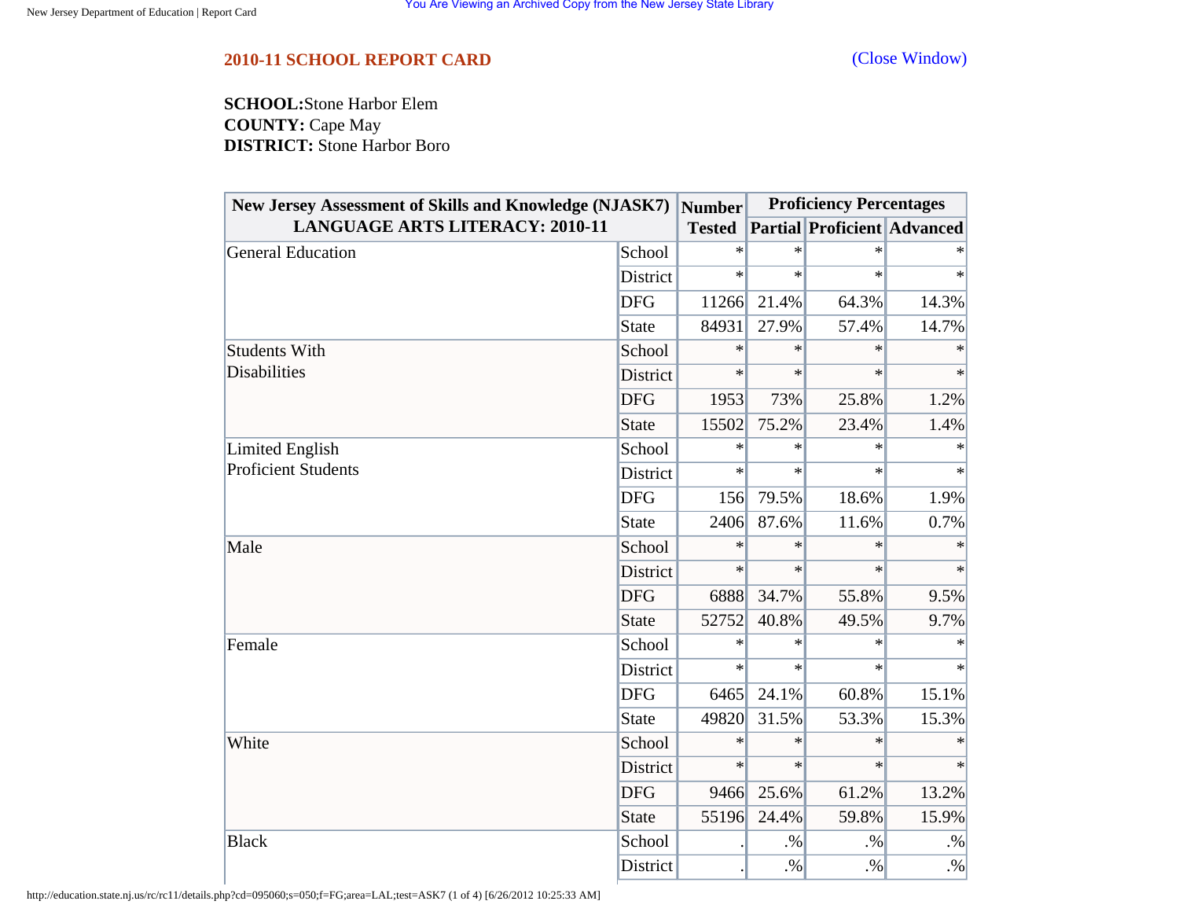## 2010-11 SCHOOL REPORT CARD

(Close Window)

**SCHOOL:** Stone Harbor Elem
**COUNTY:** Cape May
**DISTRICT:** Stone Harbor Boro

| New Jersey Assessment of Skills and Knowledge (NJASK7) LANGUAGE ARTS LITERACY: 2010-11 | | Number Tested | Proficiency Percentages | | |
|---|---|---|---|---|---|
| | | | Partial | Proficient | Advanced |
| General Education | School | * | * | * | * |
| | District | * | * | * | * |
| | DFG | 11266 | 21.4% | 64.3% | 14.3% |
| | State | 84931 | 27.9% | 57.4% | 14.7% |
| Students With Disabilities | School | * | * | * | * |
| | District | * | * | * | * |
| | DFG | 1953 | 73% | 25.8% | 1.2% |
| | State | 15502 | 75.2% | 23.4% | 1.4% |
| Limited English Proficient Students | School | * | * | * | * |
| | District | * | * | * | * |
| | DFG | 156 | 79.5% | 18.6% | 1.9% |
| | State | 2406 | 87.6% | 11.6% | 0.7% |
| Male | School | * | * | * | * |
| | District | * | * | * | * |
| | DFG | 6888 | 34.7% | 55.8% | 9.5% |
| | State | 52752 | 40.8% | 49.5% | 9.7% |
| Female | School | * | * | * | * |
| | District | * | * | * | * |
| | DFG | 6465 | 24.1% | 60.8% | 15.1% |
| | State | 49820 | 31.5% | 53.3% | 15.3% |
| White | School | * | * | * | * |
| | District | * | * | * | * |
| | DFG | 9466 | 25.6% | 61.2% | 13.2% |
| | State | 55196 | 24.4% | 59.8% | 15.9% |
| Black | School | . | .% | .% | .% |
| | District | . | .% | .% | .% |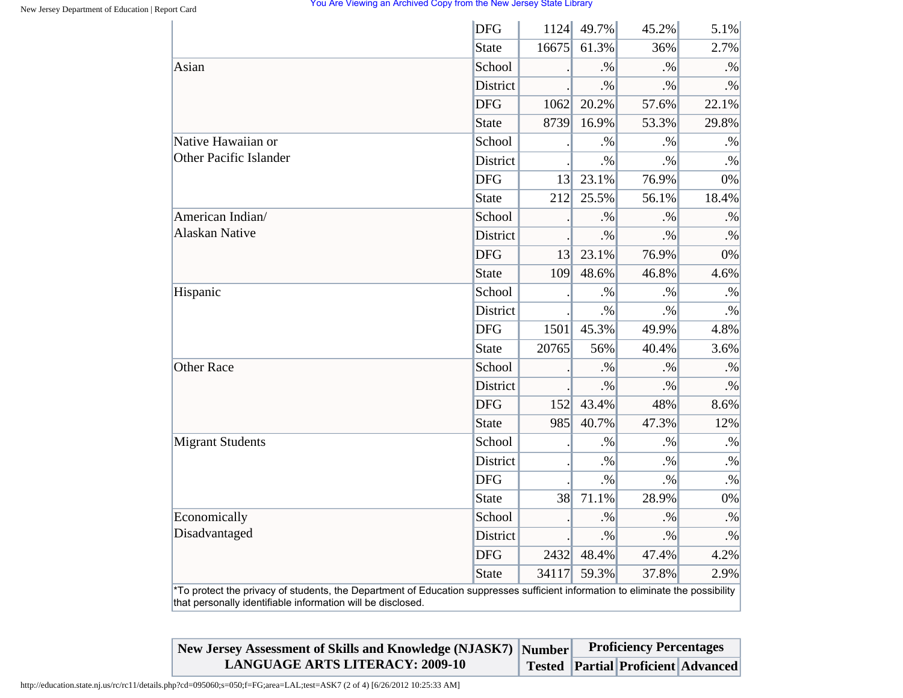| | | | | | |
|---|---|---|---|---|---|
| | DFG | 1124 | 49.7% | 45.2% | 5.1% |
| | State | 16675 | 61.3% | 36% | 2.7% |
| Asian | School | . | .% | .% | .% |
| | District | . | .% | .% | .% |
| | DFG | 1062 | 20.2% | 57.6% | 22.1% |
| | State | 8739 | 16.9% | 53.3% | 29.8% |
| Native Hawaiian or Other Pacific Islander | School | . | .% | .% | .% |
| | District | . | .% | .% | .% |
| | DFG | 13 | 23.1% | 76.9% | 0% |
| | State | 212 | 25.5% | 56.1% | 18.4% |
| American Indian/ Alaskan Native | School | . | .% | .% | .% |
| | District | . | .% | .% | .% |
| | DFG | 13 | 23.1% | 76.9% | 0% |
| | State | 109 | 48.6% | 46.8% | 4.6% |
| Hispanic | School | . | .% | .% | .% |
| | District | . | .% | .% | .% |
| | DFG | 1501 | 45.3% | 49.9% | 4.8% |
| | State | 20765 | 56% | 40.4% | 3.6% |
| Other Race | School | . | .% | .% | .% |
| | District | . | .% | .% | .% |
| | DFG | 152 | 43.4% | 48% | 8.6% |
| | State | 985 | 40.7% | 47.3% | 12% |
| Migrant Students | School | . | .% | .% | .% |
| | District | . | .% | .% | .% |
| | DFG | . | .% | .% | .% |
| | State | 38 | 71.1% | 28.9% | 0% |
| Economically Disadvantaged | School | . | .% | .% | .% |
| | District | . | .% | .% | .% |
| | DFG | 2432 | 48.4% | 47.4% | 4.2% |
| | State | 34117 | 59.3% | 37.8% | 2.9% |

*To protect the privacy of students, the Department of Education suppresses sufficient information to eliminate the possibility that personally identifiable information will be disclosed.

| New Jersey Assessment of Skills and Knowledge (NJASK7) LANGUAGE ARTS LITERACY: 2009-10 | Number Tested | Proficiency Percentages | | |
|---|---|---|---|---|
| | | Partial | Proficient | Advanced |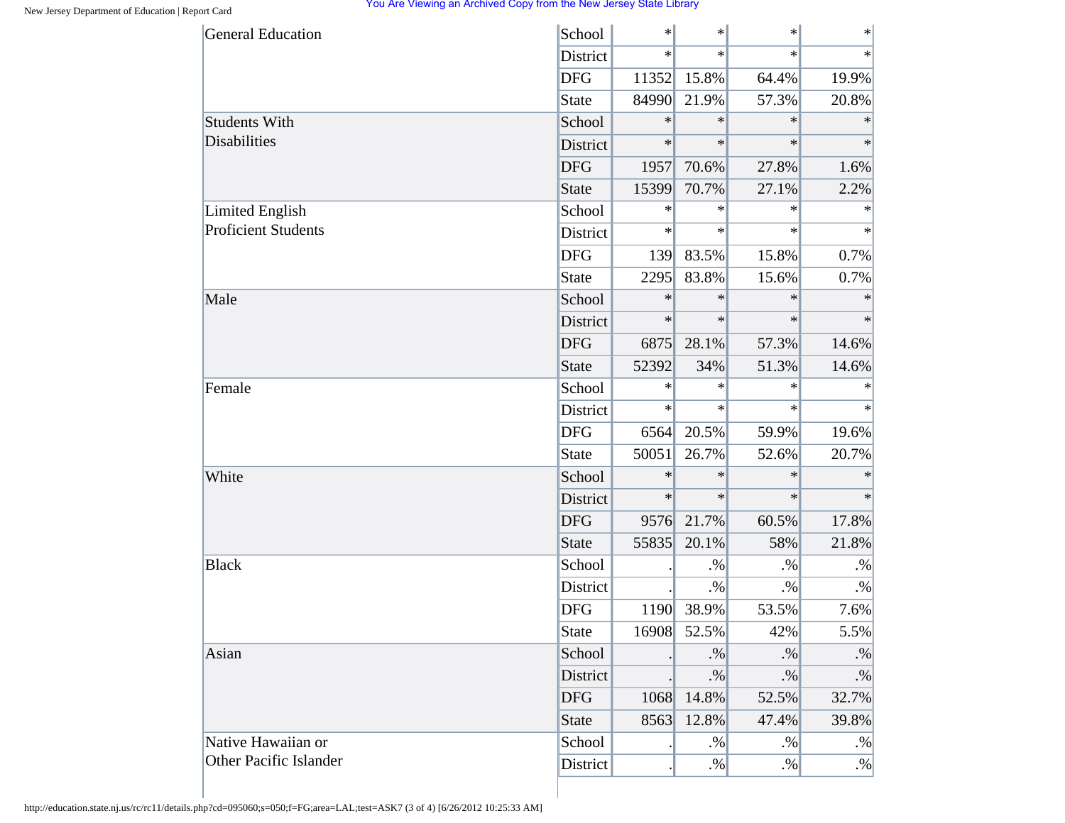| | | | | | |
|---|---|---|---|---|---|
| General Education | School | * | * | * | * |
| | District | * | * | * | * |
| | DFG | 11352 | 15.8% | 64.4% | 19.9% |
| | State | 84990 | 21.9% | 57.3% | 20.8% |
| Students With Disabilities | School | * | * | * | * |
| | District | * | * | * | * |
| | DFG | 1957 | 70.6% | 27.8% | 1.6% |
| | State | 15399 | 70.7% | 27.1% | 2.2% |
| Limited English Proficient Students | School | * | * | * | * |
| | District | * | * | * | * |
| | DFG | 139 | 83.5% | 15.8% | 0.7% |
| | State | 2295 | 83.8% | 15.6% | 0.7% |
| Male | School | * | * | * | * |
| | District | * | * | * | * |
| | DFG | 6875 | 28.1% | 57.3% | 14.6% |
| | State | 52392 | 34% | 51.3% | 14.6% |
| Female | School | * | * | * | * |
| | District | * | * | * | * |
| | DFG | 6564 | 20.5% | 59.9% | 19.6% |
| | State | 50051 | 26.7% | 52.6% | 20.7% |
| White | School | * | * | * | * |
| | District | * | * | * | * |
| | DFG | 9576 | 21.7% | 60.5% | 17.8% |
| | State | 55835 | 20.1% | 58% | 21.8% |
| Black | School | . | .% | .% | .% |
| | District | . | .% | .% | .% |
| | DFG | 1190 | 38.9% | 53.5% | 7.6% |
| | State | 16908 | 52.5% | 42% | 5.5% |
| Asian | School | . | .% | .% | .% |
| | District | . | .% | .% | .% |
| | DFG | 1068 | 14.8% | 52.5% | 32.7% |
| | State | 8563 | 12.8% | 47.4% | 39.8% |
| Native Hawaiian or Other Pacific Islander | School | . | .% | .% | .% |
| | District | . | .% | .% | .% |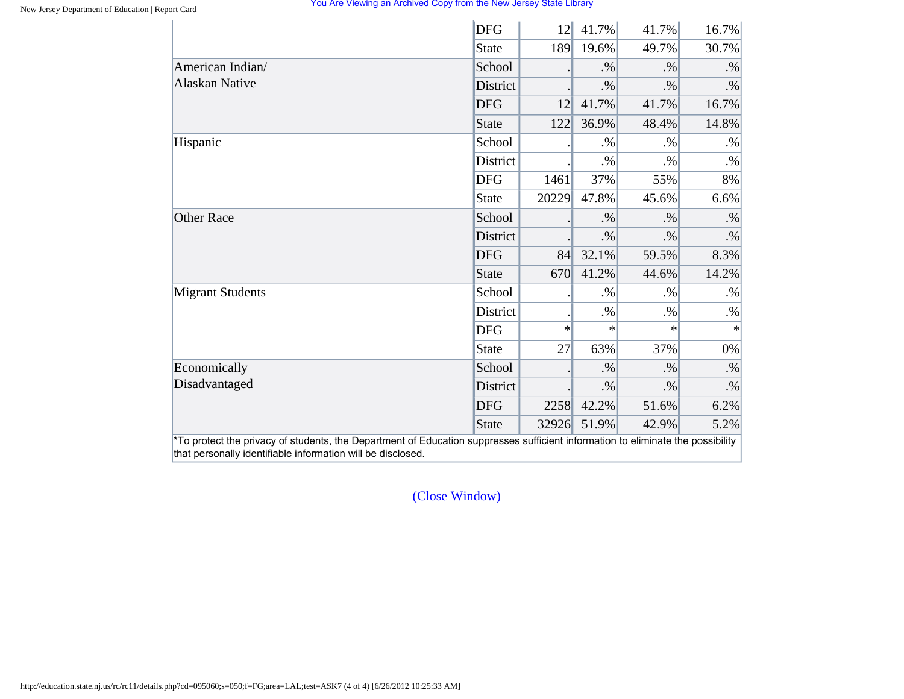| | | | | | |
|---|---|---|---|---|---|
| | DFG | 12 | 41.7% | 41.7% | 16.7% |
| | State | 189 | 19.6% | 49.7% | 30.7% |
| American Indian/ Alaskan Native | School | . | .% | .% | .% |
| | District | . | .% | .% | .% |
| | DFG | 12 | 41.7% | 41.7% | 16.7% |
| | State | 122 | 36.9% | 48.4% | 14.8% |
| Hispanic | School | . | .% | .% | .% |
| | District | . | .% | .% | .% |
| | DFG | 1461 | 37% | 55% | 8% |
| | State | 20229 | 47.8% | 45.6% | 6.6% |
| Other Race | School | . | .% | .% | .% |
| | District | . | .% | .% | .% |
| | DFG | 84 | 32.1% | 59.5% | 8.3% |
| | State | 670 | 41.2% | 44.6% | 14.2% |
| Migrant Students | School | . | .% | .% | .% |
| | District | . | .% | .% | .% |
| | DFG | * | * | * | * |
| | State | 27 | 63% | 37% | 0% |
| Economically Disadvantaged | School | . | .% | .% | .% |
| | District | . | .% | .% | .% |
| | DFG | 2258 | 42.2% | 51.6% | 6.2% |
| | State | 32926 | 51.9% | 42.9% | 5.2% |

*To protect the privacy of students, the Department of Education suppresses sufficient information to eliminate the possibility that personally identifiable information will be disclosed.

(Close Window)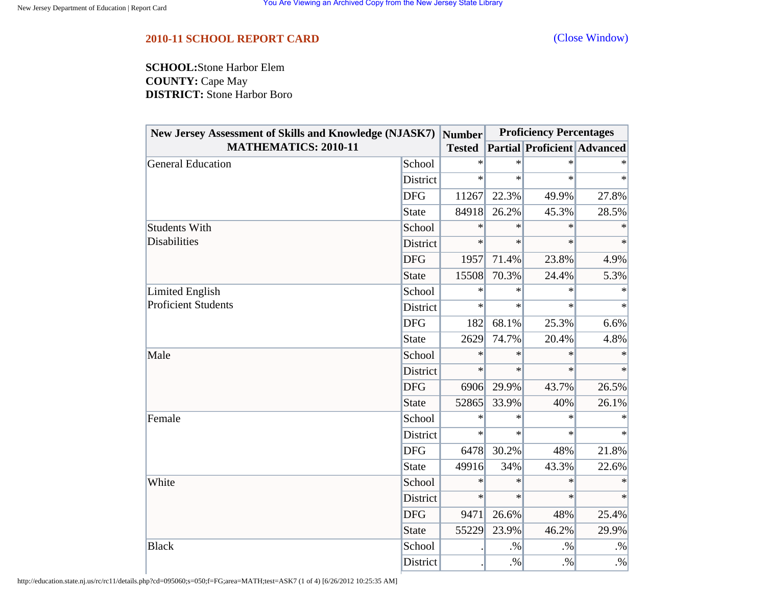## 2010-11 SCHOOL REPORT CARD

(Close Window)

**SCHOOL:** Stone Harbor Elem
**COUNTY:** Cape May
**DISTRICT:** Stone Harbor Boro

| New Jersey Assessment of Skills and Knowledge (NJASK7) MATHEMATICS: 2010-11 | | Number Tested | Proficiency Percentages | | |
|---|---|---|---|---|---|
| | | | Partial | Proficient | Advanced |
| General Education | School | * | * | * | * |
| | District | * | * | * | * |
| | DFG | 11267 | 22.3% | 49.9% | 27.8% |
| | State | 84918 | 26.2% | 45.3% | 28.5% |
| Students With Disabilities | School | * | * | * | * |
| | District | * | * | * | * |
| | DFG | 1957 | 71.4% | 23.8% | 4.9% |
| | State | 15508 | 70.3% | 24.4% | 5.3% |
| Limited English Proficient Students | School | * | * | * | * |
| | District | * | * | * | * |
| | DFG | 182 | 68.1% | 25.3% | 6.6% |
| | State | 2629 | 74.7% | 20.4% | 4.8% |
| Male | School | * | * | * | * |
| | District | * | * | * | * |
| | DFG | 6906 | 29.9% | 43.7% | 26.5% |
| | State | 52865 | 33.9% | 40% | 26.1% |
| Female | School | * | * | * | * |
| | District | * | * | * | * |
| | DFG | 6478 | 30.2% | 48% | 21.8% |
| | State | 49916 | 34% | 43.3% | 22.6% |
| White | School | * | * | * | * |
| | District | * | * | * | * |
| | DFG | 9471 | 26.6% | 48% | 25.4% |
| | State | 55229 | 23.9% | 46.2% | 29.9% |
| Black | School | . | .% | .% | .% |
| | District | . | .% | .% | .% |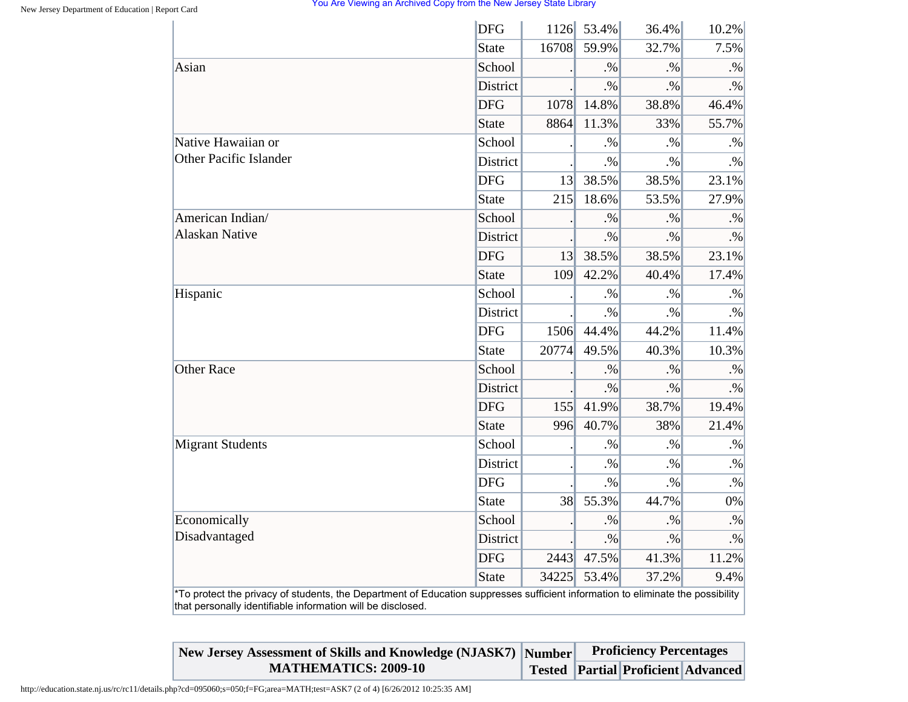| | | | | | |
|---|---|---|---|---|---|
| | DFG | 1126 | 53.4% | 36.4% | 10.2% |
| | State | 16708 | 59.9% | 32.7% | 7.5% |
| Asian | School | . | .% | .% | .% |
| | District | . | .% | .% | .% |
| | DFG | 1078 | 14.8% | 38.8% | 46.4% |
| | State | 8864 | 11.3% | 33% | 55.7% |
| Native Hawaiian or Other Pacific Islander | School | . | .% | .% | .% |
| | District | . | .% | .% | .% |
| | DFG | 13 | 38.5% | 38.5% | 23.1% |
| | State | 215 | 18.6% | 53.5% | 27.9% |
| American Indian/ Alaskan Native | School | . | .% | .% | .% |
| | District | . | .% | .% | .% |
| | DFG | 13 | 38.5% | 38.5% | 23.1% |
| | State | 109 | 42.2% | 40.4% | 17.4% |
| Hispanic | School | . | .% | .% | .% |
| | District | . | .% | .% | .% |
| | DFG | 1506 | 44.4% | 44.2% | 11.4% |
| | State | 20774 | 49.5% | 40.3% | 10.3% |
| Other Race | School | . | .% | .% | .% |
| | District | . | .% | .% | .% |
| | DFG | 155 | 41.9% | 38.7% | 19.4% |
| | State | 996 | 40.7% | 38% | 21.4% |
| Migrant Students | School | . | .% | .% | .% |
| | District | . | .% | .% | .% |
| | DFG | . | .% | .% | .% |
| | State | 38 | 55.3% | 44.7% | 0% |
| Economically Disadvantaged | School | . | .% | .% | .% |
| | District | . | .% | .% | .% |
| | DFG | 2443 | 47.5% | 41.3% | 11.2% |
| | State | 34225 | 53.4% | 37.2% | 9.4% |

*To protect the privacy of students, the Department of Education suppresses sufficient information to eliminate the possibility that personally identifiable information will be disclosed.

| New Jersey Assessment of Skills and Knowledge (NJASK7) MATHEMATICS: 2009-10 | Number Tested | Proficiency Percentages | | |
|---|---|---|---|---|
| | | Partial | Proficient | Advanced |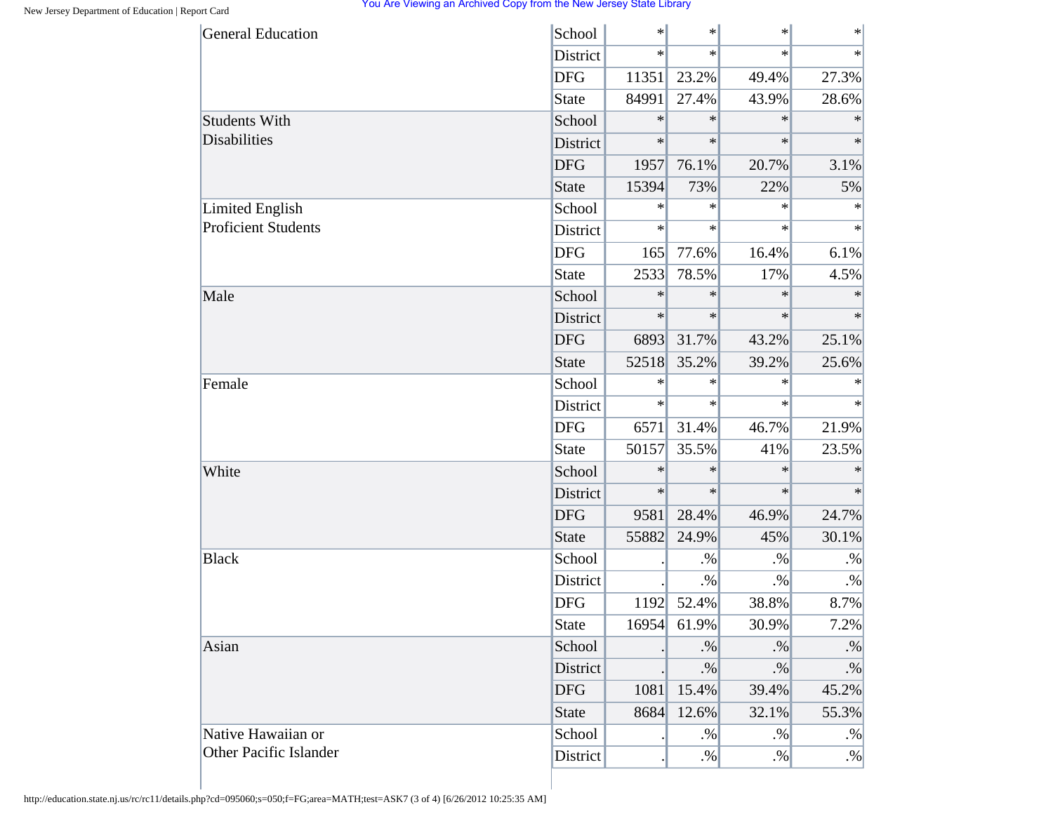| | | | | | |
|---|---|---|---|---|---|
| General Education | School | * | * | * | * |
| | District | * | * | * | * |
| | DFG | 11351 | 23.2% | 49.4% | 27.3% |
| | State | 84991 | 27.4% | 43.9% | 28.6% |
| Students With Disabilities | School | * | * | * | * |
| | District | * | * | * | * |
| | DFG | 1957 | 76.1% | 20.7% | 3.1% |
| | State | 15394 | 73% | 22% | 5% |
| Limited English Proficient Students | School | * | * | * | * |
| | District | * | * | * | * |
| | DFG | 165 | 77.6% | 16.4% | 6.1% |
| | State | 2533 | 78.5% | 17% | 4.5% |
| Male | School | * | * | * | * |
| | District | * | * | * | * |
| | DFG | 6893 | 31.7% | 43.2% | 25.1% |
| | State | 52518 | 35.2% | 39.2% | 25.6% |
| Female | School | * | * | * | * |
| | District | * | * | * | * |
| | DFG | 6571 | 31.4% | 46.7% | 21.9% |
| | State | 50157 | 35.5% | 41% | 23.5% |
| White | School | * | * | * | * |
| | District | * | * | * | * |
| | DFG | 9581 | 28.4% | 46.9% | 24.7% |
| | State | 55882 | 24.9% | 45% | 30.1% |
| Black | School | . | .% | .% | .% |
| | District | . | .% | .% | .% |
| | DFG | 1192 | 52.4% | 38.8% | 8.7% |
| | State | 16954 | 61.9% | 30.9% | 7.2% |
| Asian | School | . | .% | .% | .% |
| | District | . | .% | .% | .% |
| | DFG | 1081 | 15.4% | 39.4% | 45.2% |
| | State | 8684 | 12.6% | 32.1% | 55.3% |
| Native Hawaiian or Other Pacific Islander | School | . | .% | .% | .% |
| | District | . | .% | .% | .% |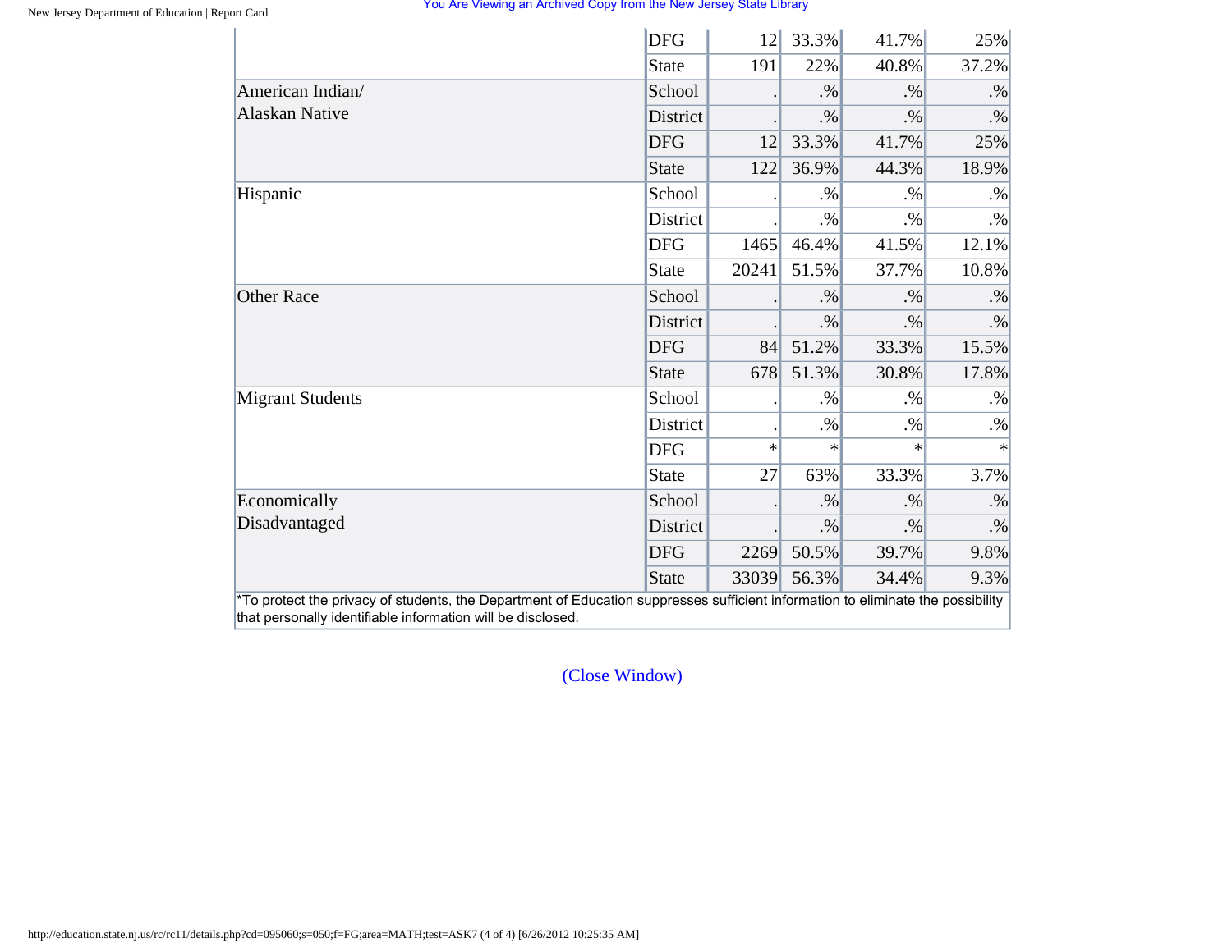| | | | | | |
|---|---|---|---|---|---|
| | DFG | 12 | 33.3% | 41.7% | 25% |
| | State | 191 | 22% | 40.8% | 37.2% |
| American Indian/ Alaskan Native | School | . | .% | .% | .% |
| | District | . | .% | .% | .% |
| | DFG | 12 | 33.3% | 41.7% | 25% |
| | State | 122 | 36.9% | 44.3% | 18.9% |
| Hispanic | School | . | .% | .% | .% |
| | District | . | .% | .% | .% |
| | DFG | 1465 | 46.4% | 41.5% | 12.1% |
| | State | 20241 | 51.5% | 37.7% | 10.8% |
| Other Race | School | . | .% | .% | .% |
| | District | . | .% | .% | .% |
| | DFG | 84 | 51.2% | 33.3% | 15.5% |
| | State | 678 | 51.3% | 30.8% | 17.8% |
| Migrant Students | School | . | .% | .% | .% |
| | District | . | .% | .% | .% |
| | DFG | * | * | * | * |
| | State | 27 | 63% | 33.3% | 3.7% |
| Economically Disadvantaged | School | . | .% | .% | .% |
| | District | . | .% | .% | .% |
| | DFG | 2269 | 50.5% | 39.7% | 9.8% |
| | State | 33039 | 56.3% | 34.4% | 9.3% |

*To protect the privacy of students, the Department of Education suppresses sufficient information to eliminate the possibility that personally identifiable information will be disclosed.

(Close Window)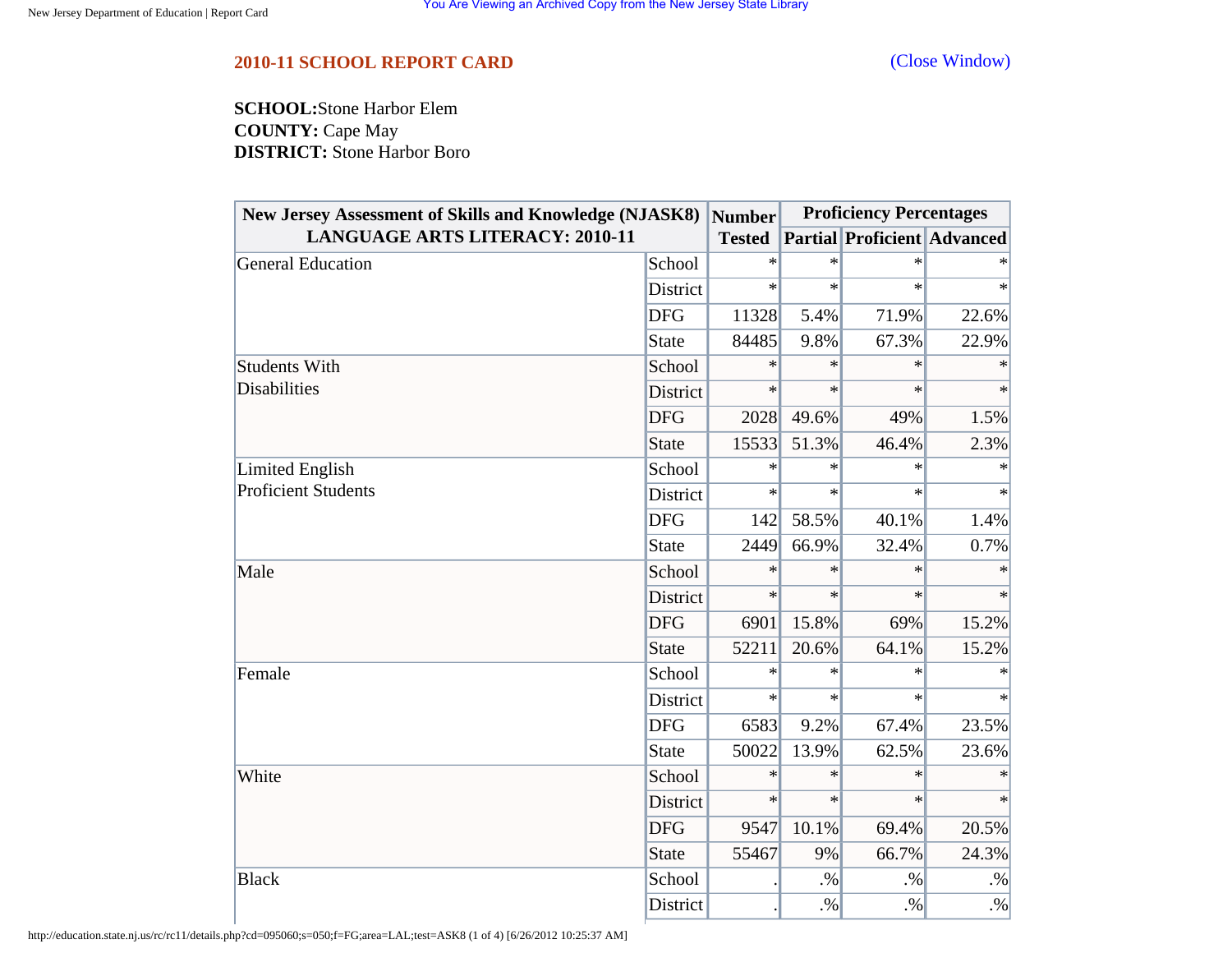## 2010-11 SCHOOL REPORT CARD

(Close Window)

**SCHOOL:** Stone Harbor Elem
**COUNTY:** Cape May
**DISTRICT:** Stone Harbor Boro

| New Jersey Assessment of Skills and Knowledge (NJASK8) LANGUAGE ARTS LITERACY: 2010-11 | | Number Tested | Proficiency Percentages | | |
|---|---|---|---|---|---|
| | | | Partial | Proficient | Advanced |
| General Education | School | * | * | * | * |
| | District | * | * | * | * |
| | DFG | 11328 | 5.4% | 71.9% | 22.6% |
| | State | 84485 | 9.8% | 67.3% | 22.9% |
| Students With Disabilities | School | * | * | * | * |
| | District | * | * | * | * |
| | DFG | 2028 | 49.6% | 49% | 1.5% |
| | State | 15533 | 51.3% | 46.4% | 2.3% |
| Limited English Proficient Students | School | * | * | * | * |
| | District | * | * | * | * |
| | DFG | 142 | 58.5% | 40.1% | 1.4% |
| | State | 2449 | 66.9% | 32.4% | 0.7% |
| Male | School | * | * | * | * |
| | District | * | * | * | * |
| | DFG | 6901 | 15.8% | 69% | 15.2% |
| | State | 52211 | 20.6% | 64.1% | 15.2% |
| Female | School | * | * | * | * |
| | District | * | * | * | * |
| | DFG | 6583 | 9.2% | 67.4% | 23.5% |
| | State | 50022 | 13.9% | 62.5% | 23.6% |
| White | School | * | * | * | * |
| | District | * | * | * | * |
| | DFG | 9547 | 10.1% | 69.4% | 20.5% |
| | State | 55467 | 9% | 66.7% | 24.3% |
| Black | School | . | .% | .% | .% |
| | District | . | .% | .% | .% |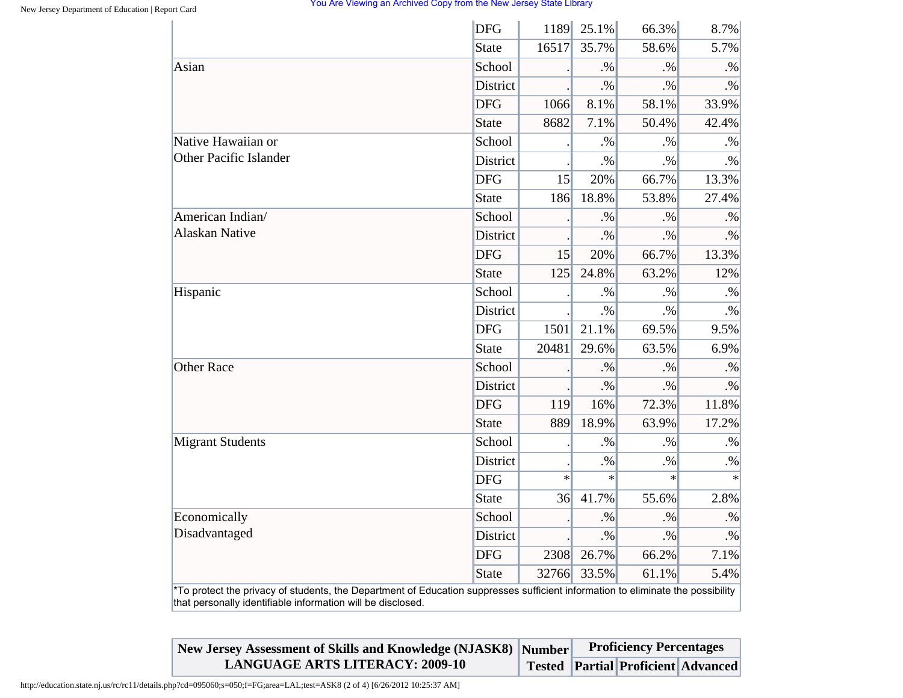| | | | | | |
|---|---|---|---|---|---|
| | DFG | 1189 | 25.1% | 66.3% | 8.7% |
| | State | 16517 | 35.7% | 58.6% | 5.7% |
| Asian | School | . | .% | .% | .% |
| | District | . | .% | .% | .% |
| | DFG | 1066 | 8.1% | 58.1% | 33.9% |
| | State | 8682 | 7.1% | 50.4% | 42.4% |
| Native Hawaiian or Other Pacific Islander | School | . | .% | .% | .% |
| | District | . | .% | .% | .% |
| | DFG | 15 | 20% | 66.7% | 13.3% |
| | State | 186 | 18.8% | 53.8% | 27.4% |
| American Indian/ Alaskan Native | School | . | .% | .% | .% |
| | District | . | .% | .% | .% |
| | DFG | 15 | 20% | 66.7% | 13.3% |
| | State | 125 | 24.8% | 63.2% | 12% |
| Hispanic | School | . | .% | .% | .% |
| | District | . | .% | .% | .% |
| | DFG | 1501 | 21.1% | 69.5% | 9.5% |
| | State | 20481 | 29.6% | 63.5% | 6.9% |
| Other Race | School | . | .% | .% | .% |
| | District | . | .% | .% | .% |
| | DFG | 119 | 16% | 72.3% | 11.8% |
| | State | 889 | 18.9% | 63.9% | 17.2% |
| Migrant Students | School | . | .% | .% | .% |
| | District | . | .% | .% | .% |
| | DFG | * | * | * | * |
| | State | 36 | 41.7% | 55.6% | 2.8% |
| Economically Disadvantaged | School | . | .% | .% | .% |
| | District | . | .% | .% | .% |
| | DFG | 2308 | 26.7% | 66.2% | 7.1% |
| | State | 32766 | 33.5% | 61.1% | 5.4% |

*To protect the privacy of students, the Department of Education suppresses sufficient information to eliminate the possibility that personally identifiable information will be disclosed.

| New Jersey Assessment of Skills and Knowledge (NJASK8) LANGUAGE ARTS LITERACY: 2009-10 | Number Tested | Proficiency Percentages | | |
|---|---|---|---|---|
| | | Partial | Proficient | Advanced |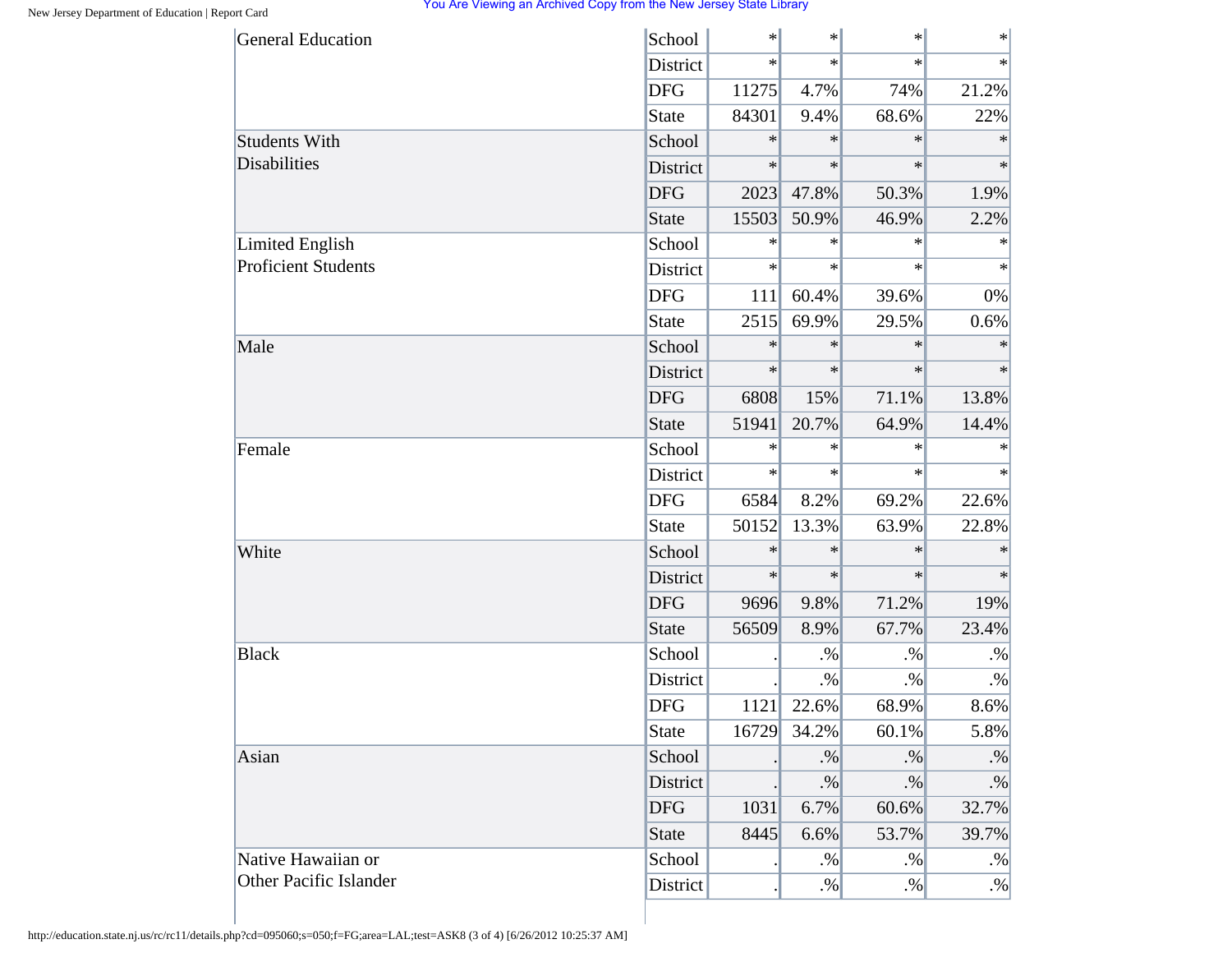| | | | | | |
|---|---|---|---|---|---|
| General Education | School | * | * | * | * |
| | District | * | * | * | * |
| | DFG | 11275 | 4.7% | 74% | 21.2% |
| | State | 84301 | 9.4% | 68.6% | 22% |
| Students With Disabilities | School | * | * | * | * |
| | District | * | * | * | * |
| | DFG | 2023 | 47.8% | 50.3% | 1.9% |
| | State | 15503 | 50.9% | 46.9% | 2.2% |
| Limited English Proficient Students | School | * | * | * | * |
| | District | * | * | * | * |
| | DFG | 111 | 60.4% | 39.6% | 0% |
| | State | 2515 | 69.9% | 29.5% | 0.6% |
| Male | School | * | * | * | * |
| | District | * | * | * | * |
| | DFG | 6808 | 15% | 71.1% | 13.8% |
| | State | 51941 | 20.7% | 64.9% | 14.4% |
| Female | School | * | * | * | * |
| | District | * | * | * | * |
| | DFG | 6584 | 8.2% | 69.2% | 22.6% |
| | State | 50152 | 13.3% | 63.9% | 22.8% |
| White | School | * | * | * | * |
| | District | * | * | * | * |
| | DFG | 9696 | 9.8% | 71.2% | 19% |
| | State | 56509 | 8.9% | 67.7% | 23.4% |
| Black | School | . | .% | .% | .% |
| | District | . | .% | .% | .% |
| | DFG | 1121 | 22.6% | 68.9% | 8.6% |
| | State | 16729 | 34.2% | 60.1% | 5.8% |
| Asian | School | . | .% | .% | .% |
| | District | . | .% | .% | .% |
| | DFG | 1031 | 6.7% | 60.6% | 32.7% |
| | State | 8445 | 6.6% | 53.7% | 39.7% |
| Native Hawaiian or Other Pacific Islander | School | . | .% | .% | .% |
| | District | . | .% | .% | .% |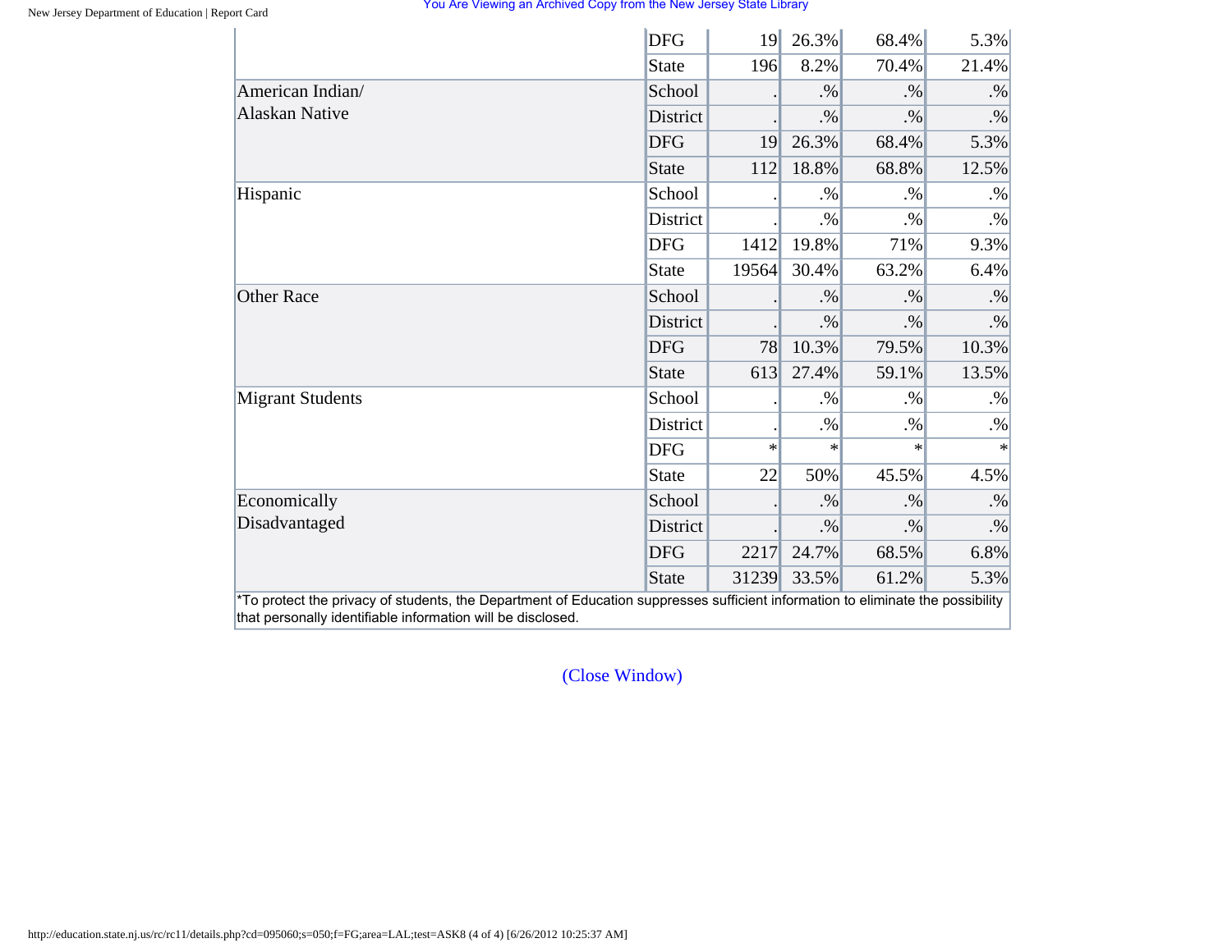| | | | | | |
|---|---|---|---|---|---|
| | DFG | 19 | 26.3% | 68.4% | 5.3% |
| | State | 196 | 8.2% | 70.4% | 21.4% |
| American Indian/ Alaskan Native | School | . | .% | .% | .% |
| | District | . | .% | .% | .% |
| | DFG | 19 | 26.3% | 68.4% | 5.3% |
| | State | 112 | 18.8% | 68.8% | 12.5% |
| Hispanic | School | . | .% | .% | .% |
| | District | . | .% | .% | .% |
| | DFG | 1412 | 19.8% | 71% | 9.3% |
| | State | 19564 | 30.4% | 63.2% | 6.4% |
| Other Race | School | . | .% | .% | .% |
| | District | . | .% | .% | .% |
| | DFG | 78 | 10.3% | 79.5% | 10.3% |
| | State | 613 | 27.4% | 59.1% | 13.5% |
| Migrant Students | School | . | .% | .% | .% |
| | District | . | .% | .% | .% |
| | DFG | * | * | * | * |
| | State | 22 | 50% | 45.5% | 4.5% |
| Economically Disadvantaged | School | . | .% | .% | .% |
| | District | . | .% | .% | .% |
| | DFG | 2217 | 24.7% | 68.5% | 6.8% |
| | State | 31239 | 33.5% | 61.2% | 5.3% |

*To protect the privacy of students, the Department of Education suppresses sufficient information to eliminate the possibility that personally identifiable information will be disclosed.

(Close Window)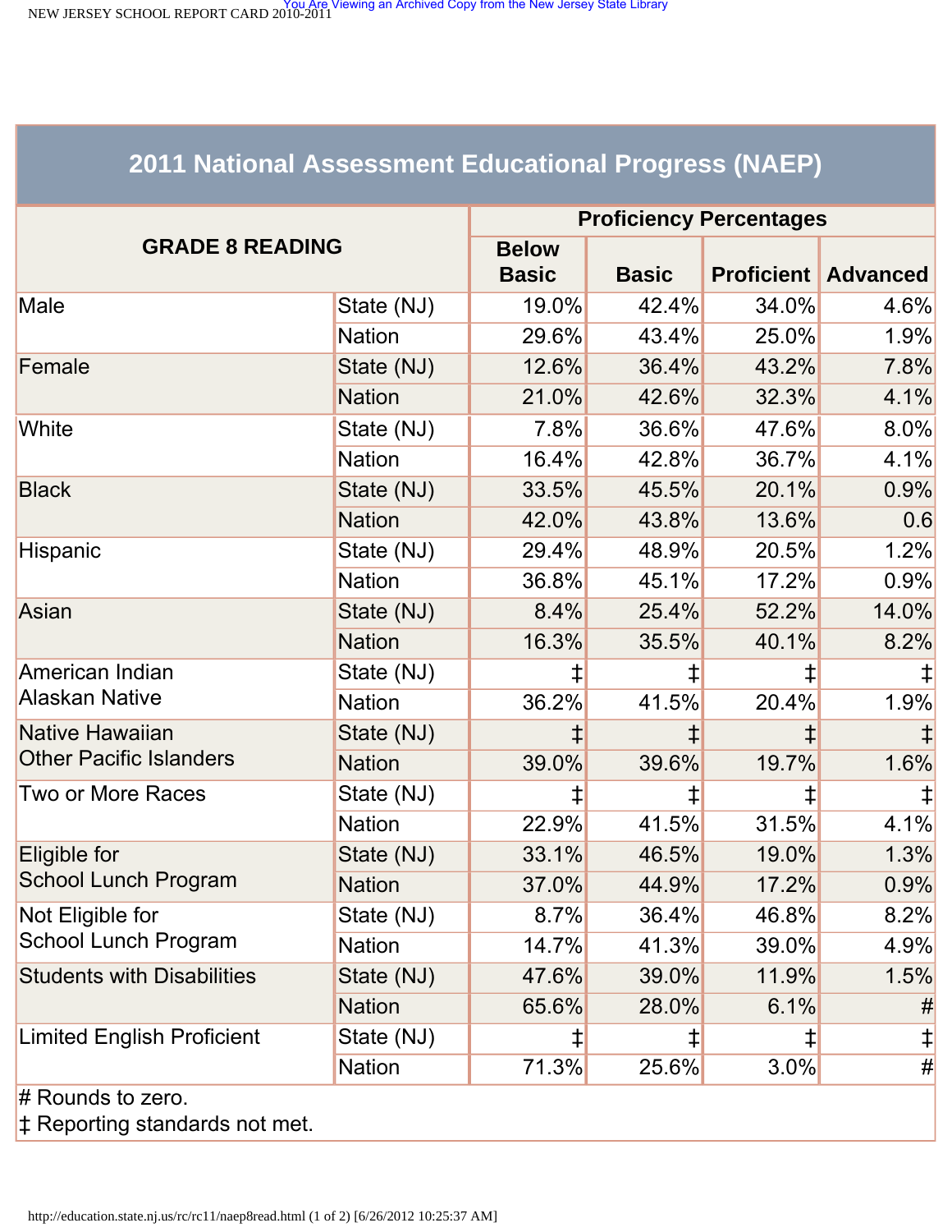## 2011 National Assessment Educational Progress (NAEP)

| GRADE 8 READING | | Proficiency Percentages | | | |
|---|---|---|---|---|---|
| | | Below Basic | Basic | Proficient | Advanced |
| Male | State (NJ) | 19.0% | 42.4% | 34.0% | 4.6% |
| | Nation | 29.6% | 43.4% | 25.0% | 1.9% |
| Female | State (NJ) | 12.6% | 36.4% | 43.2% | 7.8% |
| | Nation | 21.0% | 42.6% | 32.3% | 4.1% |
| White | State (NJ) | 7.8% | 36.6% | 47.6% | 8.0% |
| | Nation | 16.4% | 42.8% | 36.7% | 4.1% |
| Black | State (NJ) | 33.5% | 45.5% | 20.1% | 0.9% |
| | Nation | 42.0% | 43.8% | 13.6% | 0.6 |
| Hispanic | State (NJ) | 29.4% | 48.9% | 20.5% | 1.2% |
| | Nation | 36.8% | 45.1% | 17.2% | 0.9% |
| Asian | State (NJ) | 8.4% | 25.4% | 52.2% | 14.0% |
| | Nation | 16.3% | 35.5% | 40.1% | 8.2% |
| American Indian Alaskan Native | State (NJ) | ‡ | ‡ | ‡ | ‡ |
| | Nation | 36.2% | 41.5% | 20.4% | 1.9% |
| Native Hawaiian Other Pacific Islanders | State (NJ) | ‡ | ‡ | ‡ | ‡ |
| | Nation | 39.0% | 39.6% | 19.7% | 1.6% |
| Two or More Races | State (NJ) | ‡ | ‡ | ‡ | ‡ |
| | Nation | 22.9% | 41.5% | 31.5% | 4.1% |
| Eligible for School Lunch Program | State (NJ) | 33.1% | 46.5% | 19.0% | 1.3% |
| | Nation | 37.0% | 44.9% | 17.2% | 0.9% |
| Not Eligible for School Lunch Program | State (NJ) | 8.7% | 36.4% | 46.8% | 8.2% |
| | Nation | 14.7% | 41.3% | 39.0% | 4.9% |
| Students with Disabilities | State (NJ) | 47.6% | 39.0% | 11.9% | 1.5% |
| | Nation | 65.6% | 28.0% | 6.1% | # |
| Limited English Proficient | State (NJ) | ‡ | ‡ | ‡ | ‡ |
| | Nation | 71.3% | 25.6% | 3.0% | # |

# Rounds to zero.
‡ Reporting standards not met.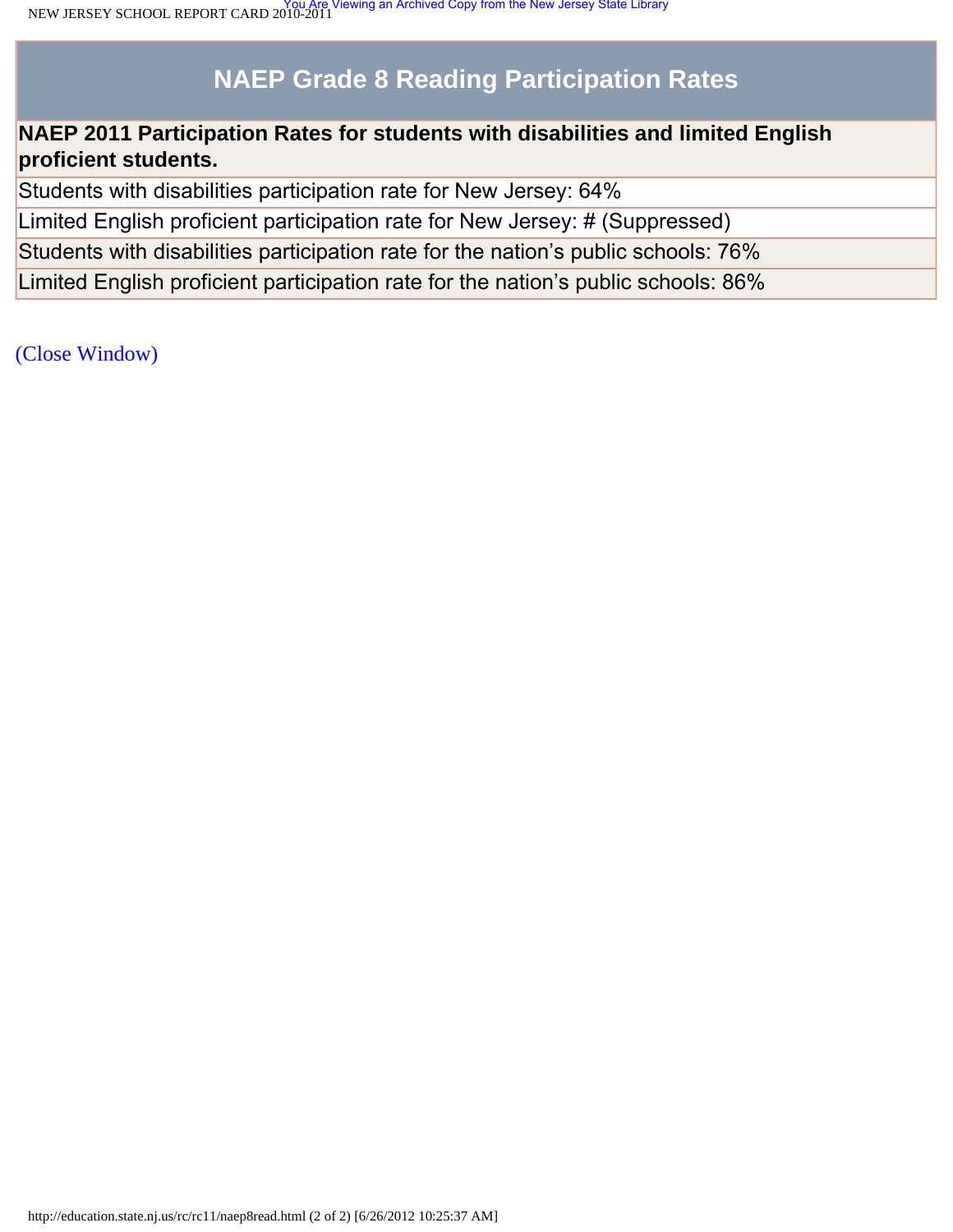| NAEP Grade 8 Reading Participation Rates |
| --- |
| **NAEP 2011 Participation Rates for students with disabilities and limited English proficient students.** |
| Students with disabilities participation rate for New Jersey: 64% |
| Limited English proficient participation rate for New Jersey: # (Suppressed) |
| Students with disabilities participation rate for the nation's public schools: 76% |
| Limited English proficient participation rate for the nation's public schools: 86% |

(Close Window)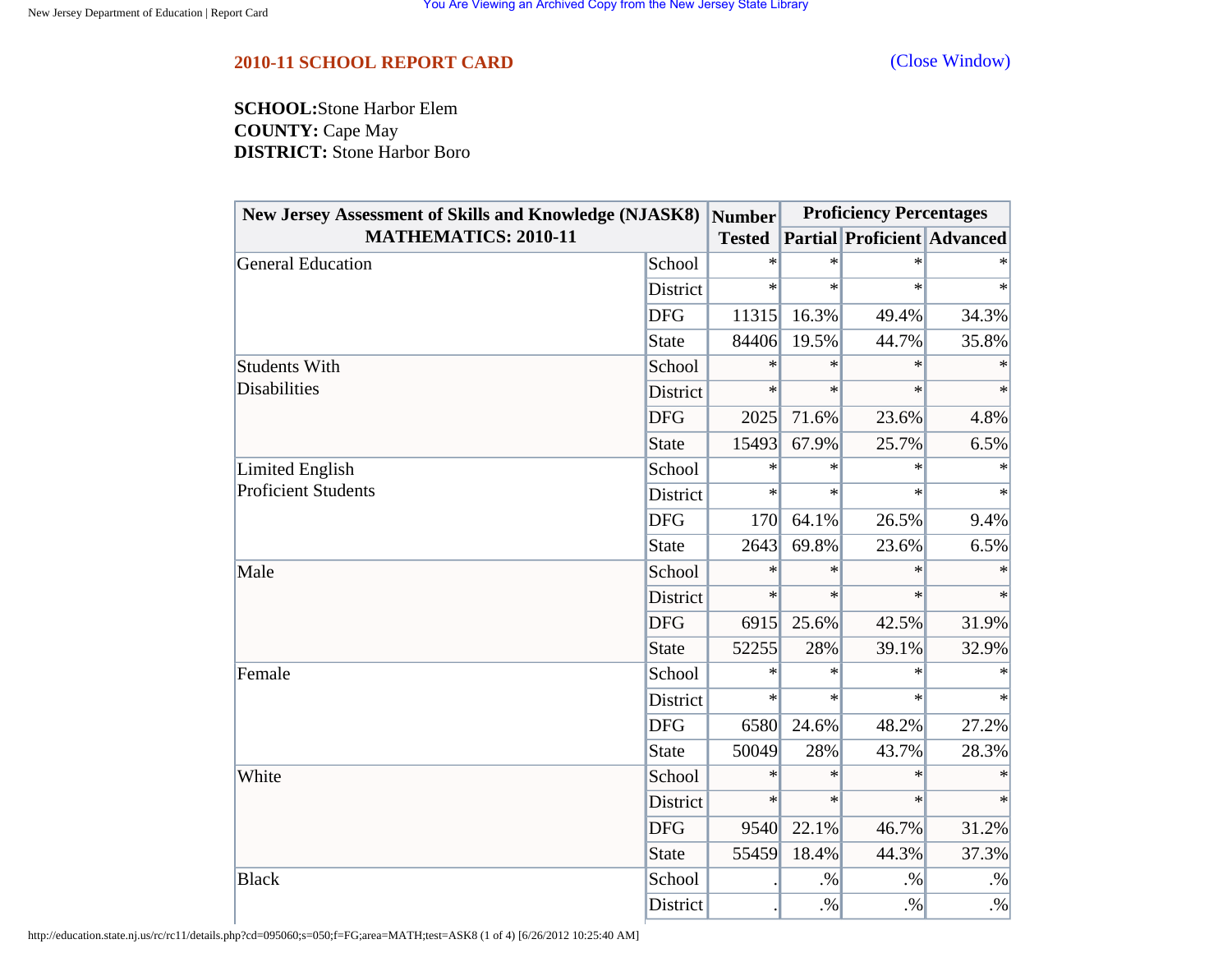## 2010-11 SCHOOL REPORT CARD

(Close Window)

**SCHOOL:** Stone Harbor Elem
**COUNTY:** Cape May
**DISTRICT:** Stone Harbor Boro

| New Jersey Assessment of Skills and Knowledge (NJASK8) MATHEMATICS: 2010-11 | | Number Tested | Proficiency Percentages | | |
|---|---|---|---|---|---|
| | | | Partial | Proficient | Advanced |
| General Education | School | * | * | * | * |
| | District | * | * | * | * |
| | DFG | 11315 | 16.3% | 49.4% | 34.3% |
| | State | 84406 | 19.5% | 44.7% | 35.8% |
| Students With Disabilities | School | * | * | * | * |
| | District | * | * | * | * |
| | DFG | 2025 | 71.6% | 23.6% | 4.8% |
| | State | 15493 | 67.9% | 25.7% | 6.5% |
| Limited English Proficient Students | School | * | * | * | * |
| | District | * | * | * | * |
| | DFG | 170 | 64.1% | 26.5% | 9.4% |
| | State | 2643 | 69.8% | 23.6% | 6.5% |
| Male | School | * | * | * | * |
| | District | * | * | * | * |
| | DFG | 6915 | 25.6% | 42.5% | 31.9% |
| | State | 52255 | 28% | 39.1% | 32.9% |
| Female | School | * | * | * | * |
| | District | * | * | * | * |
| | DFG | 6580 | 24.6% | 48.2% | 27.2% |
| | State | 50049 | 28% | 43.7% | 28.3% |
| White | School | * | * | * | * |
| | District | * | * | * | * |
| | DFG | 9540 | 22.1% | 46.7% | 31.2% |
| | State | 55459 | 18.4% | 44.3% | 37.3% |
| Black | School | . | .% | .% | .% |
| | District | . | .% | .% | .% |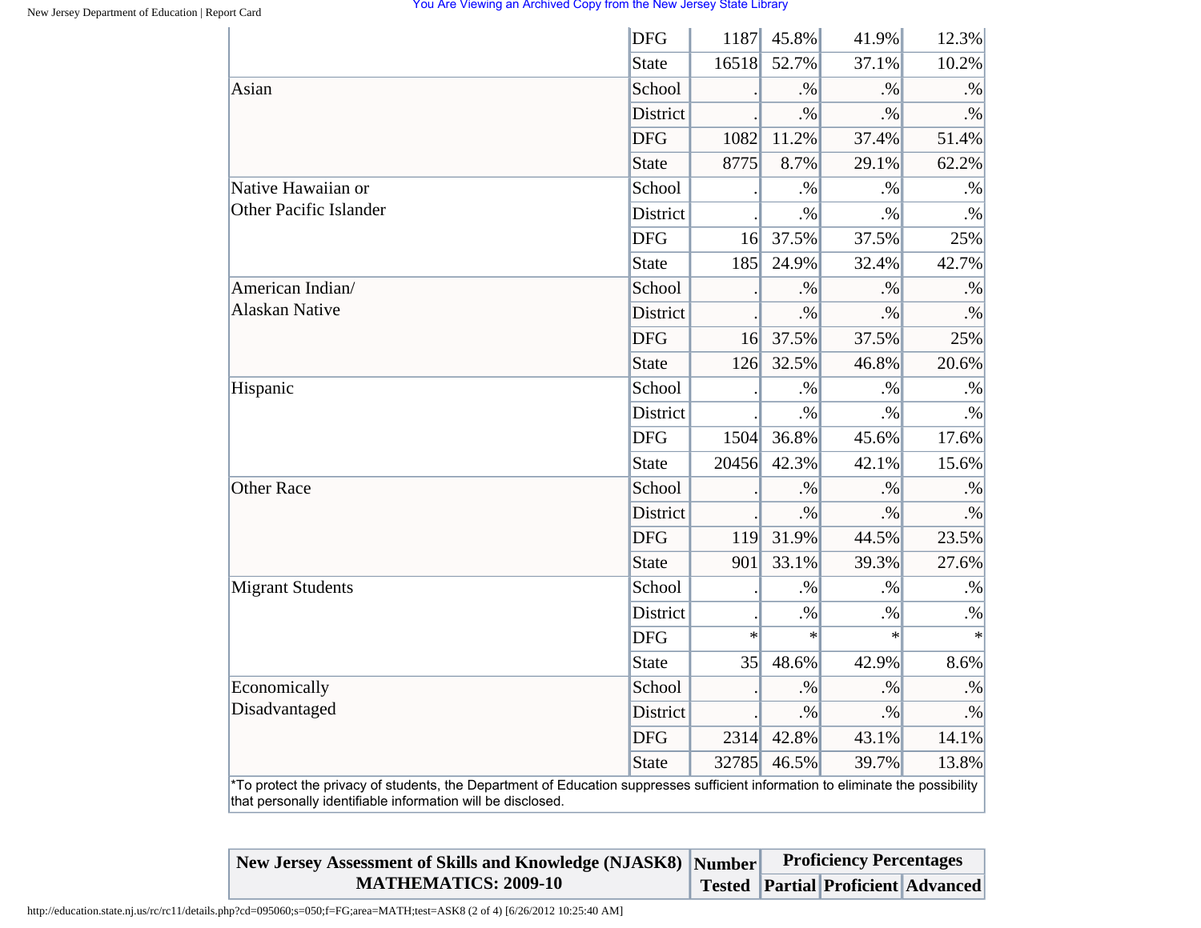| | | | | | |
|---|---|---|---|---|---|
| | DFG | 1187 | 45.8% | 41.9% | 12.3% |
| | State | 16518 | 52.7% | 37.1% | 10.2% |
| Asian | School | . | .% | .% | .% |
| | District | . | .% | .% | .% |
| | DFG | 1082 | 11.2% | 37.4% | 51.4% |
| | State | 8775 | 8.7% | 29.1% | 62.2% |
| Native Hawaiian or Other Pacific Islander | School | . | .% | .% | .% |
| | District | . | .% | .% | .% |
| | DFG | 16 | 37.5% | 37.5% | 25% |
| | State | 185 | 24.9% | 32.4% | 42.7% |
| American Indian/ Alaskan Native | School | . | .% | .% | .% |
| | District | . | .% | .% | .% |
| | DFG | 16 | 37.5% | 37.5% | 25% |
| | State | 126 | 32.5% | 46.8% | 20.6% |
| Hispanic | School | . | .% | .% | .% |
| | District | . | .% | .% | .% |
| | DFG | 1504 | 36.8% | 45.6% | 17.6% |
| | State | 20456 | 42.3% | 42.1% | 15.6% |
| Other Race | School | . | .% | .% | .% |
| | District | . | .% | .% | .% |
| | DFG | 119 | 31.9% | 44.5% | 23.5% |
| | State | 901 | 33.1% | 39.3% | 27.6% |
| Migrant Students | School | . | .% | .% | .% |
| | District | . | .% | .% | .% |
| | DFG | * | * | * | * |
| | State | 35 | 48.6% | 42.9% | 8.6% |
| Economically Disadvantaged | School | . | .% | .% | .% |
| | District | . | .% | .% | .% |
| | DFG | 2314 | 42.8% | 43.1% | 14.1% |
| | State | 32785 | 46.5% | 39.7% | 13.8% |

*To protect the privacy of students, the Department of Education suppresses sufficient information to eliminate the possibility that personally identifiable information will be disclosed.

| New Jersey Assessment of Skills and Knowledge (NJASK8) MATHEMATICS: 2009-10 | Number Tested | Proficiency Percentages | | |
|---|---|---|---|---|
| | | Partial | Proficient | Advanced |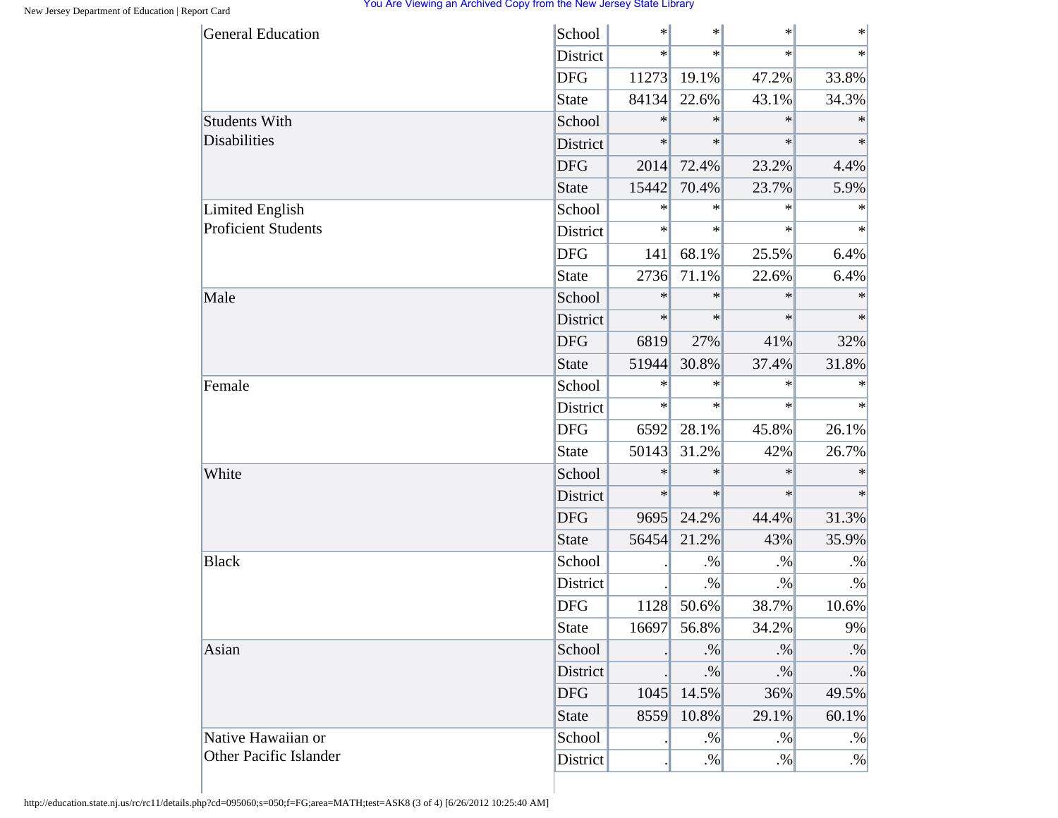| | | | | | |
|---|---|---|---|---|---|
| General Education | School | * | * | * | * |
| | District | * | * | * | * |
| | DFG | 11273 | 19.1% | 47.2% | 33.8% |
| | State | 84134 | 22.6% | 43.1% | 34.3% |
| Students With Disabilities | School | * | * | * | * |
| | District | * | * | * | * |
| | DFG | 2014 | 72.4% | 23.2% | 4.4% |
| | State | 15442 | 70.4% | 23.7% | 5.9% |
| Limited English Proficient Students | School | * | * | * | * |
| | District | * | * | * | * |
| | DFG | 141 | 68.1% | 25.5% | 6.4% |
| | State | 2736 | 71.1% | 22.6% | 6.4% |
| Male | School | * | * | * | * |
| | District | * | * | * | * |
| | DFG | 6819 | 27% | 41% | 32% |
| | State | 51944 | 30.8% | 37.4% | 31.8% |
| Female | School | * | * | * | * |
| | District | * | * | * | * |
| | DFG | 6592 | 28.1% | 45.8% | 26.1% |
| | State | 50143 | 31.2% | 42% | 26.7% |
| White | School | * | * | * | * |
| | District | * | * | * | * |
| | DFG | 9695 | 24.2% | 44.4% | 31.3% |
| | State | 56454 | 21.2% | 43% | 35.9% |
| Black | School | . | .% | .% | .% |
| | District | . | .% | .% | .% |
| | DFG | 1128 | 50.6% | 38.7% | 10.6% |
| | State | 16697 | 56.8% | 34.2% | 9% |
| Asian | School | . | .% | .% | .% |
| | District | . | .% | .% | .% |
| | DFG | 1045 | 14.5% | 36% | 49.5% |
| | State | 8559 | 10.8% | 29.1% | 60.1% |
| Native Hawaiian or Other Pacific Islander | School | . | .% | .% | .% |
| | District | . | .% | .% | .% |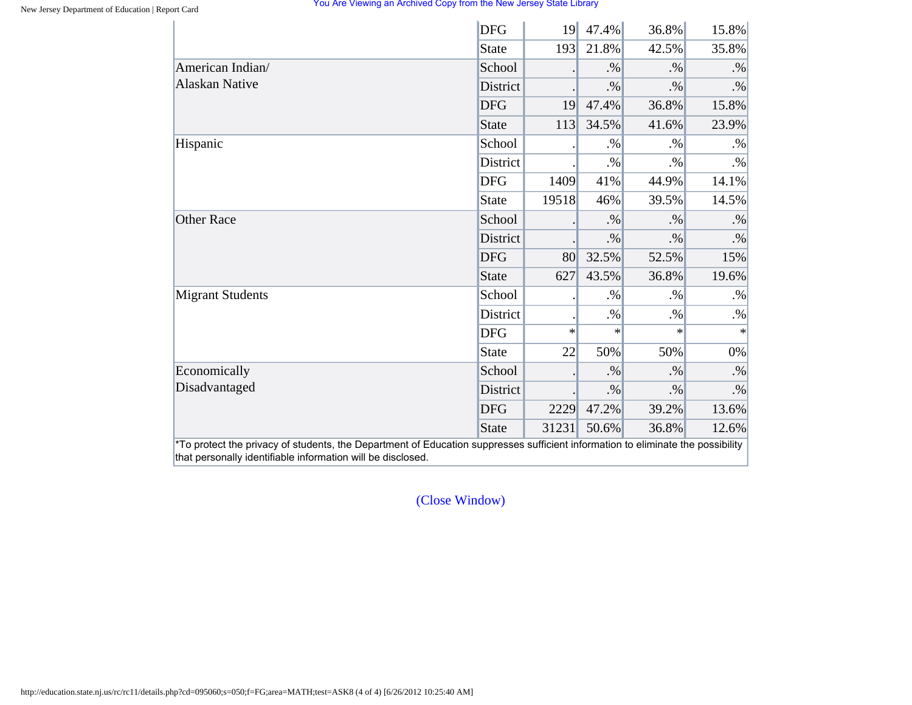| | | | | | |
|---|---|---|---|---|---|
| | DFG | 19 | 47.4% | 36.8% | 15.8% |
| | State | 193 | 21.8% | 42.5% | 35.8% |
| American Indian/ Alaskan Native | School | . | .% | .% | .% |
| | District | . | .% | .% | .% |
| | DFG | 19 | 47.4% | 36.8% | 15.8% |
| | State | 113 | 34.5% | 41.6% | 23.9% |
| Hispanic | School | . | .% | .% | .% |
| | District | . | .% | .% | .% |
| | DFG | 1409 | 41% | 44.9% | 14.1% |
| | State | 19518 | 46% | 39.5% | 14.5% |
| Other Race | School | . | .% | .% | .% |
| | District | . | .% | .% | .% |
| | DFG | 80 | 32.5% | 52.5% | 15% |
| | State | 627 | 43.5% | 36.8% | 19.6% |
| Migrant Students | School | . | .% | .% | .% |
| | District | . | .% | .% | .% |
| | DFG | * | * | * | * |
| | State | 22 | 50% | 50% | 0% |
| Economically Disadvantaged | School | . | .% | .% | .% |
| | District | . | .% | .% | .% |
| | DFG | 2229 | 47.2% | 39.2% | 13.6% |
| | State | 31231 | 50.6% | 36.8% | 12.6% |

*To protect the privacy of students, the Department of Education suppresses sufficient information to eliminate the possibility that personally identifiable information will be disclosed.

(Close Window)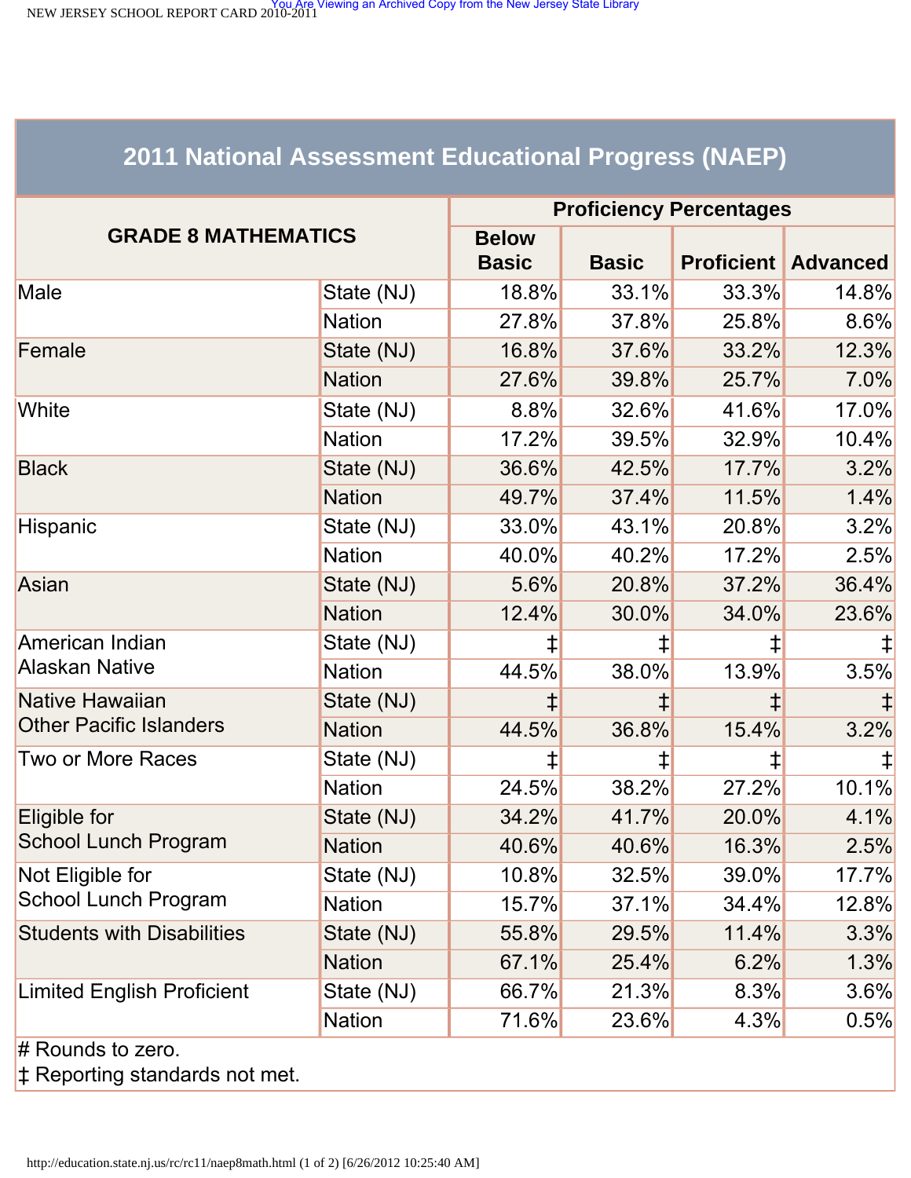## 2011 National Assessment Educational Progress (NAEP)

| GRADE 8 MATHEMATICS | | Proficiency Percentages | | | |
|---|---|---|---|---|---|
| | | Below Basic | Basic | Proficient | Advanced |
| Male | State (NJ) | 18.8% | 33.1% | 33.3% | 14.8% |
| | Nation | 27.8% | 37.8% | 25.8% | 8.6% |
| Female | State (NJ) | 16.8% | 37.6% | 33.2% | 12.3% |
| | Nation | 27.6% | 39.8% | 25.7% | 7.0% |
| White | State (NJ) | 8.8% | 32.6% | 41.6% | 17.0% |
| | Nation | 17.2% | 39.5% | 32.9% | 10.4% |
| Black | State (NJ) | 36.6% | 42.5% | 17.7% | 3.2% |
| | Nation | 49.7% | 37.4% | 11.5% | 1.4% |
| Hispanic | State (NJ) | 33.0% | 43.1% | 20.8% | 3.2% |
| | Nation | 40.0% | 40.2% | 17.2% | 2.5% |
| Asian | State (NJ) | 5.6% | 20.8% | 37.2% | 36.4% |
| | Nation | 12.4% | 30.0% | 34.0% | 23.6% |
| American Indian Alaskan Native | State (NJ) | ‡ | ‡ | ‡ | ‡ |
| | Nation | 44.5% | 38.0% | 13.9% | 3.5% |
| Native Hawaiian Other Pacific Islanders | State (NJ) | ‡ | ‡ | ‡ | ‡ |
| | Nation | 44.5% | 36.8% | 15.4% | 3.2% |
| Two or More Races | State (NJ) | ‡ | ‡ | ‡ | ‡ |
| | Nation | 24.5% | 38.2% | 27.2% | 10.1% |
| Eligible for School Lunch Program | State (NJ) | 34.2% | 41.7% | 20.0% | 4.1% |
| | Nation | 40.6% | 40.6% | 16.3% | 2.5% |
| Not Eligible for School Lunch Program | State (NJ) | 10.8% | 32.5% | 39.0% | 17.7% |
| | Nation | 15.7% | 37.1% | 34.4% | 12.8% |
| Students with Disabilities | State (NJ) | 55.8% | 29.5% | 11.4% | 3.3% |
| | Nation | 67.1% | 25.4% | 6.2% | 1.3% |
| Limited English Proficient | State (NJ) | 66.7% | 21.3% | 8.3% | 3.6% |
| | Nation | 71.6% | 23.6% | 4.3% | 0.5% |

# Rounds to zero.

‡ Reporting standards not met.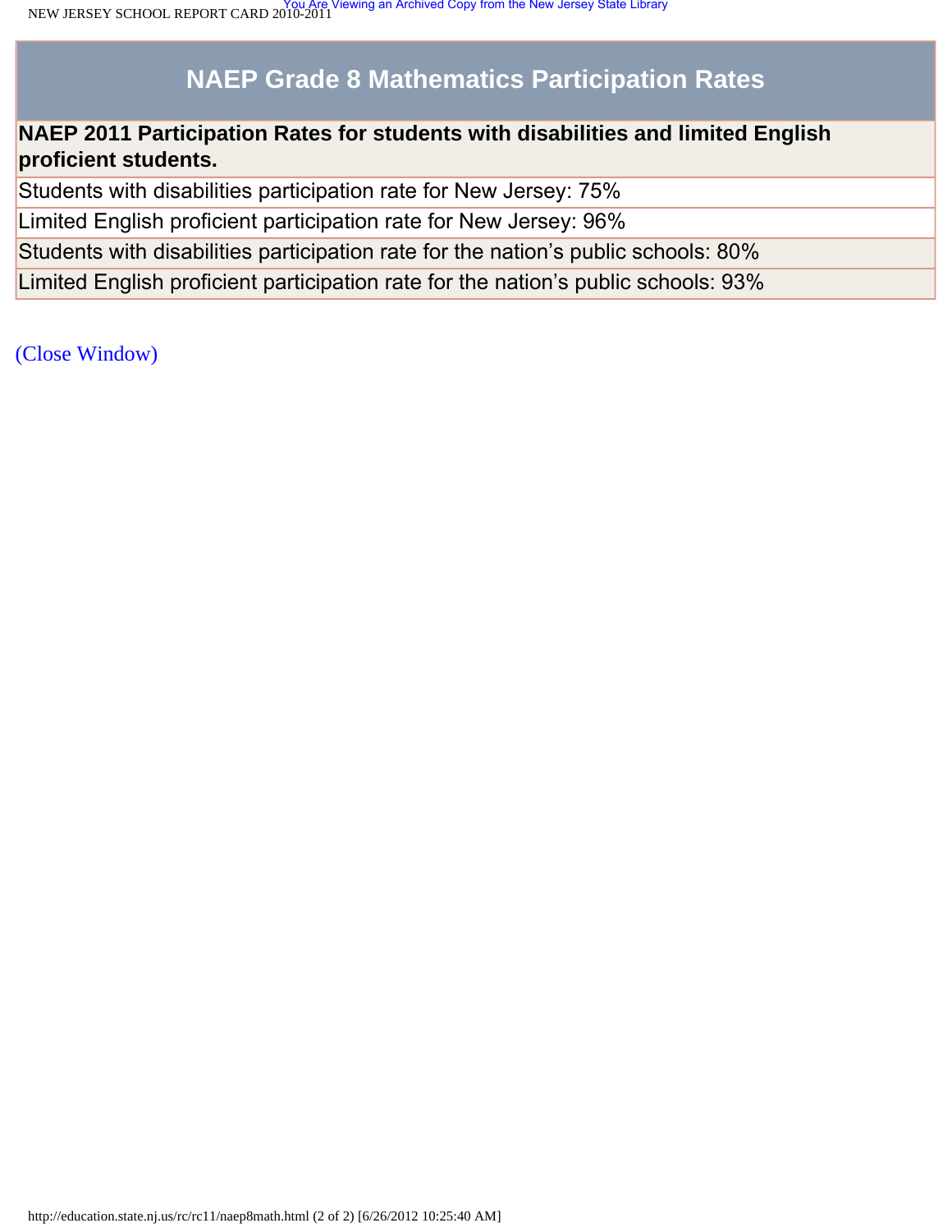# NAEP Grade 8 Mathematics Participation Rates

| **NAEP 2011 Participation Rates for students with disabilities and limited English proficient students.** |
| --- |
| Students with disabilities participation rate for New Jersey: 75% |
| Limited English proficient participation rate for New Jersey: 96% |
| Students with disabilities participation rate for the nation's public schools: 80% |
| Limited English proficient participation rate for the nation's public schools: 93% |

(Close Window)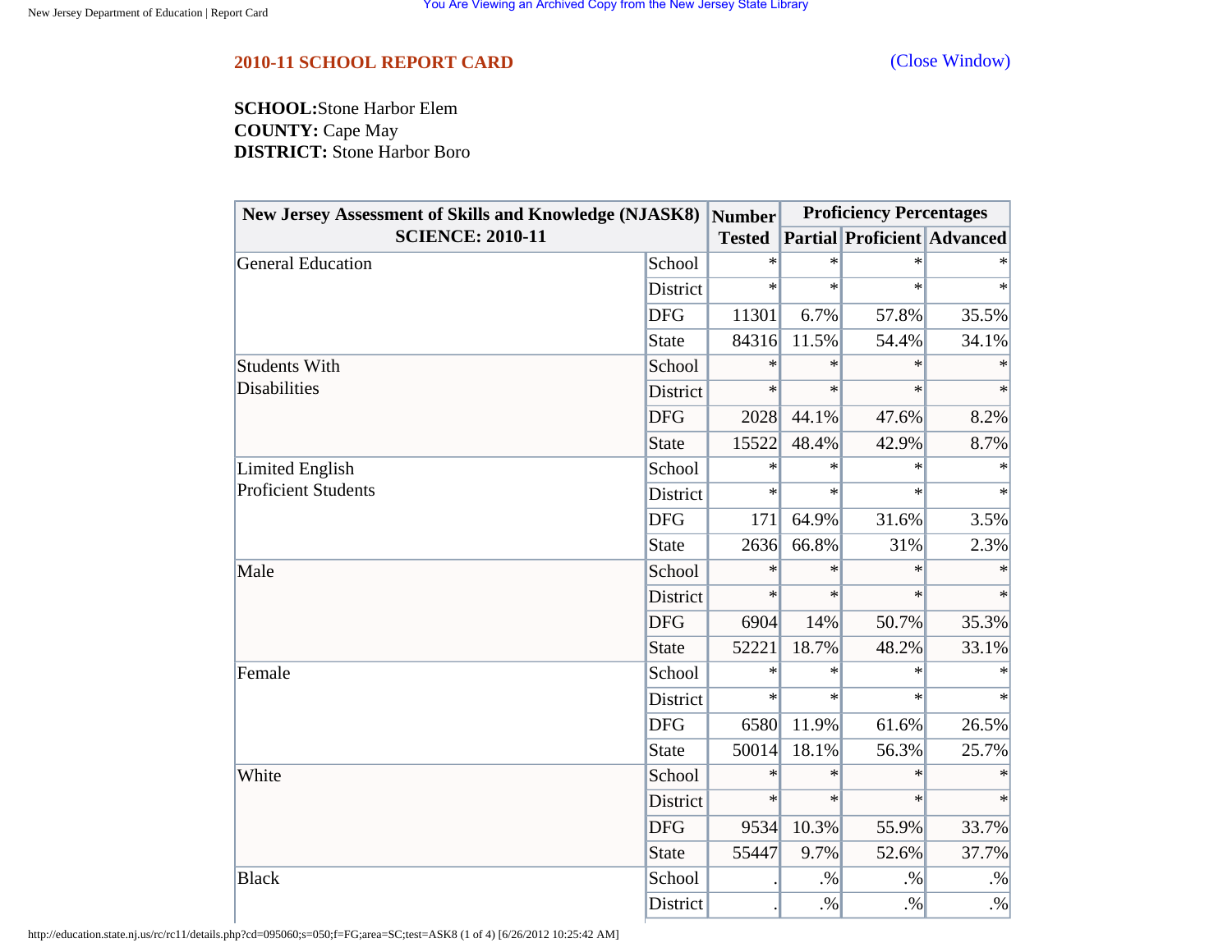## 2010-11 SCHOOL REPORT CARD

(Close Window)

**SCHOOL:** Stone Harbor Elem
**COUNTY:** Cape May
**DISTRICT:** Stone Harbor Boro

| New Jersey Assessment of Skills and Knowledge (NJASK8) SCIENCE: 2010-11 | | Number Tested | Proficiency Percentages | | |
|---|---|---|---|---|---|
| | | | Partial | Proficient | Advanced |
| General Education | School | * | * | * | * |
| | District | * | * | * | * |
| | DFG | 11301 | 6.7% | 57.8% | 35.5% |
| | State | 84316 | 11.5% | 54.4% | 34.1% |
| Students With Disabilities | School | * | * | * | * |
| | District | * | * | * | * |
| | DFG | 2028 | 44.1% | 47.6% | 8.2% |
| | State | 15522 | 48.4% | 42.9% | 8.7% |
| Limited English Proficient Students | School | * | * | * | * |
| | District | * | * | * | * |
| | DFG | 171 | 64.9% | 31.6% | 3.5% |
| | State | 2636 | 66.8% | 31% | 2.3% |
| Male | School | * | * | * | * |
| | District | * | * | * | * |
| | DFG | 6904 | 14% | 50.7% | 35.3% |
| | State | 52221 | 18.7% | 48.2% | 33.1% |
| Female | School | * | * | * | * |
| | District | * | * | * | * |
| | DFG | 6580 | 11.9% | 61.6% | 26.5% |
| | State | 50014 | 18.1% | 56.3% | 25.7% |
| White | School | * | * | * | * |
| | District | * | * | * | * |
| | DFG | 9534 | 10.3% | 55.9% | 33.7% |
| | State | 55447 | 9.7% | 52.6% | 37.7% |
| Black | School | . | .% | .% | .% |
| | District | . | .% | .% | .% |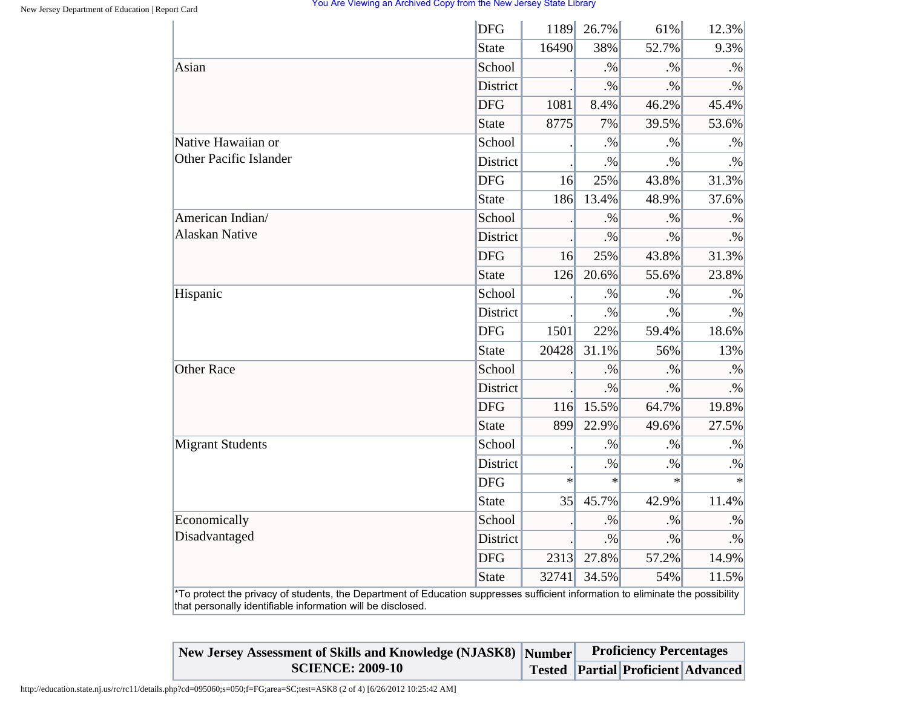| | | | | | |
|---|---|---|---|---|---|
| | DFG | 1189 | 26.7% | 61% | 12.3% |
| | State | 16490 | 38% | 52.7% | 9.3% |
| Asian | School | . | .% | .% | .% |
| | District | . | .% | .% | .% |
| | DFG | 1081 | 8.4% | 46.2% | 45.4% |
| | State | 8775 | 7% | 39.5% | 53.6% |
| Native Hawaiian or Other Pacific Islander | School | . | .% | .% | .% |
| | District | . | .% | .% | .% |
| | DFG | 16 | 25% | 43.8% | 31.3% |
| | State | 186 | 13.4% | 48.9% | 37.6% |
| American Indian/ Alaskan Native | School | . | .% | .% | .% |
| | District | . | .% | .% | .% |
| | DFG | 16 | 25% | 43.8% | 31.3% |
| | State | 126 | 20.6% | 55.6% | 23.8% |
| Hispanic | School | . | .% | .% | .% |
| | District | . | .% | .% | .% |
| | DFG | 1501 | 22% | 59.4% | 18.6% |
| | State | 20428 | 31.1% | 56% | 13% |
| Other Race | School | . | .% | .% | .% |
| | District | . | .% | .% | .% |
| | DFG | 116 | 15.5% | 64.7% | 19.8% |
| | State | 899 | 22.9% | 49.6% | 27.5% |
| Migrant Students | School | . | .% | .% | .% |
| | District | . | .% | .% | .% |
| | DFG | * | * | * | * |
| | State | 35 | 45.7% | 42.9% | 11.4% |
| Economically Disadvantaged | School | . | .% | .% | .% |
| | District | . | .% | .% | .% |
| | DFG | 2313 | 27.8% | 57.2% | 14.9% |
| | State | 32741 | 34.5% | 54% | 11.5% |

*To protect the privacy of students, the Department of Education suppresses sufficient information to eliminate the possibility that personally identifiable information will be disclosed.

| New Jersey Assessment of Skills and Knowledge (NJASK8) SCIENCE: 2009-10 | Number Tested | Proficiency Percentages | | |
|---|---|---|---|---|
| | | Partial | Proficient | Advanced |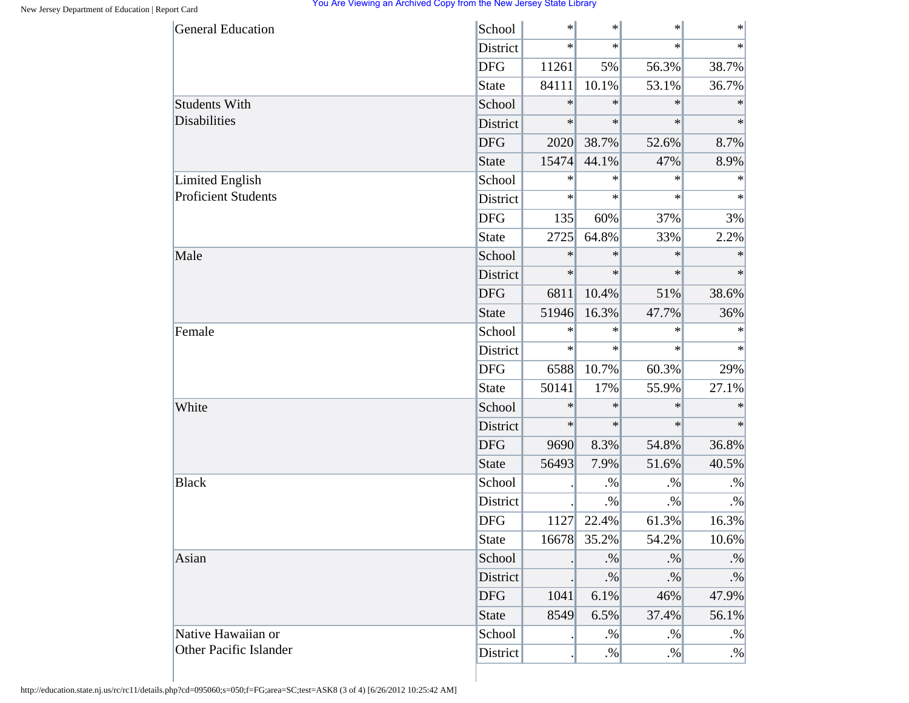| | | | | | |
|---|---|---|---|---|---|
| General Education | School | * | * | * | * |
| | District | * | * | * | * |
| | DFG | 11261 | 5% | 56.3% | 38.7% |
| | State | 84111 | 10.1% | 53.1% | 36.7% |
| Students With Disabilities | School | * | * | * | * |
| | District | * | * | * | * |
| | DFG | 2020 | 38.7% | 52.6% | 8.7% |
| | State | 15474 | 44.1% | 47% | 8.9% |
| Limited English Proficient Students | School | * | * | * | * |
| | District | * | * | * | * |
| | DFG | 135 | 60% | 37% | 3% |
| | State | 2725 | 64.8% | 33% | 2.2% |
| Male | School | * | * | * | * |
| | District | * | * | * | * |
| | DFG | 6811 | 10.4% | 51% | 38.6% |
| | State | 51946 | 16.3% | 47.7% | 36% |
| Female | School | * | * | * | * |
| | District | * | * | * | * |
| | DFG | 6588 | 10.7% | 60.3% | 29% |
| | State | 50141 | 17% | 55.9% | 27.1% |
| White | School | * | * | * | * |
| | District | * | * | * | * |
| | DFG | 9690 | 8.3% | 54.8% | 36.8% |
| | State | 56493 | 7.9% | 51.6% | 40.5% |
| Black | School | . | .% | .% | .% |
| | District | . | .% | .% | .% |
| | DFG | 1127 | 22.4% | 61.3% | 16.3% |
| | State | 16678 | 35.2% | 54.2% | 10.6% |
| Asian | School | . | .% | .% | .% |
| | District | . | .% | .% | .% |
| | DFG | 1041 | 6.1% | 46% | 47.9% |
| | State | 8549 | 6.5% | 37.4% | 56.1% |
| Native Hawaiian or Other Pacific Islander | School | . | .% | .% | .% |
| | District | . | .% | .% | .% |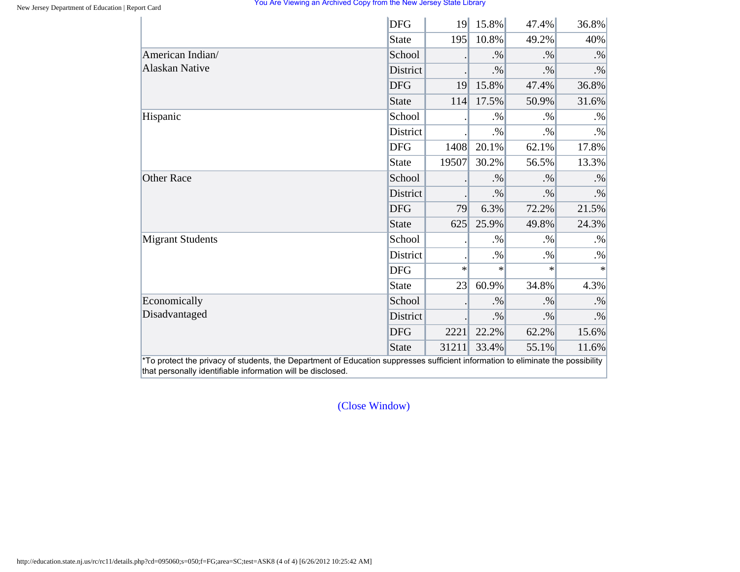| | | | | | |
|---|---|---|---|---|---|
| | DFG | 19 | 15.8% | 47.4% | 36.8% |
| | State | 195 | 10.8% | 49.2% | 40% |
| American Indian/ Alaskan Native | School | . | .% | .% | .% |
| | District | . | .% | .% | .% |
| | DFG | 19 | 15.8% | 47.4% | 36.8% |
| | State | 114 | 17.5% | 50.9% | 31.6% |
| Hispanic | School | . | .% | .% | .% |
| | District | . | .% | .% | .% |
| | DFG | 1408 | 20.1% | 62.1% | 17.8% |
| | State | 19507 | 30.2% | 56.5% | 13.3% |
| Other Race | School | . | .% | .% | .% |
| | District | . | .% | .% | .% |
| | DFG | 79 | 6.3% | 72.2% | 21.5% |
| | State | 625 | 25.9% | 49.8% | 24.3% |
| Migrant Students | School | . | .% | .% | .% |
| | District | . | .% | .% | .% |
| | DFG | * | * | * | * |
| | State | 23 | 60.9% | 34.8% | 4.3% |
| Economically Disadvantaged | School | . | .% | .% | .% |
| | District | . | .% | .% | .% |
| | DFG | 2221 | 22.2% | 62.2% | 15.6% |
| | State | 31211 | 33.4% | 55.1% | 11.6% |

*To protect the privacy of students, the Department of Education suppresses sufficient information to eliminate the possibility that personally identifiable information will be disclosed.

(Close Window)